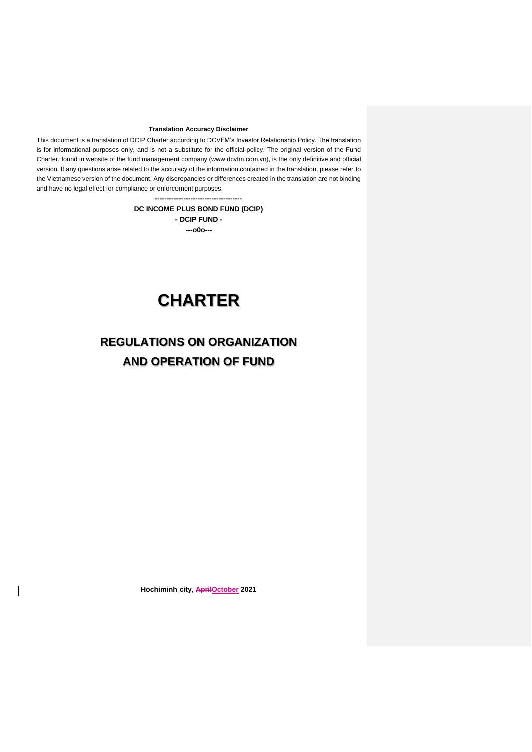**Translation Accuracy Disclaimer**

This document is a translation of DCIP Charter according to DCVFM's Investor Relationship Policy. The translation is for informational purposes only, and is not a substitute for the official policy. The original version of the Fund Charter, found in website of the fund management company (www.dcvfm.com.vn), is the only definitive and official version. If any questions arise related to the accuracy of the information contained in the translation, please refer to the Vietnamese version of the document. Any discrepancies or differences created in the translation are not binding and have no legal effect for compliance or enforcement purposes.

-------------------------------------

**DC INCOME PLUS BOND FUND (DCIP)**

**- DCIP FUND -**

**---o0o---**

# CHARTER

## REGULATIONS ON ORGANIZATION AND OPERATION OF FUND

**Hochiminh city, ~~April~~October 2021**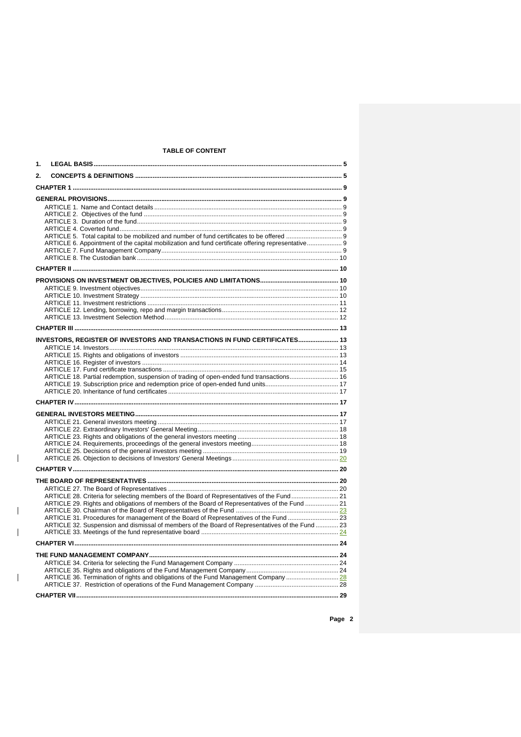**TABLE OF CONTENT**

1. LEGAL BASIS ..... 5
2. CONCEPTS & DEFINITIONS ..... 5

CHAPTER 1 ..... 9

GENERAL PROVISIONS ..... 9
- ARTICLE 1. Name and Contact details ..... 9
- ARTICLE 2. Objectives of the fund ..... 9
- ARTICLE 3. Duration of the fund ..... 9
- ARTICLE 4. Coverted fund ..... 9
- ARTICLE 5. Total capital to be mobilized and number of fund certificates to be offered ..... 9
- ARTICLE 6. Appointment of the capital mobilization and fund certificate offering representative ..... 9
- ARTICLE 7. Fund Management Company ..... 9
- ARTICLE 8. The Custodian bank ..... 10

CHAPTER II ..... 10

PROVISIONS ON INVESTMENT OBJECTIVES, POLICIES AND LIMITATIONS ..... 10
- ARTICLE 9. Investment objectives ..... 10
- ARTICLE 10. Investment Strategy ..... 10
- ARTICLE 11. Investment restrictions ..... 11
- ARTICLE 12. Lending, borrowing, repo and margin transactions ..... 12
- ARTICLE 13. Investment Selection Method ..... 12

CHAPTER III ..... 13

INVESTORS, REGISTER OF INVESTORS AND TRANSACTIONS IN FUND CERTIFICATES ..... 13
- ARTICLE 14. Investors ..... 13
- ARTICLE 15. Rights and obligations of investors ..... 13
- ARTICLE 16. Register of investors ..... 14
- ARTICLE 17. Fund certificate transactions ..... 15
- ARTICLE 18. Partial redemption, suspension of trading of open-ended fund transactions ..... 16
- ARTICLE 19. Subscription price and redemption price of open-ended fund units ..... 17
- ARTICLE 20. Inheritance of fund certificates ..... 17

CHAPTER IV ..... 17

GENERAL INVESTORS MEETING ..... 17
- ARTICLE 21. General investors meeting ..... 17
- ARTICLE 22. Extraordinary Investors' General Meeting ..... 18
- ARTICLE 23. Rights and obligations of the general investors meeting ..... 18
- ARTICLE 24. Requirements, proceedings of the general investors meeting ..... 18
- ARTICLE 25. Decisions of the general investors meeting ..... 19
- ARTICLE 26. Objection to decisions of Investors' General Meetings ..... 20

CHAPTER V ..... 20

THE BOARD OF REPRESENTATIVES ..... 20
- ARTICLE 27. The Board of Representatives ..... 20
- ARTICLE 28. Criteria for selecting members of the Board of Representatives of the Fund ..... 21
- ARTICLE 29. Rights and obligations of members of the Board of Representatives of the Fund ..... 21
- ARTICLE 30. Chairman of the Board of Representatives of the Fund ..... 23
- ARTICLE 31. Procedures for management of the Board of Representatives of the Fund ..... 23
- ARTICLE 32. Suspension and dismissal of members of the Board of Representatives of the Fund ..... 23
- ARTICLE 33. Meetings of the fund representative board ..... 24

CHAPTER VI ..... 24

THE FUND MANAGEMENT COMPANY ..... 24
- ARTICLE 34. Criteria for selecting the Fund Management Company ..... 24
- ARTICLE 35. Rights and obligations of the Fund Management Company ..... 24
- ARTICLE 36. Termination of rights and obligations of the Fund Management Company ..... 28
- ARTICLE 37. Restriction of operations of the Fund Management Company ..... 28

CHAPTER VII ..... 29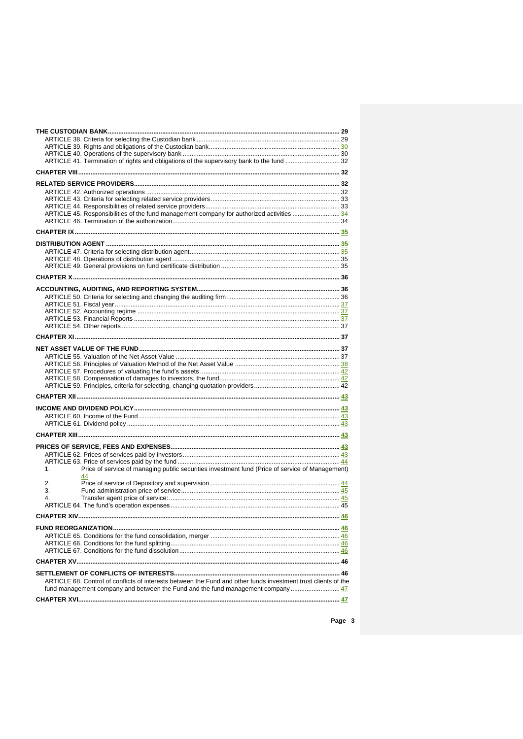**THE CUSTODIAN BANK** ... 29

ARTICLE 38. Criteria for selecting the Custodian bank ... 29

ARTICLE 39. Rights and obligations of the Custodian bank ... 30

ARTICLE 40. Operations of the supervisory bank ... 30

ARTICLE 41. Termination of rights and obligations of the supervisory bank to the fund ... 32

**CHAPTER VIII** ... 32

**RELATED SERVICE PROVIDERS** ... 32

ARTICLE 42. Authorized operations ... 32

ARTICLE 43. Criteria for selecting related service providers ... 33

ARTICLE 44. Responsibilities of related service providers ... 33

ARTICLE 45. Responsibilities of the fund management company for authorized activities ... 34

ARTICLE 46. Termination of the authorization ... 34

**CHAPTER IX** ... 35

**DISTRIBUTION AGENT** ... 35

ARTICLE 47. Criteria for selecting distribution agent ... 35

ARTICLE 48. Operations of distribution agent ... 35

ARTICLE 49. General provisions on fund certificate distribution ... 35

**CHAPTER X** ... 36

**ACCOUNTING, AUDITING, AND REPORTING SYSTEM** ... 36

ARTICLE 50. Criteria for selecting and changing the auditing firm ... 36

ARTICLE 51. Fiscal year ... 37

ARTICLE 52. Accounting regime ... 37

ARTICLE 53. Financial Reports ... 37

ARTICLE 54. Other reports ... 37

**CHAPTER XI** ... 37

**NET ASSET VALUE OF THE FUND** ... 37

ARTICLE 55. Valuation of the Net Asset Value ... 37

ARTICLE 56. Principles of Valuation Method of the Net Asset Value ... 38

ARTICLE 57. Procedures of valuating the fund's assets ... 42

ARTICLE 58. Compensation of damages to investors, the fund ... 42

ARTICLE 59. Principles, criteria for selecting, changing quotation providers ... 42

**CHAPTER XII** ... 43

**INCOME AND DIVIDEND POLICY** ... 43

ARTICLE 60. Income of the Fund ... 43

ARTICLE 61. Dividend policy ... 43

**CHAPTER XIII** ... 43

**PRICES OF SERVICE, FEES AND EXPENSES** ... 43

ARTICLE 62. Prices of services paid by investors ... 43

ARTICLE 63. Price of services paid by the fund ... 44

1. Price of service of managing public securities investment fund (Price of service of Management) 44
2. Price of service of Depository and supervision ... 44
3. Fund administration price of service ... 45
4. Transfer agent price of service: ... 45

ARTICLE 64. The fund's operation expenses ... 45

**CHAPTER XIV** ... 46

**FUND REORGANIZATION** ... 46

ARTICLE 65. Conditions for the fund consolidation, merger ... 46

ARTICLE 66. Conditions for the fund splitting ... 46

ARTICLE 67. Conditions for the fund dissolution ... 46

**CHAPTER XV** ... 46

**SETTLEMENT OF CONFLICTS OF INTERESTS** ... 46

ARTICLE 68. Control of conflicts of interests between the Fund and other funds investment trust clients of the fund management company and between the Fund and the fund management company ... 47

**CHAPTER XVI** ... 47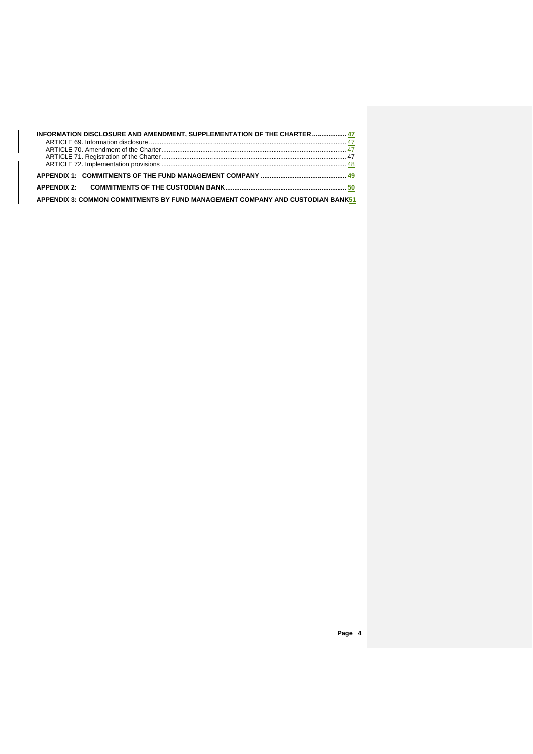**INFORMATION DISCLOSURE AND AMENDMENT, SUPPLEMENTATION OF THE CHARTER .................. 47**

ARTICLE 69. Information disclosure .................................................................................................. 47

ARTICLE 70. Amendment of the Charter ........................................................................................... 47

ARTICLE 71. Registration of the Charter ........................................................................................... 47

ARTICLE 72. Implementation provisions ........................................................................................... 48

**APPENDIX 1: COMMITMENTS OF THE FUND MANAGEMENT COMPANY ................................................ 49**

**APPENDIX 2: COMMITMENTS OF THE CUSTODIAN BANK ................................................................... 50**

**APPENDIX 3: COMMON COMMITMENTS BY FUND MANAGEMENT COMPANY AND CUSTODIAN BANK 51**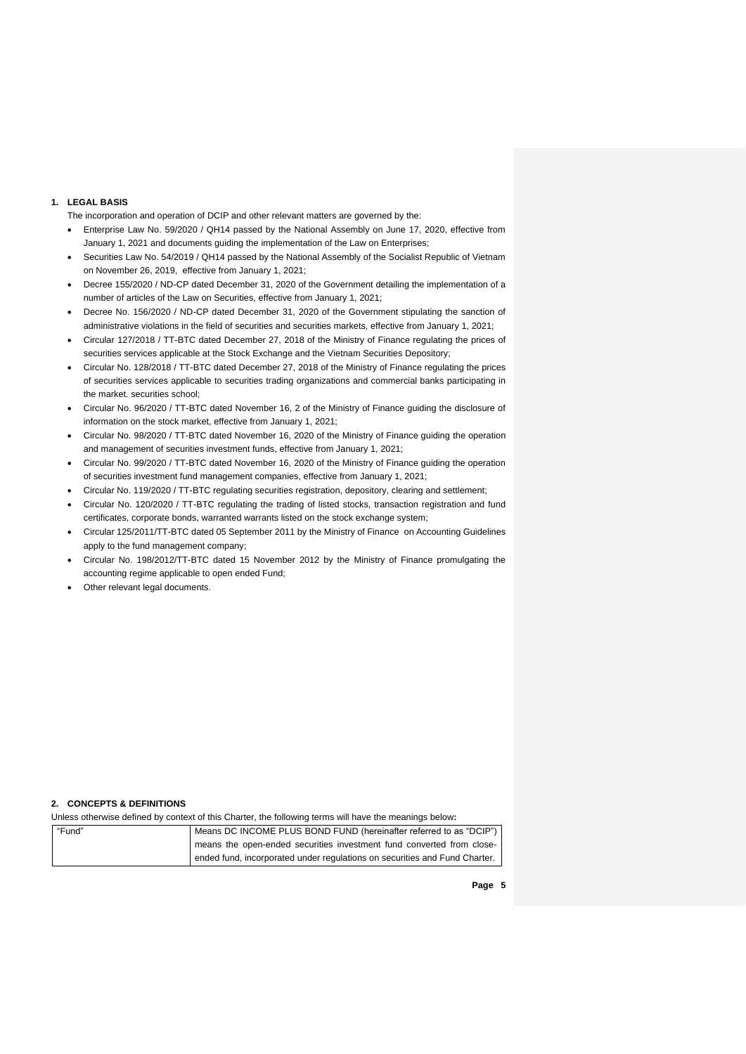## 1. LEGAL BASIS

The incorporation and operation of DCIP and other relevant matters are governed by the:

- Enterprise Law No. 59/2020 / QH14 passed by the National Assembly on June 17, 2020, effective from January 1, 2021 and documents guiding the implementation of the Law on Enterprises;
- Securities Law No. 54/2019 / QH14 passed by the National Assembly of the Socialist Republic of Vietnam on November 26, 2019, effective from January 1, 2021;
- Decree 155/2020 / ND-CP dated December 31, 2020 of the Government detailing the implementation of a number of articles of the Law on Securities, effective from January 1, 2021;
- Decree No. 156/2020 / ND-CP dated December 31, 2020 of the Government stipulating the sanction of administrative violations in the field of securities and securities markets, effective from January 1, 2021;
- Circular 127/2018 / TT-BTC dated December 27, 2018 of the Ministry of Finance regulating the prices of securities services applicable at the Stock Exchange and the Vietnam Securities Depository;
- Circular No. 128/2018 / TT-BTC dated December 27, 2018 of the Ministry of Finance regulating the prices of securities services applicable to securities trading organizations and commercial banks participating in the market. securities school;
- Circular No. 96/2020 / TT-BTC dated November 16, 2 of the Ministry of Finance guiding the disclosure of information on the stock market, effective from January 1, 2021;
- Circular No. 98/2020 / TT-BTC dated November 16, 2020 of the Ministry of Finance guiding the operation and management of securities investment funds, effective from January 1, 2021;
- Circular No. 99/2020 / TT-BTC dated November 16, 2020 of the Ministry of Finance guiding the operation of securities investment fund management companies, effective from January 1, 2021;
- Circular No. 119/2020 / TT-BTC regulating securities registration, depository, clearing and settlement;
- Circular No. 120/2020 / TT-BTC regulating the trading of listed stocks, transaction registration and fund certificates, corporate bonds, warranted warrants listed on the stock exchange system;
- Circular 125/2011/TT-BTC dated 05 September 2011 by the Ministry of Finance on Accounting Guidelines apply to the fund management company;
- Circular No. 198/2012/TT-BTC dated 15 November 2012 by the Ministry of Finance promulgating the accounting regime applicable to open ended Fund;
- Other relevant legal documents.

## 2. CONCEPTS & DEFINITIONS

Unless otherwise defined by context of this Charter, the following terms will have the meanings below**:**

| | |
|---|---|
| "Fund" | Means DC INCOME PLUS BOND FUND (hereinafter referred to as "DCIP") means the open-ended securities investment fund converted from close-ended fund, incorporated under regulations on securities and Fund Charter. |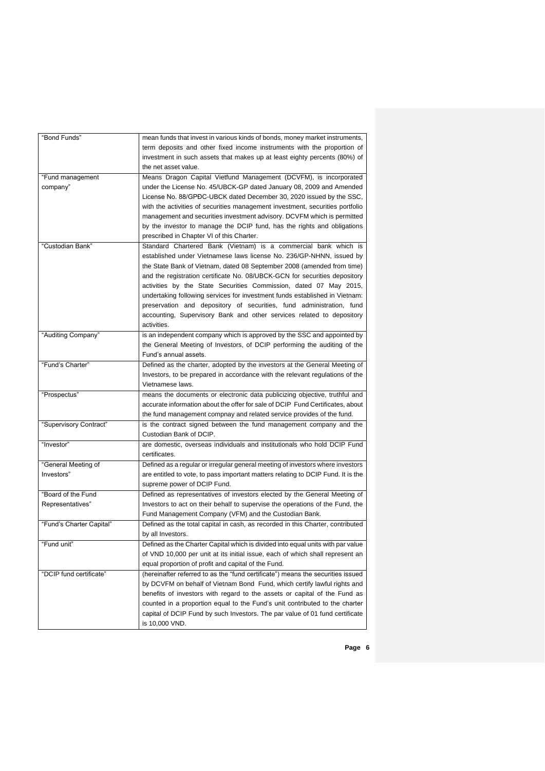| | |
|---|---|
| "Bond Funds" | mean funds that invest in various kinds of bonds, money market instruments, term deposits and other fixed income instruments with the proportion of investment in such assets that makes up at least eighty percents (80%) of the net asset value. |
| "Fund management company" | Means Dragon Capital Vietfund Management (DCVFM), is incorporated under the License No. 45/UBCK-GP dated January 08, 2009 and Amended License No. 88/GPĐC-UBCK dated December 30, 2020 issued by the SSC, with the activities of securities management investment, securities portfolio management and securities investment advisory. DCVFM which is permitted by the investor to manage the DCIP fund, has the rights and obligations prescribed in Chapter VI of this Charter. |
| "Custodian Bank" | Standard Chartered Bank (Vietnam) is a commercial bank which is established under Vietnamese laws license No. 236/GP-NHNN, issued by the State Bank of Vietnam, dated 08 September 2008 (amended from time) and the registration certificate No. 08/UBCK-GCN for securities depository activities by the State Securities Commission, dated 07 May 2015, undertaking following services for investment funds established in Vietnam: preservation and depository of securities, fund administration, fund accounting, Supervisory Bank and other services related to depository activities. |
| "Auditing Company" | is an independent company which is approved by the SSC and appointed by the General Meeting of Investors, of DCIP performing the auditing of the Fund's annual assets. |
| "Fund's Charter" | Defined as the charter, adopted by the investors at the General Meeting of Investors, to be prepared in accordance with the relevant regulations of the Vietnamese laws. |
| "Prospectus" | means the documents or electronic data publicizing objective, truthful and accurate information about the offer for sale of DCIP Fund Certificates, about the fund management compnay and related service provides of the fund. |
| "Supervisory Contract" | is the contract signed between the fund management company and the Custodian Bank of DCIP. |
| "Investor" | are domestic, overseas individuals and institutionals who hold DCIP Fund certificates. |
| "General Meeting of Investors" | Defined as a regular or irregular general meeting of investors where investors are entitled to vote, to pass important matters relating to DCIP Fund. It is the supreme power of DCIP Fund. |
| "Board of the Fund Representatives" | Defined as representatives of investors elected by the General Meeting of Investors to act on their behalf to supervise the operations of the Fund, the Fund Management Company (VFM) and the Custodian Bank. |
| "Fund's Charter Capital" | Defined as the total capital in cash, as recorded in this Charter, contributed by all Investors. |
| "Fund unit" | Defined as the Charter Capital which is divided into equal units with par value of VND 10,000 per unit at its initial issue, each of which shall represent an equal proportion of profit and capital of the Fund. |
| "DCIP fund certificate" | (hereinafter referred to as the "fund certificate") means the securities issued by DCVFM on behalf of Vietnam Bond Fund, which certify lawful rights and benefits of investors with regard to the assets or capital of the Fund as counted in a proportion equal to the Fund's unit contributed to the charter capital of DCIP Fund by such Investors. The par value of 01 fund certificate is 10,000 VND. |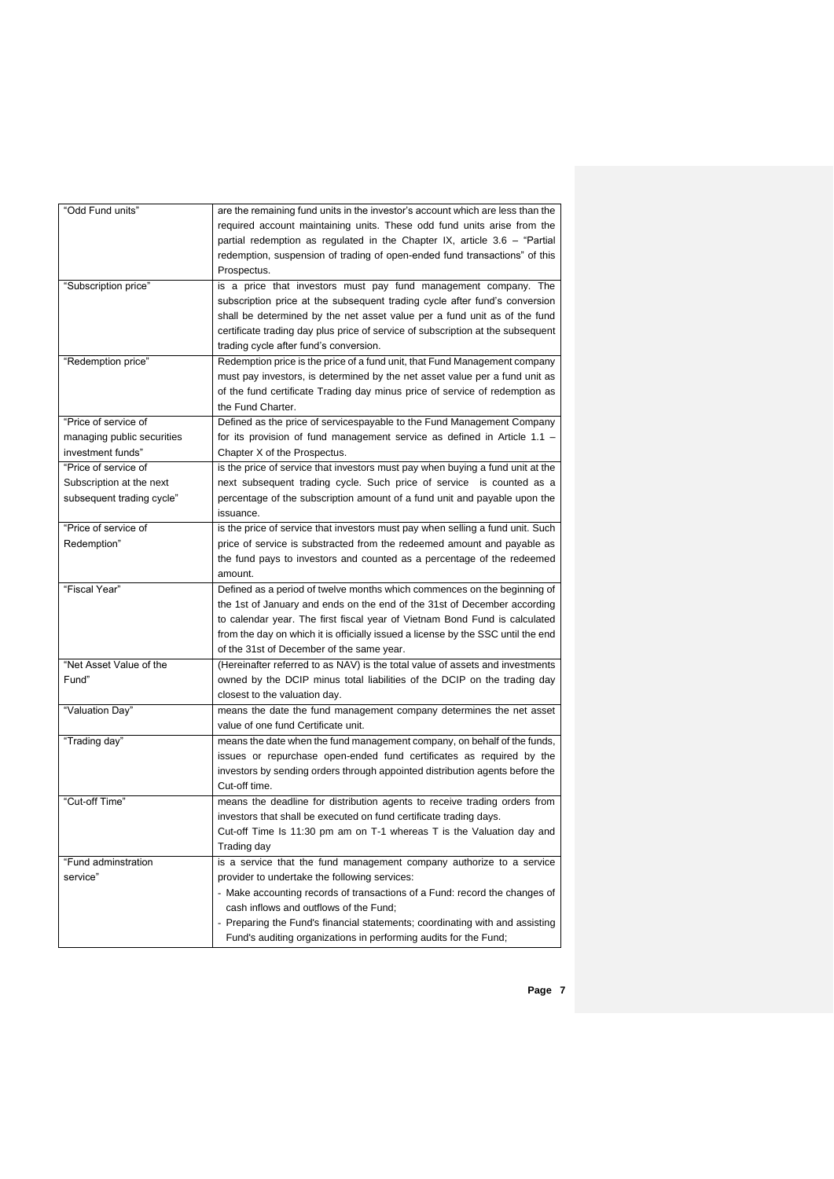| | |
|---|---|
| "Odd Fund units" | are the remaining fund units in the investor's account which are less than the required account maintaining units. These odd fund units arise from the partial redemption as regulated in the Chapter IX, article 3.6 – "Partial redemption, suspension of trading of open-ended fund transactions" of this Prospectus. |
| "Subscription price" | is a price that investors must pay fund management company. The subscription price at the subsequent trading cycle after fund's conversion shall be determined by the net asset value per a fund unit as of the fund certificate trading day plus price of service of subscription at the subsequent trading cycle after fund's conversion. |
| "Redemption price" | Redemption price is the price of a fund unit, that Fund Management company must pay investors, is determined by the net asset value per a fund unit as of the fund certificate Trading day minus price of service of redemption as the Fund Charter. |
| "Price of service of managing public securities investment funds" | Defined as the price of servicespayable to the Fund Management Company for its provision of fund management service as defined in Article 1.1 – Chapter X of the Prospectus. |
| "Price of service of Subscription at the next subsequent trading cycle" | is the price of service that investors must pay when buying a fund unit at the next subsequent trading cycle. Such price of service is counted as a percentage of the subscription amount of a fund unit and payable upon the issuance. |
| "Price of service of Redemption" | is the price of service that investors must pay when selling a fund unit. Such price of service is substracted from the redeemed amount and payable as the fund pays to investors and counted as a percentage of the redeemed amount. |
| "Fiscal Year" | Defined as a period of twelve months which commences on the beginning of the 1st of January and ends on the end of the 31st of December according to calendar year. The first fiscal year of Vietnam Bond Fund is calculated from the day on which it is officially issued a license by the SSC until the end of the 31st of December of the same year. |
| "Net Asset Value of the Fund" | (Hereinafter referred to as NAV) is the total value of assets and investments owned by the DCIP minus total liabilities of the DCIP on the trading day closest to the valuation day. |
| "Valuation Day" | means the date the fund management company determines the net asset value of one fund Certificate unit. |
| "Trading day" | means the date when the fund management company, on behalf of the funds, issues or repurchase open-ended fund certificates as required by the investors by sending orders through appointed distribution agents before the Cut-off time. |
| "Cut-off Time" | means the deadline for distribution agents to receive trading orders from investors that shall be executed on fund certificate trading days.<br>Cut-off Time Is 11:30 pm am on T-1 whereas T is the Valuation day and Trading day |
| "Fund adminstration service" | is a service that the fund management company authorize to a service provider to undertake the following services:<br>- Make accounting records of transactions of a Fund: record the changes of cash inflows and outflows of the Fund;<br>- Preparing the Fund's financial statements; coordinating with and assisting Fund's auditing organizations in performing audits for the Fund; |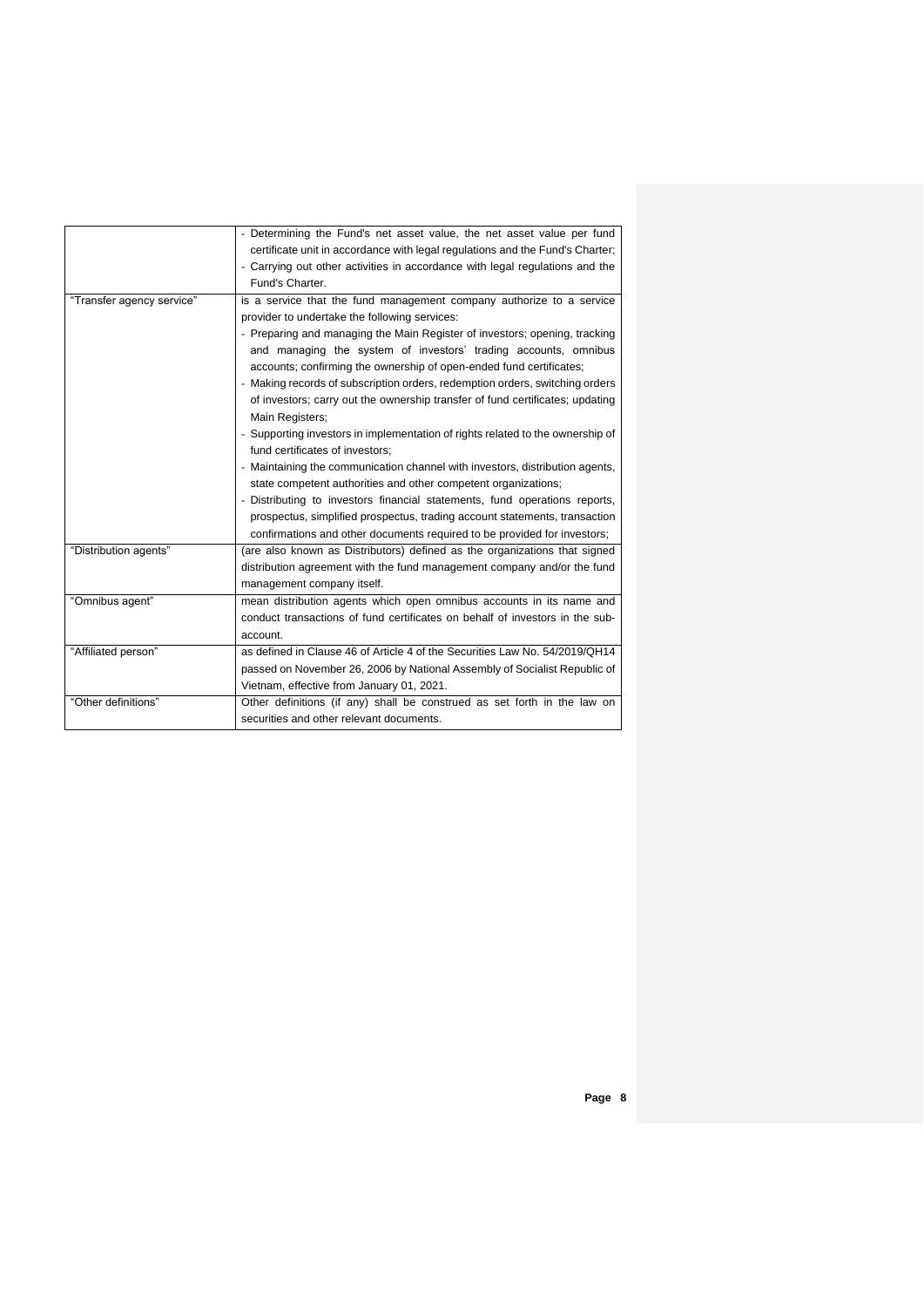| | |
|---|---|
| | - Determining the Fund's net asset value, the net asset value per fund certificate unit in accordance with legal regulations and the Fund's Charter;<br>- Carrying out other activities in accordance with legal regulations and the Fund's Charter. |
| "Transfer agency service" | is a service that the fund management company authorize to a service provider to undertake the following services:<br>- Preparing and managing the Main Register of investors; opening, tracking and managing the system of investors' trading accounts, omnibus accounts; confirming the ownership of open-ended fund certificates;<br>- Making records of subscription orders, redemption orders, switching orders of investors; carry out the ownership transfer of fund certificates; updating Main Registers;<br>- Supporting investors in implementation of rights related to the ownership of fund certificates of investors;<br>- Maintaining the communication channel with investors, distribution agents, state competent authorities and other competent organizations;<br>- Distributing to investors financial statements, fund operations reports, prospectus, simplified prospectus, trading account statements, transaction confirmations and other documents required to be provided for investors; |
| "Distribution agents" | (are also known as Distributors) defined as the organizations that signed distribution agreement with the fund management company and/or the fund management company itself. |
| "Omnibus agent" | mean distribution agents which open omnibus accounts in its name and conduct transactions of fund certificates on behalf of investors in the sub-account. |
| "Affiliated person" | as defined in Clause 46 of Article 4 of the Securities Law No. 54/2019/QH14 passed on November 26, 2006 by National Assembly of Socialist Republic of Vietnam, effective from January 01, 2021. |
| "Other definitions" | Other definitions (if any) shall be construed as set forth in the law on securities and other relevant documents. |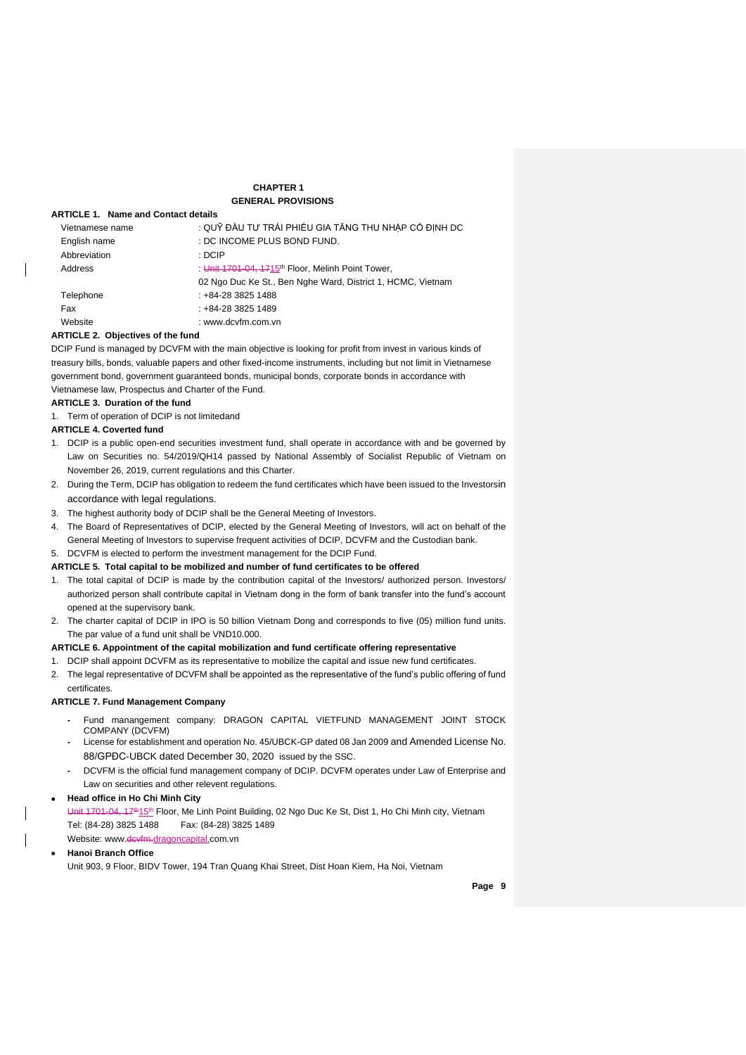# CHAPTER 1
## GENERAL PROVISIONS

### ARTICLE 1. Name and Contact details

| | |
|---|---|
| Vietnamese name | : QUỸ ĐẦU TƯ TRÁI PHIẾU GIA TĂNG THU NHẬP CỐ ĐỊNH DC |
| English name | : DC INCOME PLUS BOND FUND. |
| Abbreviation | : DCIP |
| Address | : ~~Unit 1701-04, 17~~15th Floor, Melinh Point Tower, 02 Ngo Duc Ke St., Ben Nghe Ward, District 1, HCMC, Vietnam |
| Telephone | : +84-28 3825 1488 |
| Fax | : +84-28 3825 1489 |
| Website | : www.dcvfm.com.vn |

### ARTICLE 2. Objectives of the fund

DCIP Fund is managed by DCVFM with the main objective is looking for profit from invest in various kinds of treasury bills, bonds, valuable papers and other fixed-income instruments, including but not limit in Vietnamese government bond, government guaranteed bonds, municipal bonds, corporate bonds in accordance with Vietnamese law, Prospectus and Charter of the Fund.

### ARTICLE 3. Duration of the fund

1. Term of operation of DCIP is not limitedand

### ARTICLE 4. Coverted fund

1. DCIP is a public open-end securities investment fund, shall operate in accordance with and be governed by Law on Securities no. 54/2019/QH14 passed by National Assembly of Socialist Republic of Vietnam on November 26, 2019, current regulations and this Charter.
2. During the Term, DCIP has obligation to redeem the fund certificates which have been issued to the Investorsin accordance with legal regulations.
3. The highest authority body of DCIP shall be the General Meeting of Investors.
4. The Board of Representatives of DCIP, elected by the General Meeting of Investors, will act on behalf of the General Meeting of Investors to supervise frequent activities of DCIP, DCVFM and the Custodian bank.
5. DCVFM is elected to perform the investment management for the DCIP Fund.

### ARTICLE 5. Total capital to be mobilized and number of fund certificates to be offered

1. The total capital of DCIP is made by the contribution capital of the Investors/ authorized person. Investors/ authorized person shall contribute capital in Vietnam dong in the form of bank transfer into the fund's account opened at the supervisory bank.
2. The charter capital of DCIP in IPO is 50 billion Vietnam Dong and corresponds to five (05) million fund units. The par value of a fund unit shall be VND10.000.

### ARTICLE 6. Appointment of the capital mobilization and fund certificate offering representative

1. DCIP shall appoint DCVFM as its representative to mobilize the capital and issue new fund certificates.
2. The legal representative of DCVFM shall be appointed as the representative of the fund's public offering of fund certificates.

### ARTICLE 7. Fund Management Company

- Fund manangement company: DRAGON CAPITAL VIETFUND MANAGEMENT JOINT STOCK COMPANY (DCVFM)
- License for establishment and operation No. 45/UBCK-GP dated 08 Jan 2009 and Amended License No. 88/GPĐC-UBCK dated December 30, 2020 issued by the SSC.
- DCVFM is the official fund management company of DCIP. DCVFM operates under Law of Enterprise and Law on securities and other relevent regulations.

- **Head office in Ho Chi Minh City**

  ~~Unit 1701-04, 17th~~ 15th Floor, Me Linh Point Building, 02 Ngo Duc Ke St, Dist 1, Ho Chi Minh city, Vietnam
  Tel: (84-28) 3825 1488 Fax: (84-28) 3825 1489
  Website: www.~~dcvfm.~~dragoncapital.com.vn

- **Hanoi Branch Office**

  Unit 903, 9 Floor, BIDV Tower, 194 Tran Quang Khai Street, Dist Hoan Kiem, Ha Noi, Vietnam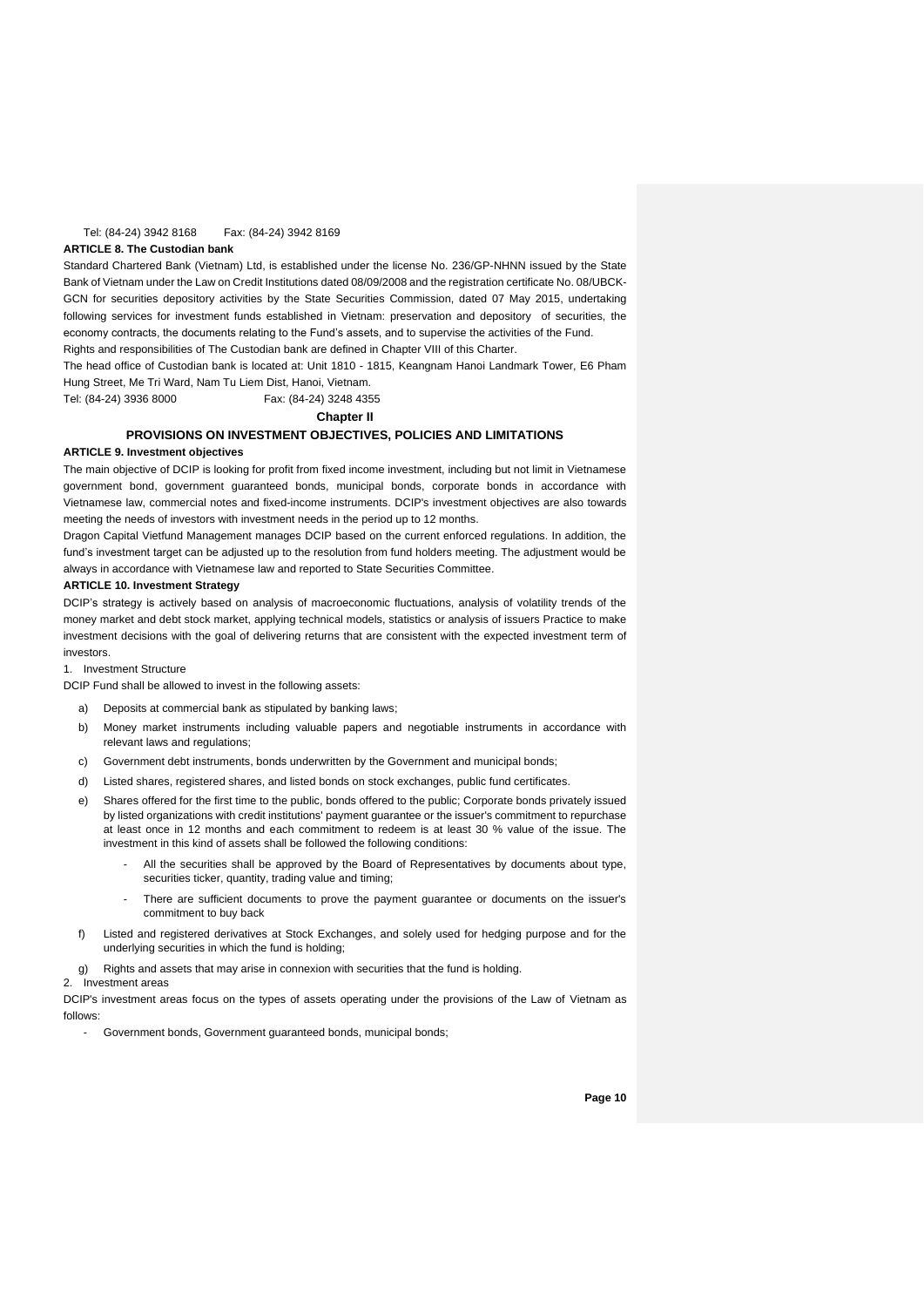Tel: (84-24) 3942 8168 Fax: (84-24) 3942 8169

**ARTICLE 8. The Custodian bank**

Standard Chartered Bank (Vietnam) Ltd, is established under the license No. 236/GP-NHNN issued by the State Bank of Vietnam under the Law on Credit Institutions dated 08/09/2008 and the registration certificate No. 08/UBCK-GCN for securities depository activities by the State Securities Commission, dated 07 May 2015, undertaking following services for investment funds established in Vietnam: preservation and depository of securities, the economy contracts, the documents relating to the Fund's assets, and to supervise the activities of the Fund.

Rights and responsibilities of The Custodian bank are defined in Chapter VIII of this Charter.

The head office of Custodian bank is located at: Unit 1810 - 1815, Keangnam Hanoi Landmark Tower, E6 Pham Hung Street, Me Tri Ward, Nam Tu Liem Dist, Hanoi, Vietnam.

Tel: (84-24) 3936 8000 Fax: (84-24) 3248 4355

## Chapter II

## PROVISIONS ON INVESTMENT OBJECTIVES, POLICIES AND LIMITATIONS

**ARTICLE 9. Investment objectives**

The main objective of DCIP is looking for profit from fixed income investment, including but not limit in Vietnamese government bond, government guaranteed bonds, municipal bonds, corporate bonds in accordance with Vietnamese law, commercial notes and fixed-income instruments. DCIP's investment objectives are also towards meeting the needs of investors with investment needs in the period up to 12 months.

Dragon Capital Vietfund Management manages DCIP based on the current enforced regulations. In addition, the fund's investment target can be adjusted up to the resolution from fund holders meeting. The adjustment would be always in accordance with Vietnamese law and reported to State Securities Committee.

**ARTICLE 10. Investment Strategy**

DCIP's strategy is actively based on analysis of macroeconomic fluctuations, analysis of volatility trends of the money market and debt stock market, applying technical models, statistics or analysis of issuers Practice to make investment decisions with the goal of delivering returns that are consistent with the expected investment term of investors.

1. Investment Structure

DCIP Fund shall be allowed to invest in the following assets:

a) Deposits at commercial bank as stipulated by banking laws;

b) Money market instruments including valuable papers and negotiable instruments in accordance with relevant laws and regulations;

c) Government debt instruments, bonds underwritten by the Government and municipal bonds;

d) Listed shares, registered shares, and listed bonds on stock exchanges, public fund certificates.

e) Shares offered for the first time to the public, bonds offered to the public; Corporate bonds privately issued by listed organizations with credit institutions' payment guarantee or the issuer's commitment to repurchase at least once in 12 months and each commitment to redeem is at least 30 % value of the issue. The investment in this kind of assets shall be followed the following conditions:

   - All the securities shall be approved by the Board of Representatives by documents about type, securities ticker, quantity, trading value and timing;
   - There are sufficient documents to prove the payment guarantee or documents on the issuer's commitment to buy back

f) Listed and registered derivatives at Stock Exchanges, and solely used for hedging purpose and for the underlying securities in which the fund is holding;

g) Rights and assets that may arise in connexion with securities that the fund is holding.

2. Investment areas

DCIP's investment areas focus on the types of assets operating under the provisions of the Law of Vietnam as follows:

- Government bonds, Government guaranteed bonds, municipal bonds;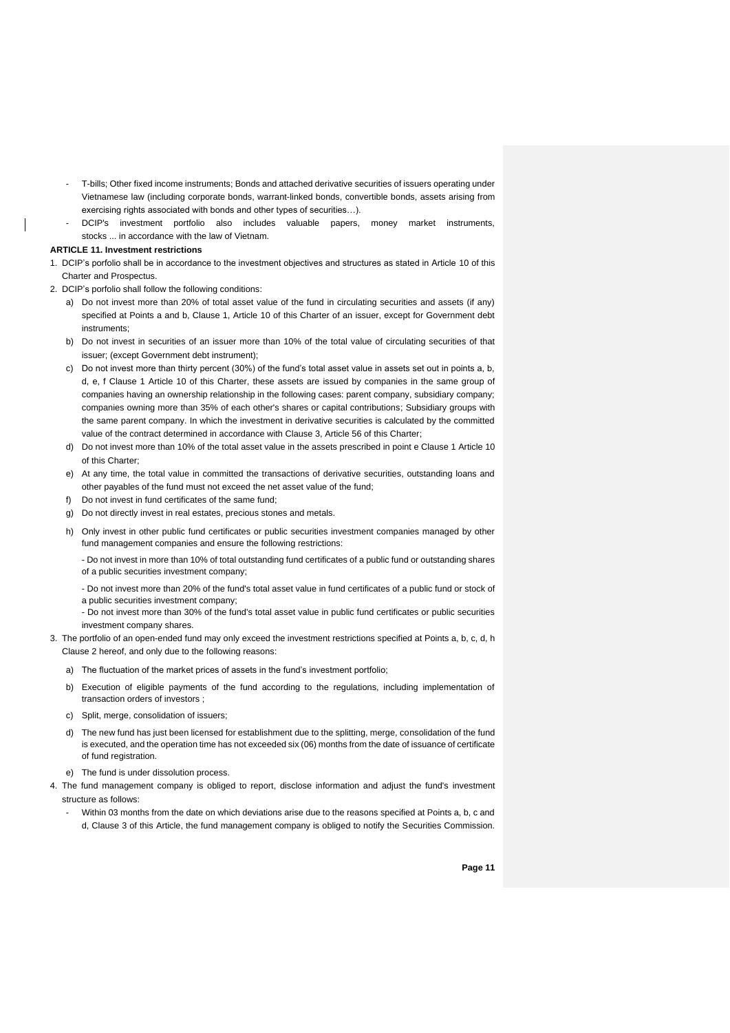- T-bills; Other fixed income instruments; Bonds and attached derivative securities of issuers operating under Vietnamese law (including corporate bonds, warrant-linked bonds, convertible bonds, assets arising from exercising rights associated with bonds and other types of securities…).
- DCIP's investment portfolio also includes valuable papers, money market instruments, stocks ... in accordance with the law of Vietnam.

**ARTICLE 11. Investment restrictions**

1. DCIP's porfolio shall be in accordance to the investment objectives and structures as stated in Article 10 of this Charter and Prospectus.
2. DCIP's porfolio shall follow the following conditions:
   a) Do not invest more than 20% of total asset value of the fund in circulating securities and assets (if any) specified at Points a and b, Clause 1, Article 10 of this Charter of an issuer, except for Government debt instruments;
   b) Do not invest in securities of an issuer more than 10% of the total value of circulating securities of that issuer; (except Government debt instrument);
   c) Do not invest more than thirty percent (30%) of the fund's total asset value in assets set out in points a, b, d, e, f Clause 1 Article 10 of this Charter, these assets are issued by companies in the same group of companies having an ownership relationship in the following cases: parent company, subsidiary company; companies owning more than 35% of each other's shares or capital contributions; Subsidiary groups with the same parent company. In which the investment in derivative securities is calculated by the committed value of the contract determined in accordance with Clause 3, Article 56 of this Charter;
   d) Do not invest more than 10% of the total asset value in the assets prescribed in point e Clause 1 Article 10 of this Charter;
   e) At any time, the total value in committed the transactions of derivative securities, outstanding loans and other payables of the fund must not exceed the net asset value of the fund;
   f) Do not invest in fund certificates of the same fund;
   g) Do not directly invest in real estates, precious stones and metals.
   h) Only invest in other public fund certificates or public securities investment companies managed by other fund management companies and ensure the following restrictions:

      - Do not invest in more than 10% of total outstanding fund certificates of a public fund or outstanding shares of a public securities investment company;

      - Do not invest more than 20% of the fund's total asset value in fund certificates of a public fund or stock of a public securities investment company;

      - Do not invest more than 30% of the fund's total asset value in public fund certificates or public securities investment company shares.
3. The portfolio of an open-ended fund may only exceed the investment restrictions specified at Points a, b, c, d, h Clause 2 hereof, and only due to the following reasons:
   a) The fluctuation of the market prices of assets in the fund's investment portfolio;
   b) Execution of eligible payments of the fund according to the regulations, including implementation of transaction orders of investors ;
   c) Split, merge, consolidation of issuers;
   d) The new fund has just been licensed for establishment due to the splitting, merge, consolidation of the fund is executed, and the operation time has not exceeded six (06) months from the date of issuance of certificate of fund registration.
   e) The fund is under dissolution process.
4. The fund management company is obliged to report, disclose information and adjust the fund's investment structure as follows:
   - Within 03 months from the date on which deviations arise due to the reasons specified at Points a, b, c and d, Clause 3 of this Article, the fund management company is obliged to notify the Securities Commission.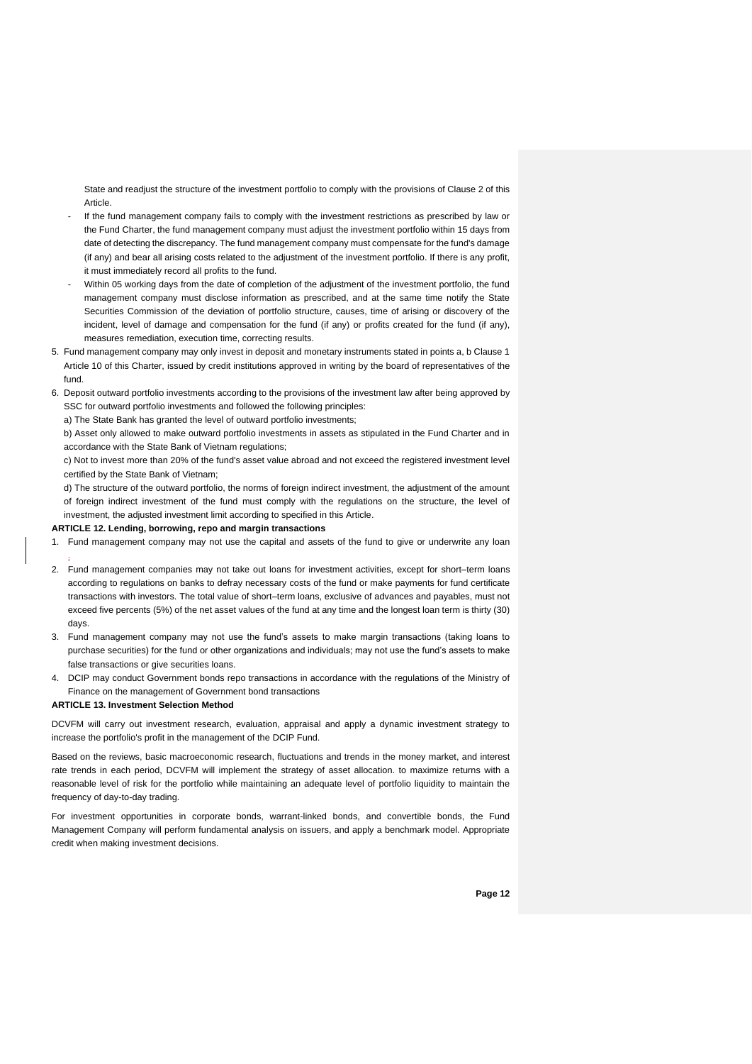State and readjust the structure of the investment portfolio to comply with the provisions of Clause 2 of this Article.

- If the fund management company fails to comply with the investment restrictions as prescribed by law or the Fund Charter, the fund management company must adjust the investment portfolio within 15 days from date of detecting the discrepancy. The fund management company must compensate for the fund's damage (if any) and bear all arising costs related to the adjustment of the investment portfolio. If there is any profit, it must immediately record all profits to the fund.
- Within 05 working days from the date of completion of the adjustment of the investment portfolio, the fund management company must disclose information as prescribed, and at the same time notify the State Securities Commission of the deviation of portfolio structure, causes, time of arising or discovery of the incident, level of damage and compensation for the fund (if any) or profits created for the fund (if any), measures remediation, execution time, correcting results.

5. Fund management company may only invest in deposit and monetary instruments stated in points a, b Clause 1 Article 10 of this Charter, issued by credit institutions approved in writing by the board of representatives of the fund.
6. Deposit outward portfolio investments according to the provisions of the investment law after being approved by SSC for outward portfolio investments and followed the following principles:

   a) The State Bank has granted the level of outward portfolio investments;

   b) Asset only allowed to make outward portfolio investments in assets as stipulated in the Fund Charter and in accordance with the State Bank of Vietnam regulations;

   c) Not to invest more than 20% of the fund's asset value abroad and not exceed the registered investment level certified by the State Bank of Vietnam;

   d) The structure of the outward portfolio, the norms of foreign indirect investment, the adjustment of the amount of foreign indirect investment of the fund must comply with the regulations on the structure, the level of investment, the adjusted investment limit according to specified in this Article.

**ARTICLE 12. Lending, borrowing, repo and margin transactions**

1. Fund management company may not use the capital and assets of the fund to give or underwrite any loan .
2. Fund management companies may not take out loans for investment activities, except for short–term loans according to regulations on banks to defray necessary costs of the fund or make payments for fund certificate transactions with investors. The total value of short–term loans, exclusive of advances and payables, must not exceed five percents (5%) of the net asset values of the fund at any time and the longest loan term is thirty (30) days.
3. Fund management company may not use the fund's assets to make margin transactions (taking loans to purchase securities) for the fund or other organizations and individuals; may not use the fund's assets to make false transactions or give securities loans.
4. DCIP may conduct Government bonds repo transactions in accordance with the regulations of the Ministry of Finance on the management of Government bond transactions

**ARTICLE 13. Investment Selection Method**

DCVFM will carry out investment research, evaluation, appraisal and apply a dynamic investment strategy to increase the portfolio's profit in the management of the DCIP Fund.

Based on the reviews, basic macroeconomic research, fluctuations and trends in the money market, and interest rate trends in each period, DCVFM will implement the strategy of asset allocation. to maximize returns with a reasonable level of risk for the portfolio while maintaining an adequate level of portfolio liquidity to maintain the frequency of day-to-day trading.

For investment opportunities in corporate bonds, warrant-linked bonds, and convertible bonds, the Fund Management Company will perform fundamental analysis on issuers, and apply a benchmark model. Appropriate credit when making investment decisions.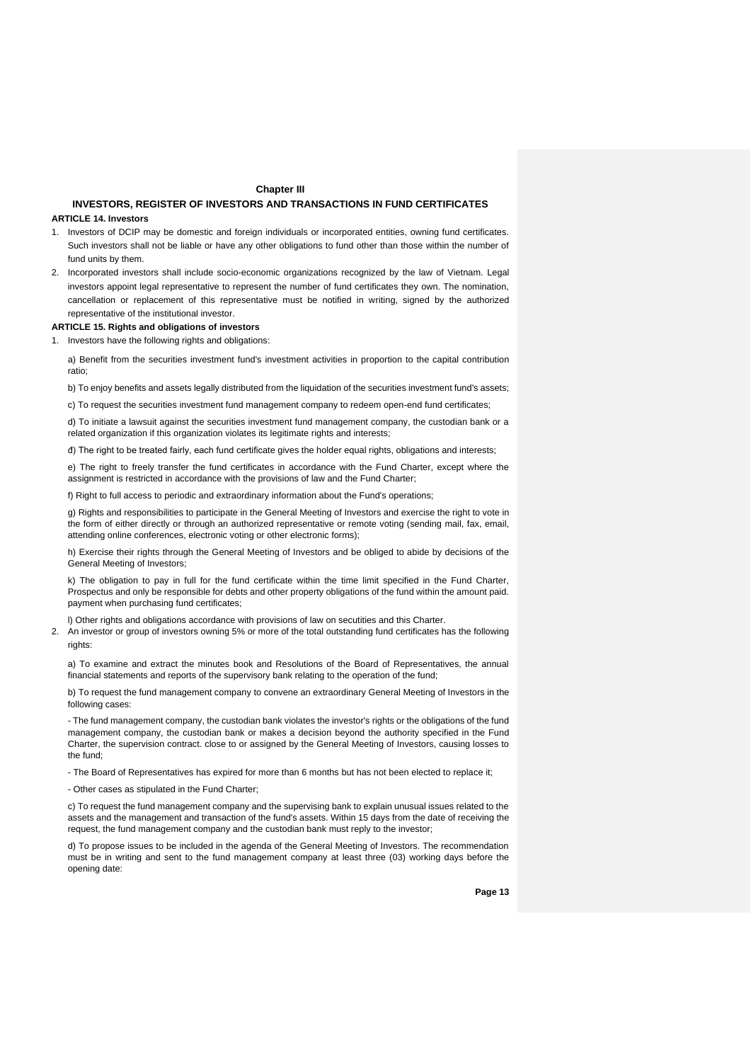## Chapter III

## INVESTORS, REGISTER OF INVESTORS AND TRANSACTIONS IN FUND CERTIFICATES

### ARTICLE 14. Investors

1. Investors of DCIP may be domestic and foreign individuals or incorporated entities, owning fund certificates. Such investors shall not be liable or have any other obligations to fund other than those within the number of fund units by them.
2. Incorporated investors shall include socio-economic organizations recognized by the law of Vietnam. Legal investors appoint legal representative to represent the number of fund certificates they own. The nomination, cancellation or replacement of this representative must be notified in writing, signed by the authorized representative of the institutional investor.

### ARTICLE 15. Rights and obligations of investors

1. Investors have the following rights and obligations:

   a) Benefit from the securities investment fund's investment activities in proportion to the capital contribution ratio;

   b) To enjoy benefits and assets legally distributed from the liquidation of the securities investment fund's assets;

   c) To request the securities investment fund management company to redeem open-end fund certificates;

   d) To initiate a lawsuit against the securities investment fund management company, the custodian bank or a related organization if this organization violates its legitimate rights and interests;

   đ) The right to be treated fairly, each fund certificate gives the holder equal rights, obligations and interests;

   e) The right to freely transfer the fund certificates in accordance with the Fund Charter, except where the assignment is restricted in accordance with the provisions of law and the Fund Charter;

   f) Right to full access to periodic and extraordinary information about the Fund's operations;

   g) Rights and responsibilities to participate in the General Meeting of Investors and exercise the right to vote in the form of either directly or through an authorized representative or remote voting (sending mail, fax, email, attending online conferences, electronic voting or other electronic forms);

   h) Exercise their rights through the General Meeting of Investors and be obliged to abide by decisions of the General Meeting of Investors;

   k) The obligation to pay in full for the fund certificate within the time limit specified in the Fund Charter, Prospectus and only be responsible for debts and other property obligations of the fund within the amount paid. payment when purchasing fund certificates;

   l) Other rights and obligations accordance with provisions of law on secutities and this Charter.

2. An investor or group of investors owning 5% or more of the total outstanding fund certificates has the following rights:

   a) To examine and extract the minutes book and Resolutions of the Board of Representatives, the annual financial statements and reports of the supervisory bank relating to the operation of the fund;

   b) To request the fund management company to convene an extraordinary General Meeting of Investors in the following cases:

   - The fund management company, the custodian bank violates the investor's rights or the obligations of the fund management company, the custodian bank or makes a decision beyond the authority specified in the Fund Charter, the supervision contract. close to or assigned by the General Meeting of Investors, causing losses to the fund;

   - The Board of Representatives has expired for more than 6 months but has not been elected to replace it;

   - Other cases as stipulated in the Fund Charter;

   c) To request the fund management company and the supervising bank to explain unusual issues related to the assets and the management and transaction of the fund's assets. Within 15 days from the date of receiving the request, the fund management company and the custodian bank must reply to the investor;

   d) To propose issues to be included in the agenda of the General Meeting of Investors. The recommendation must be in writing and sent to the fund management company at least three (03) working days before the opening date: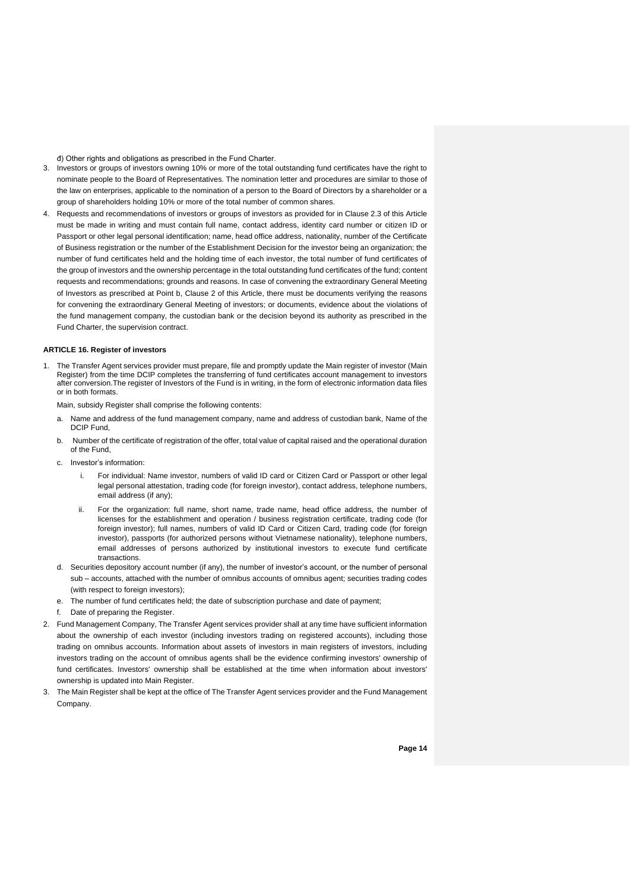đ) Other rights and obligations as prescribed in the Fund Charter.

3. Investors or groups of investors owning 10% or more of the total outstanding fund certificates have the right to nominate people to the Board of Representatives. The nomination letter and procedures are similar to those of the law on enterprises, applicable to the nomination of a person to the Board of Directors by a shareholder or a group of shareholders holding 10% or more of the total number of common shares.
4. Requests and recommendations of investors or groups of investors as provided for in Clause 2.3 of this Article must be made in writing and must contain full name, contact address, identity card number or citizen ID or Passport or other legal personal identification; name, head office address, nationality, number of the Certificate of Business registration or the number of the Establishment Decision for the investor being an organization; the number of fund certificates held and the holding time of each investor, the total number of fund certificates of the group of investors and the ownership percentage in the total outstanding fund certificates of the fund; content requests and recommendations; grounds and reasons. In case of convening the extraordinary General Meeting of Investors as prescribed at Point b, Clause 2 of this Article, there must be documents verifying the reasons for convening the extraordinary General Meeting of investors; or documents, evidence about the violations of the fund management company, the custodian bank or the decision beyond its authority as prescribed in the Fund Charter, the supervision contract.

**ARTICLE 16. Register of investors**

1. The Transfer Agent services provider must prepare, file and promptly update the Main register of investor (Main Register) from the time DCIP completes the transferring of fund certificates account management to investors after conversion.The register of Investors of the Fund is in writing, in the form of electronic information data files or in both formats.

   Main, subsidy Register shall comprise the following contents:

   a. Name and address of the fund management company, name and address of custodian bank, Name of the DCIP Fund,
   b. Number of the certificate of registration of the offer, total value of capital raised and the operational duration of the Fund,
   c. Investor's information:
      i. For individual: Name investor, numbers of valid ID card or Citizen Card or Passport or other legal legal personal attestation, trading code (for foreign investor), contact address, telephone numbers, email address (if any);
      ii. For the organization: full name, short name, trade name, head office address, the number of licenses for the establishment and operation / business registration certificate, trading code (for foreign investor); full names, numbers of valid ID Card or Citizen Card, trading code (for foreign investor), passports (for authorized persons without Vietnamese nationality), telephone numbers, email addresses of persons authorized by institutional investors to execute fund certificate transactions.
   d. Securities depository account number (if any), the number of investor's account, or the number of personal sub – accounts, attached with the number of omnibus accounts of omnibus agent; securities trading codes (with respect to foreign investors);
   e. The number of fund certificates held; the date of subscription purchase and date of payment;
   f. Date of preparing the Register.
2. Fund Management Company, The Transfer Agent services provider shall at any time have sufficient information about the ownership of each investor (including investors trading on registered accounts), including those trading on omnibus accounts. Information about assets of investors in main registers of investors, including investors trading on the account of omnibus agents shall be the evidence confirming investors' ownership of fund certificates. Investors' ownership shall be established at the time when information about investors' ownership is updated into Main Register.
3. The Main Register shall be kept at the office of The Transfer Agent services provider and the Fund Management Company.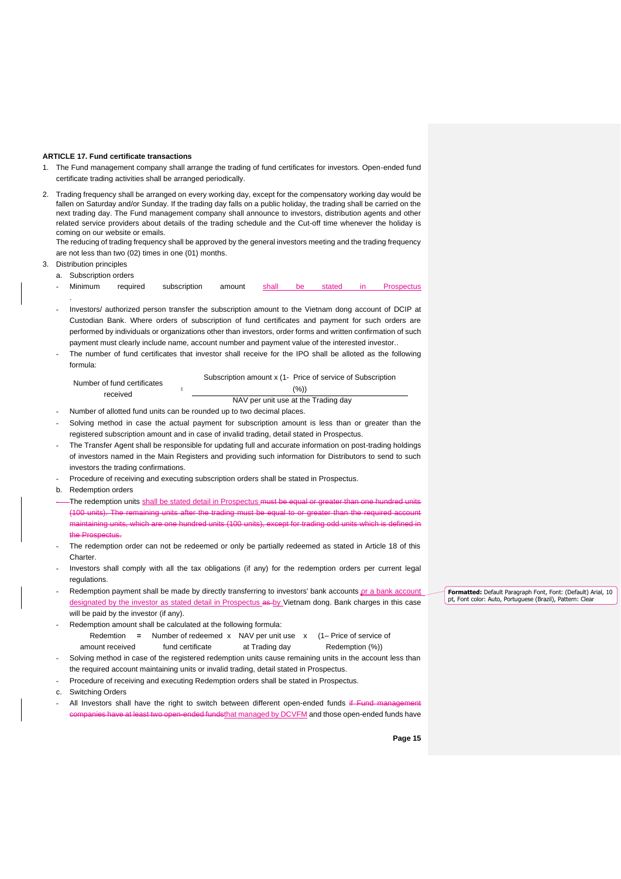**ARTICLE 17. Fund certificate transactions**

1. The Fund management company shall arrange the trading of fund certificates for investors. Open-ended fund certificate trading activities shall be arranged periodically.

2. Trading frequency shall be arranged on every working day, except for the compensatory working day would be fallen on Saturday and/or Sunday. If the trading day falls on a public holiday, the trading shall be carried on the next trading day. The Fund management company shall announce to investors, distribution agents and other related service providers about details of the trading schedule and the Cut-off time whenever the holiday is coming on our website or emails.

   The reducing of trading frequency shall be approved by the general investors meeting and the trading frequency are not less than two (02) times in one (01) months.

3. Distribution principles

   a. Subscription orders

   - Minimum required subscription amount shall be stated in Prospectus.
   - Investors/ authorized person transfer the subscription amount to the Vietnam dong account of DCIP at Custodian Bank. Where orders of subscription of fund certificates and payment for such orders are performed by individuals or organizations other than investors, order forms and written confirmation of such payment must clearly include name, account number and payment value of the interested investor..
   - The number of fund certificates that investor shall receive for the IPO shall be alloted as the following formula:

$$\text{Number of fund certificates received} = \frac{\text{Subscription amount} \times (1 - \text{Price of service of Subscription (\%)})}{\text{NAV per unit use at the Trading day}}$$

   - Number of allotted fund units can be rounded up to two decimal places.
   - Solving method in case the actual payment for subscription amount is less than or greater than the registered subscription amount and in case of invalid trading, detail stated in Prospectus.
   - The Transfer Agent shall be responsible for updating full and accurate information on post-trading holdings of investors named in the Main Registers and providing such information for Distributors to send to such investors the trading confirmations.
   - Procedure of receiving and executing subscription orders shall be stated in Prospectus.

   b. Redemption orders

   - The redemption units shall be stated detail in Prospectus ~~must be equal or greater than one hundred units (100 units). The remaining units after the trading must be equal to or greater than the required account maintaining units, which are one hundred units (100 units), except for trading odd units which is defined in the Prospectus.~~
   - The redemption order can not be redeemed or only be partially redeemed as stated in Article 18 of this Charter.
   - Investors shall comply with all the tax obligations (if any) for the redemption orders per current legal regulations.
   - Redemption payment shall be made by directly transferring to investors' bank accounts or a bank account designated by the investor as stated detail in Prospectus ~~as~~ by Vietnam dong. Bank charges in this case will be paid by the investor (if any).
   - Redemption amount shall be calculated at the following formula:

$$\text{Redemtion amount received} = \text{Number of redeemed fund certificate} \times \text{NAV per unit use at Trading day} \times (1 - \text{Price of service of Redemption (\%)})$$

   - Solving method in case of the registered redemption units cause remaining units in the account less than the required account maintaining units or invalid trading, detail stated in Prospectus.
   - Procedure of receiving and executing Redemption orders shall be stated in Prospectus.

   c. Switching Orders

   - All Investors shall have the right to switch between different open-ended funds ~~if Fund management companies have at least two open-ended funds~~that managed by DCVFM and those open-ended funds have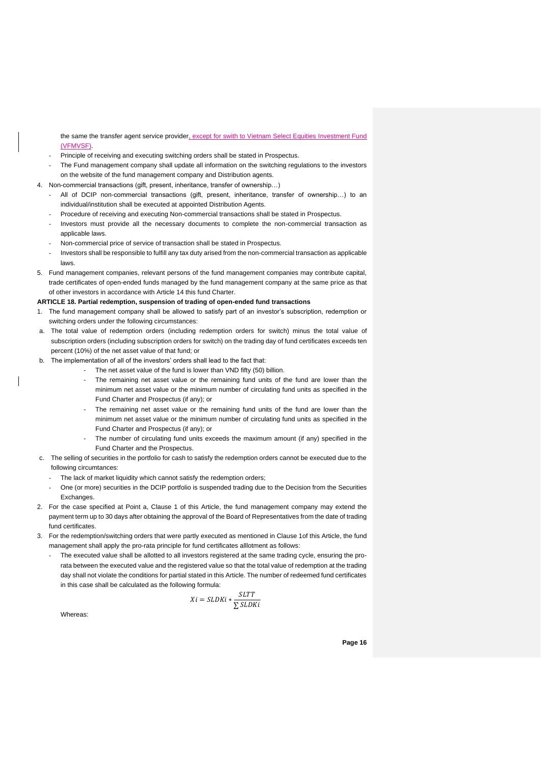the same the transfer agent service provider, except for swith to Vietnam Select Equities Investment Fund (VFMVSF).

- Principle of receiving and executing switching orders shall be stated in Prospectus.
- The Fund management company shall update all information on the switching regulations to the investors on the website of the fund management company and Distribution agents.

4. Non-commercial transactions (gift, present, inheritance, transfer of ownership…)
   - All of DCIP non-commercial transactions (gift, present, inheritance, transfer of ownership…) to an individual/institution shall be executed at appointed Distribution Agents.
   - Procedure of receiving and executing Non-commercial transactions shall be stated in Prospectus.
   - Investors must provide all the necessary documents to complete the non-commercial transaction as applicable laws.
   - Non-commercial price of service of transaction shall be stated in Prospectus.
   - Investors shall be responsible to fulfill any tax duty arised from the non-commercial transaction as applicable laws.
5. Fund management companies, relevant persons of the fund management companies may contribute capital, trade certificates of open-ended funds managed by the fund management company at the same price as that of other investors in accordance with Article 14 this fund Charter.

**ARTICLE 18. Partial redemption, suspension of trading of open-ended fund transactions**

1. The fund management company shall be allowed to satisfy part of an investor's subscription, redemption or switching orders under the following circumstances:

a. The total value of redemption orders (including redemption orders for switch) minus the total value of subscription orders (including subscription orders for switch) on the trading day of fund certificates exceeds ten percent (10%) of the net asset value of that fund; or

b. The implementation of all of the investors' orders shall lead to the fact that:
   - The net asset value of the fund is lower than VND fifty (50) billion.
   - The remaining net asset value or the remaining fund units of the fund are lower than the minimum net asset value or the minimum number of circulating fund units as specified in the Fund Charter and Prospectus (if any); or
   - The remaining net asset value or the remaining fund units of the fund are lower than the minimum net asset value or the minimum number of circulating fund units as specified in the Fund Charter and Prospectus (if any); or
   - The number of circulating fund units exceeds the maximum amount (if any) specified in the Fund Charter and the Prospectus.

c. The selling of securities in the portfolio for cash to satisfy the redemption orders cannot be executed due to the following circumtances:
   - The lack of market liquidity which cannot satisfy the redemption orders;
   - One (or more) securities in the DCIP portfolio is suspended trading due to the Decision from the Securities Exchanges.

2. For the case specified at Point a, Clause 1 of this Article, the fund management company may extend the payment term up to 30 days after obtaining the approval of the Board of Representatives from the date of trading fund certificates.
3. For the redemption/switching orders that were partly executed as mentioned in Clause 1of this Article, the fund management shall apply the pro-rata principle for fund certificates alllotment as follows:
   - The executed value shall be allotted to all investors registered at the same trading cycle, ensuring the pro-rata between the executed value and the registered value so that the total value of redemption at the trading day shall not violate the conditions for partial stated in this Article. The number of redeemed fund certificates in this case shall be calculated as the following formula:

$$Xi = SLDKi * \frac{SLTT}{\sum SLDKi}$$

Whereas: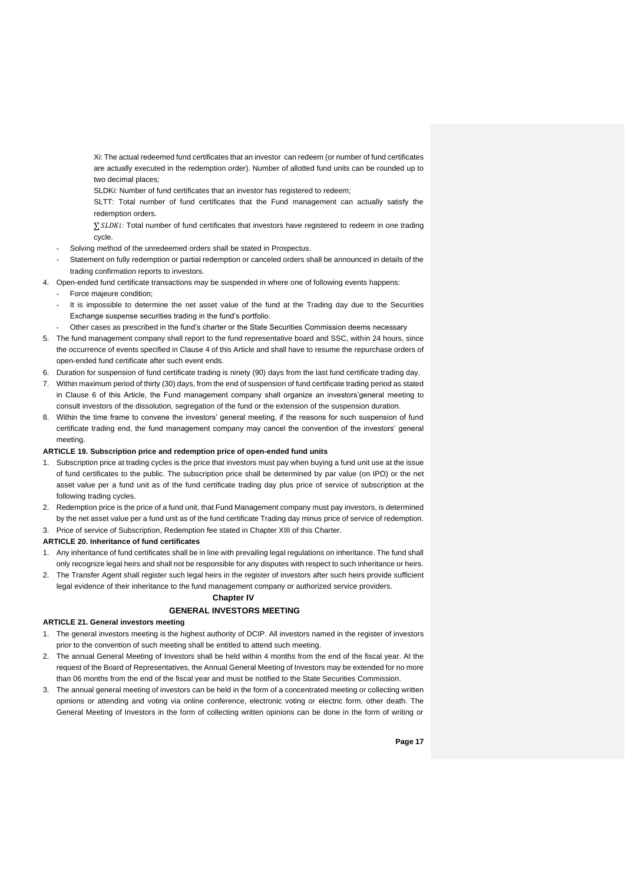Xi: The actual redeemed fund certificates that an investor can redeem (or number of fund certificates are actually executed in the redemption order). Number of allotted fund units can be rounded up to two decimal places;

SLDKi: Number of fund certificates that an investor has registered to redeem;

SLTT: Total number of fund certificates that the Fund management can actually satisfy the redemption orders.

$\sum SLDKi$: Total number of fund certificates that investors have registered to redeem in one trading cycle.

- Solving method of the unredeemed orders shall be stated in Prospectus.
- Statement on fully redemption or partial redemption or canceled orders shall be announced in details of the trading confirmation reports to investors.

4. Open-ended fund certificate transactions may be suspended in where one of following events happens:
   - Force majeure condition;
   - It is impossible to determine the net asset value of the fund at the Trading day due to the Securities Exchange suspense securities trading in the fund's portfolio.
   - Other cases as prescribed in the fund's charter or the State Securities Commission deems necessary
5. The fund management company shall report to the fund representative board and SSC, within 24 hours, since the occurrence of events specified in Clause 4 of this Article and shall have to resume the repurchase orders of open-ended fund certificate after such event ends.
6. Duration for suspension of fund certificate trading is ninety (90) days from the last fund certificate trading day.
7. Within maximum period of thirty (30) days, from the end of suspension of fund certificate trading period as stated in Clause 6 of this Article, the Fund management company shall organize an investors'general meeting to consult investors of the dissolution, segregation of the fund or the extension of the suspension duration.
8. Within the time frame to convene the investors' general meeting, if the reasons for such suspension of fund certificate trading end, the fund management company may cancel the convention of the investors' general meeting.

**ARTICLE 19. Subscription price and redemption price of open-ended fund units**

1. Subscription price at trading cycles is the price that investors must pay when buying a fund unit use at the issue of fund certificates to the public. The subscription price shall be determined by par value (on IPO) or the net asset value per a fund unit as of the fund certificate trading day plus price of service of subscription at the following trading cycles.
2. Redemption price is the price of a fund unit, that Fund Management company must pay investors, is determined by the net asset value per a fund unit as of the fund certificate Trading day minus price of service of redemption.
3. Price of service of Subscription, Redemption fee stated in Chapter XIII of this Charter.

**ARTICLE 20. Inheritance of fund certificates**

1. Any inheritance of fund certificates shall be in line with prevailing legal regulations on inheritance. The fund shall only recognize legal heirs and shall not be responsible for any disputes with respect to such inheritance or heirs.
2. The Transfer Agent shall register such legal heirs in the register of investors after such heirs provide sufficient legal evidence of their inheritance to the fund management company or authorized service providers.

## Chapter IV

## GENERAL INVESTORS MEETING

**ARTICLE 21. General investors meeting**

1. The general investors meeting is the highest authority of DCIP. All investors named in the register of investors prior to the convention of such meeting shall be entitled to attend such meeting.
2. The annual General Meeting of Investors shall be held within 4 months from the end of the fiscal year. At the request of the Board of Representatives, the Annual General Meeting of Investors may be extended for no more than 06 months from the end of the fiscal year and must be notified to the State Securities Commission.
3. The annual general meeting of investors can be held in the form of a concentrated meeting or collecting written opinions or attending and voting via online conference, electronic voting or electric form. other death. The General Meeting of Investors in the form of collecting written opinions can be done in the form of writing or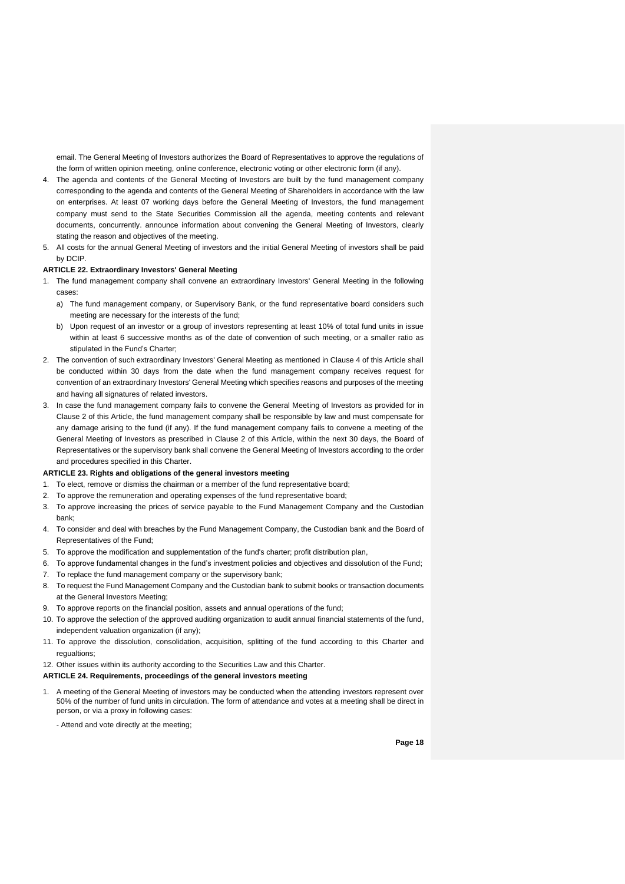email. The General Meeting of Investors authorizes the Board of Representatives to approve the regulations of the form of written opinion meeting, online conference, electronic voting or other electronic form (if any).

4. The agenda and contents of the General Meeting of Investors are built by the fund management company corresponding to the agenda and contents of the General Meeting of Shareholders in accordance with the law on enterprises. At least 07 working days before the General Meeting of Investors, the fund management company must send to the State Securities Commission all the agenda, meeting contents and relevant documents, concurrently. announce information about convening the General Meeting of Investors, clearly stating the reason and objectives of the meeting.
5. All costs for the annual General Meeting of investors and the initial General Meeting of investors shall be paid by DCIP.

**ARTICLE 22. Extraordinary Investors' General Meeting**

1. The fund management company shall convene an extraordinary Investors' General Meeting in the following cases:
   a) The fund management company, or Supervisory Bank, or the fund representative board considers such meeting are necessary for the interests of the fund;
   b) Upon request of an investor or a group of investors representing at least 10% of total fund units in issue within at least 6 successive months as of the date of convention of such meeting, or a smaller ratio as stipulated in the Fund's Charter;
2. The convention of such extraordinary Investors' General Meeting as mentioned in Clause 4 of this Article shall be conducted within 30 days from the date when the fund management company receives request for convention of an extraordinary Investors' General Meeting which specifies reasons and purposes of the meeting and having all signatures of related investors.
3. In case the fund management company fails to convene the General Meeting of Investors as provided for in Clause 2 of this Article, the fund management company shall be responsible by law and must compensate for any damage arising to the fund (if any). If the fund management company fails to convene a meeting of the General Meeting of Investors as prescribed in Clause 2 of this Article, within the next 30 days, the Board of Representatives or the supervisory bank shall convene the General Meeting of Investors according to the order and procedures specified in this Charter.

**ARTICLE 23. Rights and obligations of the general investors meeting**

1. To elect, remove or dismiss the chairman or a member of the fund representative board;
2. To approve the remuneration and operating expenses of the fund representative board;
3. To approve increasing the prices of service payable to the Fund Management Company and the Custodian bank;
4. To consider and deal with breaches by the Fund Management Company, the Custodian bank and the Board of Representatives of the Fund;
5. To approve the modification and supplementation of the fund's charter; profit distribution plan,
6. To approve fundamental changes in the fund's investment policies and objectives and dissolution of the Fund;
7. To replace the fund management company or the supervisory bank;
8. To request the Fund Management Company and the Custodian bank to submit books or transaction documents at the General Investors Meeting;
9. To approve reports on the financial position, assets and annual operations of the fund;
10. To approve the selection of the approved auditing organization to audit annual financial statements of the fund, independent valuation organization (if any);
11. To approve the dissolution, consolidation, acquisition, splitting of the fund according to this Charter and regualtions;
12. Other issues within its authority according to the Securities Law and this Charter.

**ARTICLE 24. Requirements, proceedings of the general investors meeting**

1. A meeting of the General Meeting of investors may be conducted when the attending investors represent over 50% of the number of fund units in circulation. The form of attendance and votes at a meeting shall be direct in person, or via a proxy in following cases:

   - Attend and vote directly at the meeting;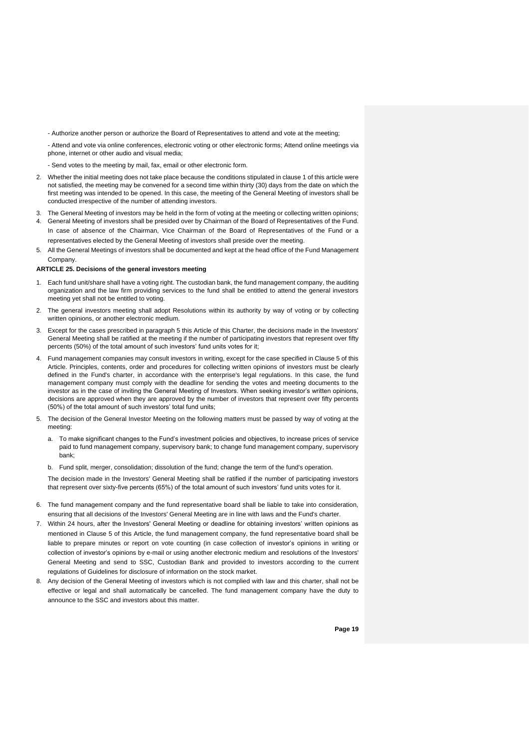- Authorize another person or authorize the Board of Representatives to attend and vote at the meeting;

- Attend and vote via online conferences, electronic voting or other electronic forms; Attend online meetings via phone, internet or other audio and visual media;

- Send votes to the meeting by mail, fax, email or other electronic form.

2. Whether the initial meeting does not take place because the conditions stipulated in clause 1 of this article were not satisfied, the meeting may be convened for a second time within thirty (30) days from the date on which the first meeting was intended to be opened. In this case, the meeting of the General Meeting of investors shall be conducted irrespective of the number of attending investors.
3. The General Meeting of investors may be held in the form of voting at the meeting or collecting written opinions;
4. General Meeting of investors shall be presided over by Chairman of the Board of Representatives of the Fund. In case of absence of the Chairman, Vice Chairman of the Board of Representatives of the Fund or a representatives elected by the General Meeting of investors shall preside over the meeting.
5. All the General Meetings of investors shall be documented and kept at the head office of the Fund Management Company.

**ARTICLE 25. Decisions of the general investors meeting**

1. Each fund unit/share shall have a voting right. The custodian bank, the fund management company, the auditing organization and the law firm providing services to the fund shall be entitled to attend the general investors meeting yet shall not be entitled to voting.
2. The general investors meeting shall adopt Resolutions within its authority by way of voting or by collecting written opinions, or another electronic medium.
3. Except for the cases prescribed in paragraph 5 this Article of this Charter, the decisions made in the Investors' General Meeting shall be ratified at the meeting if the number of participating investors that represent over fifty percents (50%) of the total amount of such investors' fund units votes for it;
4. Fund management companies may consult investors in writing, except for the case specified in Clause 5 of this Article. Principles, contents, order and procedures for collecting written opinions of investors must be clearly defined in the Fund's charter, in accordance with the enterprise's legal regulations. In this case, the fund management company must comply with the deadline for sending the votes and meeting documents to the investor as in the case of inviting the General Meeting of Investors. When seeking investor's written opinions, decisions are approved when they are approved by the number of investors that represent over fifty percents (50%) of the total amount of such investors' total fund units;
5. The decision of the General Investor Meeting on the following matters must be passed by way of voting at the meeting:
   a. To make significant changes to the Fund's investment policies and objectives, to increase prices of service paid to fund management company, supervisory bank; to change fund management company, supervisory bank;
   b. Fund split, merger, consolidation; dissolution of the fund; change the term of the fund's operation.

   The decision made in the Investors' General Meeting shall be ratified if the number of participating investors that represent over sixty-five percents (65%) of the total amount of such investors' fund units votes for it.

6. The fund management company and the fund representative board shall be liable to take into consideration, ensuring that all decisions of the Investors' General Meeting are in line with laws and the Fund's charter.
7. Within 24 hours, after the Investors' General Meeting or deadline for obtaining investors' written opinions as mentioned in Clause 5 of this Article, the fund management company, the fund representative board shall be liable to prepare minutes or report on vote counting (in case collection of investor's opinions in writing or collection of investor's opinions by e-mail or using another electronic medium and resolutions of the Investors' General Meeting and send to SSC, Custodian Bank and provided to investors according to the current regulations of Guidelines for disclosure of information on the stock market.
8. Any decision of the General Meeting of investors which is not complied with law and this charter, shall not be effective or legal and shall automatically be cancelled. The fund management company have the duty to announce to the SSC and investors about this matter.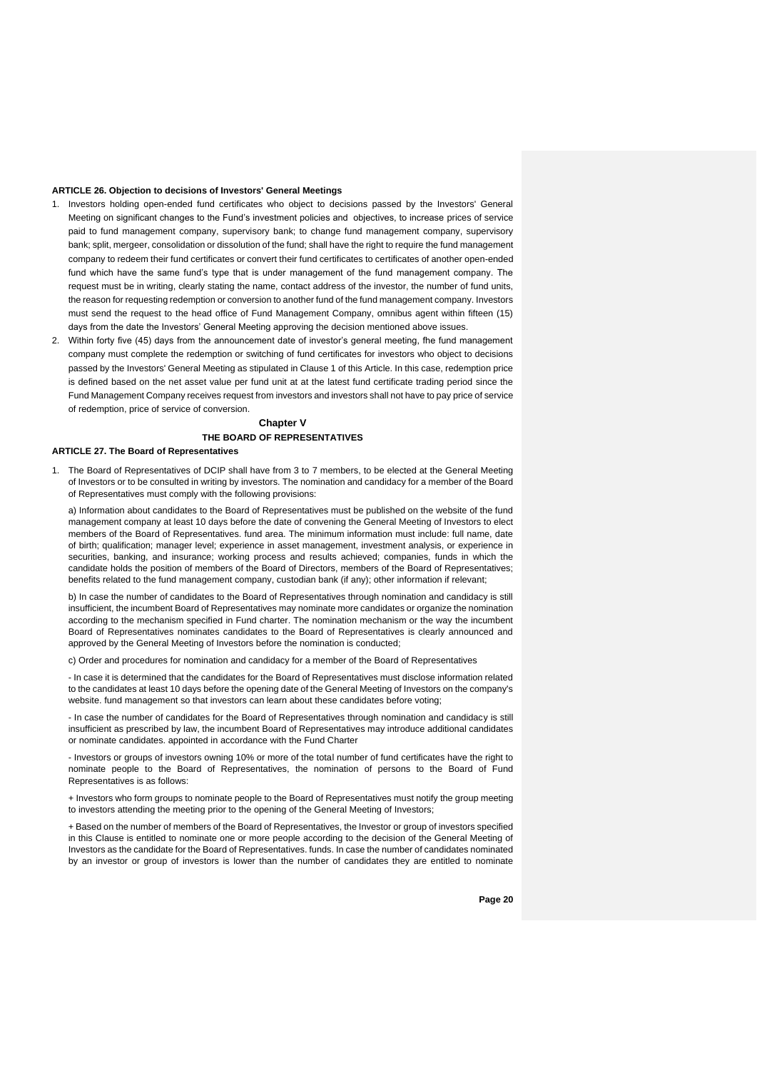**ARTICLE 26. Objection to decisions of Investors' General Meetings**

1. Investors holding open-ended fund certificates who object to decisions passed by the Investors' General Meeting on significant changes to the Fund's investment policies and objectives, to increase prices of service paid to fund management company, supervisory bank; to change fund management company, supervisory bank; split, mergeer, consolidation or dissolution of the fund; shall have the right to require the fund management company to redeem their fund certificates or convert their fund certificates to certificates of another open-ended fund which have the same fund's type that is under management of the fund management company. The request must be in writing, clearly stating the name, contact address of the investor, the number of fund units, the reason for requesting redemption or conversion to another fund of the fund management company. Investors must send the request to the head office of Fund Management Company, omnibus agent within fifteen (15) days from the date the Investors' General Meeting approving the decision mentioned above issues.
2. Within forty five (45) days from the announcement date of investor's general meeting, fhe fund management company must complete the redemption or switching of fund certificates for investors who object to decisions passed by the Investors' General Meeting as stipulated in Clause 1 of this Article. In this case, redemption price is defined based on the net asset value per fund unit at at the latest fund certificate trading period since the Fund Management Company receives request from investors and investors shall not have to pay price of service of redemption, price of service of conversion.

## Chapter V

## THE BOARD OF REPRESENTATIVES

**ARTICLE 27. The Board of Representatives**

1. The Board of Representatives of DCIP shall have from 3 to 7 members, to be elected at the General Meeting of Investors or to be consulted in writing by investors. The nomination and candidacy for a member of the Board of Representatives must comply with the following provisions:

   a) Information about candidates to the Board of Representatives must be published on the website of the fund management company at least 10 days before the date of convening the General Meeting of Investors to elect members of the Board of Representatives. fund area. The minimum information must include: full name, date of birth; qualification; manager level; experience in asset management, investment analysis, or experience in securities, banking, and insurance; working process and results achieved; companies, funds in which the candidate holds the position of members of the Board of Directors, members of the Board of Representatives; benefits related to the fund management company, custodian bank (if any); other information if relevant;

   b) In case the number of candidates to the Board of Representatives through nomination and candidacy is still insufficient, the incumbent Board of Representatives may nominate more candidates or organize the nomination according to the mechanism specified in Fund charter. The nomination mechanism or the way the incumbent Board of Representatives nominates candidates to the Board of Representatives is clearly announced and approved by the General Meeting of Investors before the nomination is conducted;

   c) Order and procedures for nomination and candidacy for a member of the Board of Representatives

   - In case it is determined that the candidates for the Board of Representatives must disclose information related to the candidates at least 10 days before the opening date of the General Meeting of Investors on the company's website. fund management so that investors can learn about these candidates before voting;

   - In case the number of candidates for the Board of Representatives through nomination and candidacy is still insufficient as prescribed by law, the incumbent Board of Representatives may introduce additional candidates or nominate candidates. appointed in accordance with the Fund Charter

   - Investors or groups of investors owning 10% or more of the total number of fund certificates have the right to nominate people to the Board of Representatives, the nomination of persons to the Board of Fund Representatives is as follows:

   + Investors who form groups to nominate people to the Board of Representatives must notify the group meeting to investors attending the meeting prior to the opening of the General Meeting of Investors;

   + Based on the number of members of the Board of Representatives, the Investor or group of investors specified in this Clause is entitled to nominate one or more people according to the decision of the General Meeting of Investors as the candidate for the Board of Representatives. funds. In case the number of candidates nominated by an investor or group of investors is lower than the number of candidates they are entitled to nominate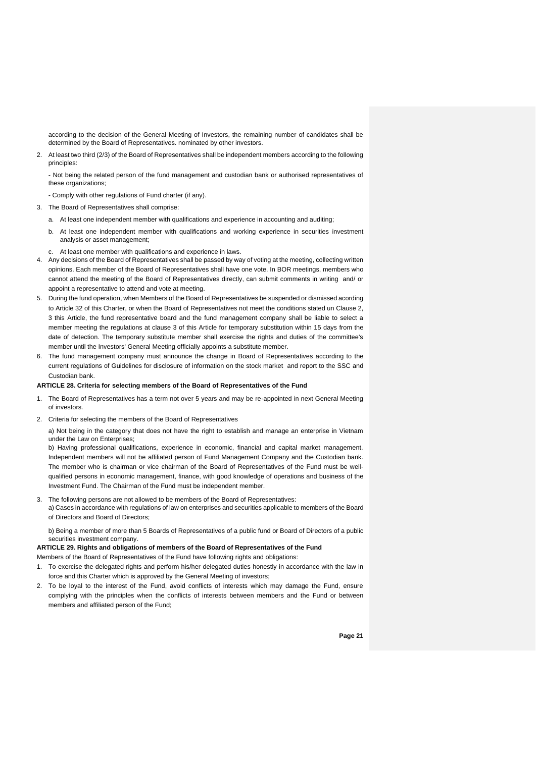according to the decision of the General Meeting of Investors, the remaining number of candidates shall be determined by the Board of Representatives. nominated by other investors.

2. At least two third (2/3) of the Board of Representatives shall be independent members according to the following principles:

   - Not being the related person of the fund management and custodian bank or authorised representatives of these organizations;

   - Comply with other regulations of Fund charter (if any).

3. The Board of Representatives shall comprise:

   a. At least one independent member with qualifications and experience in accounting and auditing;

   b. At least one independent member with qualifications and working experience in securities investment analysis or asset management;

   c. At least one member with qualifications and experience in laws.

4. Any decisions of the Board of Representatives shall be passed by way of voting at the meeting, collecting written opinions. Each member of the Board of Representatives shall have one vote. In BOR meetings, members who cannot attend the meeting of the Board of Representatives directly, can submit comments in writing and/ or appoint a representative to attend and vote at meeting.

5. During the fund operation, when Members of the Board of Representatives be suspended or dismissed acording to Article 32 of this Charter, or when the Board of Representatives not meet the conditions stated un Clause 2, 3 this Article, the fund representative board and the fund management company shall be liable to select a member meeting the regulations at clause 3 of this Article for temporary substitution within 15 days from the date of detection. The temporary substitute member shall exercise the rights and duties of the committee's member until the Investors' General Meeting officially appoints a substitute member.

6. The fund management company must announce the change in Board of Representatives according to the current regulations of Guidelines for disclosure of information on the stock market and report to the SSC and Custodian bank.

**ARTICLE 28. Criteria for selecting members of the Board of Representatives of the Fund**

1. The Board of Representatives has a term not over 5 years and may be re-appointed in next General Meeting of investors.

2. Criteria for selecting the members of the Board of Representatives

   a) Not being in the category that does not have the right to establish and manage an enterprise in Vietnam under the Law on Enterprises;

   b) Having professional qualifications, experience in economic, financial and capital market management. Independent members will not be affiliated person of Fund Management Company and the Custodian bank. The member who is chairman or vice chairman of the Board of Representatives of the Fund must be well-qualified persons in economic management, finance, with good knowledge of operations and business of the Investment Fund. The Chairman of the Fund must be independent member.

3. The following persons are not allowed to be members of the Board of Representatives:

   a) Cases in accordance with regulations of law on enterprises and securities applicable to members of the Board of Directors and Board of Directors;

   b) Being a member of more than 5 Boards of Representatives of a public fund or Board of Directors of a public securities investment company.

**ARTICLE 29. Rights and obligations of members of the Board of Representatives of the Fund**

Members of the Board of Representatives of the Fund have following rights and obligations:

1. To exercise the delegated rights and perform his/her delegated duties honestly in accordance with the law in force and this Charter which is approved by the General Meeting of investors;

2. To be loyal to the interest of the Fund, avoid conflicts of interests which may damage the Fund, ensure complying with the principles when the conflicts of interests between members and the Fund or between members and affiliated person of the Fund;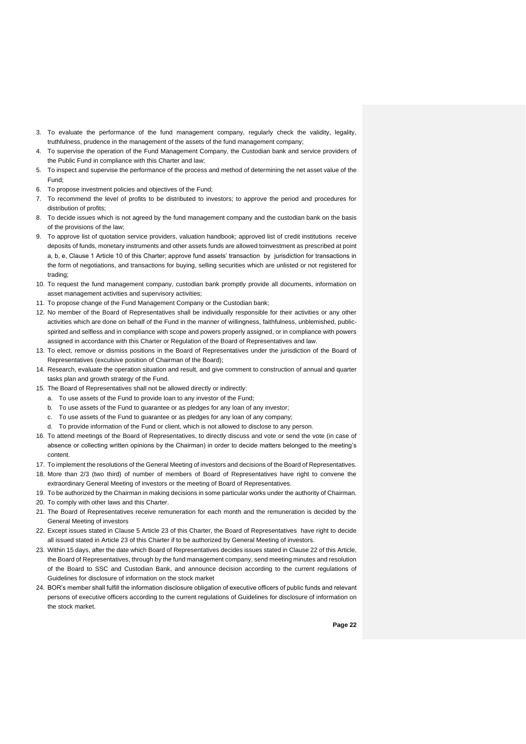3. To evaluate the performance of the fund management company, regularly check the validity, legality, truthfulness, prudence in the management of the assets of the fund management company;
4. To supervise the operation of the Fund Management Company, the Custodian bank and service providers of the Public Fund in compliance with this Charter and law;
5. To inspect and supervise the performance of the process and method of determining the net asset value of the Fund;
6. To propose investment policies and objectives of the Fund;
7. To recommend the level of profits to be distributed to investors; to approve the period and procedures for distribution of profits;
8. To decide issues which is not agreed by the fund management company and the custodian bank on the basis of the provisions of the law;
9. To approve list of quotation service providers, valuation handbook; approved list of credit institutions receive deposits of funds, monetary instruments and other assets funds are allowed toinvestment as prescribed at point a, b, e, Clause 1 Article 10 of this Charter; approve fund assets' transaction by jurisdiction for transactions in the form of negotiations, and transactions for buying, selling securities which are unlisted or not registered for trading;
10. To request the fund management company, custodian bank promptly provide all documents, information on asset management activities and supervisory activities;
11. To propose change of the Fund Management Company or the Custodian bank;
12. No member of the Board of Representatives shall be individually responsible for their activities or any other activities which are done on behalf of the Fund in the manner of willingness, faithfulness, unblemished, public-spirited and selfless and in compliance with scope and powers properly assigned, or in compliance with powers assigned in accordance with this Charter or Regulation of the Board of Representatives and law.
13. To elect, remove or dismiss positions in the Board of Representatives under the jurisdiction of the Board of Representatives (exculsive position of Chairman of the Board);
14. Research, evaluate the operation situation and result, and give comment to construction of annual and quarter tasks plan and growth strategy of the Fund.
15. The Board of Representatives shall not be allowed directly or indirectly:
    a. To use assets of the Fund to provide loan to any investor of the Fund;
    b. To use assets of the Fund to guarantee or as pledges for any loan of any investor;
    c. To use assets of the Fund to guarantee or as pledges for any loan of any company;
    d. To provide information of the Fund or client, which is not allowed to disclose to any person.
16. To attend meetings of the Board of Representatives, to directly discuss and vote or send the vote (in case of absence or collecting written opinions by the Chairman) in order to decide matters belonged to the meeting's content.
17. To implement the resolutions of the General Meeting of investors and decisions of the Board of Representatives.
18. More than 2/3 (two third) of number of members of Board of Representatives have right to convene the extraordinary General Meeting of investors or the meeting of Board of Representatives.
19. To be authorized by the Chairman in making decisions in some particular works under the authority of Chairman.
20. To comply with other laws and this Charter.
21. The Board of Representatives receive remuneration for each month and the remuneration is decided by the General Meeting of investors
22. Except issues stated in Clause 5 Article 23 of this Charter, the Board of Representatives have right to decide all issued stated in Article 23 of this Charter if to be authorized by General Meeting of investors.
23. Within 15 days, after the date which Board of Representatives decides issues stated in Clause 22 of this Article, the Board of Representatives, through by the fund management company, send meeting minutes and resolution of the Board to SSC and Custodian Bank, and announce decision according to the current regulations of Guidelines for disclosure of information on the stock market
24. BOR's member shall fulfill the information disclosure obligation of executive officers of public funds and relevant persons of executive officers according to the current regulations of Guidelines for disclosure of information on the stock market.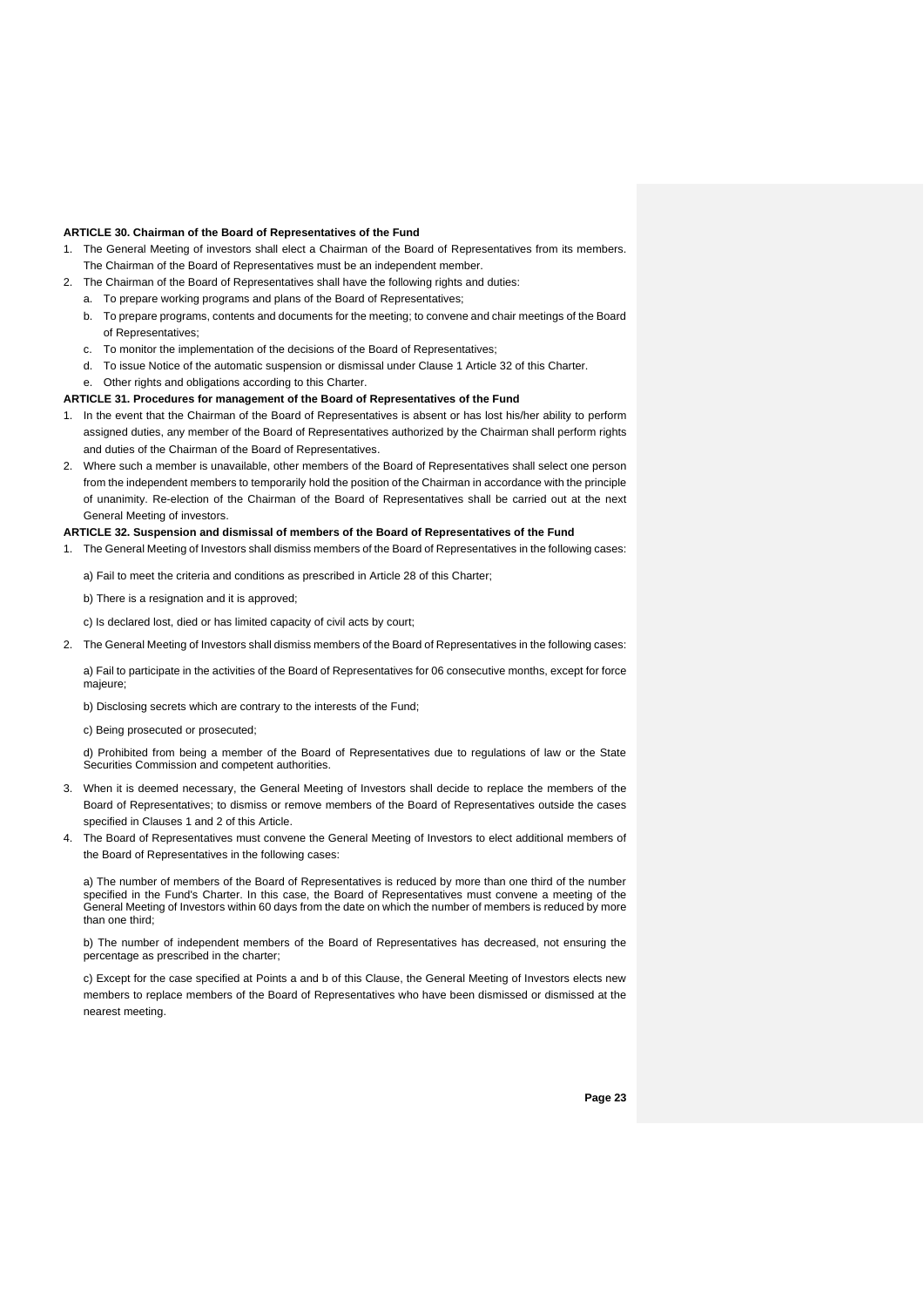**ARTICLE 30. Chairman of the Board of Representatives of the Fund**

1. The General Meeting of investors shall elect a Chairman of the Board of Representatives from its members. The Chairman of the Board of Representatives must be an independent member.
2. The Chairman of the Board of Representatives shall have the following rights and duties:
   a. To prepare working programs and plans of the Board of Representatives;
   b. To prepare programs, contents and documents for the meeting; to convene and chair meetings of the Board of Representatives;
   c. To monitor the implementation of the decisions of the Board of Representatives;
   d. To issue Notice of the automatic suspension or dismissal under Clause 1 Article 32 of this Charter.
   e. Other rights and obligations according to this Charter.

**ARTICLE 31. Procedures for management of the Board of Representatives of the Fund**

1. In the event that the Chairman of the Board of Representatives is absent or has lost his/her ability to perform assigned duties, any member of the Board of Representatives authorized by the Chairman shall perform rights and duties of the Chairman of the Board of Representatives.
2. Where such a member is unavailable, other members of the Board of Representatives shall select one person from the independent members to temporarily hold the position of the Chairman in accordance with the principle of unanimity. Re-election of the Chairman of the Board of Representatives shall be carried out at the next General Meeting of investors.

**ARTICLE 32. Suspension and dismissal of members of the Board of Representatives of the Fund**

1. The General Meeting of Investors shall dismiss members of the Board of Representatives in the following cases:

   a) Fail to meet the criteria and conditions as prescribed in Article 28 of this Charter;

   b) There is a resignation and it is approved;

   c) Is declared lost, died or has limited capacity of civil acts by court;

2. The General Meeting of Investors shall dismiss members of the Board of Representatives in the following cases:

   a) Fail to participate in the activities of the Board of Representatives for 06 consecutive months, except for force majeure;

   b) Disclosing secrets which are contrary to the interests of the Fund;

   c) Being prosecuted or prosecuted;

   d) Prohibited from being a member of the Board of Representatives due to regulations of law or the State Securities Commission and competent authorities.

3. When it is deemed necessary, the General Meeting of Investors shall decide to replace the members of the Board of Representatives; to dismiss or remove members of the Board of Representatives outside the cases specified in Clauses 1 and 2 of this Article.
4. The Board of Representatives must convene the General Meeting of Investors to elect additional members of the Board of Representatives in the following cases:

   a) The number of members of the Board of Representatives is reduced by more than one third of the number specified in the Fund's Charter. In this case, the Board of Representatives must convene a meeting of the General Meeting of Investors within 60 days from the date on which the number of members is reduced by more than one third;

   b) The number of independent members of the Board of Representatives has decreased, not ensuring the percentage as prescribed in the charter;

   c) Except for the case specified at Points a and b of this Clause, the General Meeting of Investors elects new members to replace members of the Board of Representatives who have been dismissed or dismissed at the nearest meeting.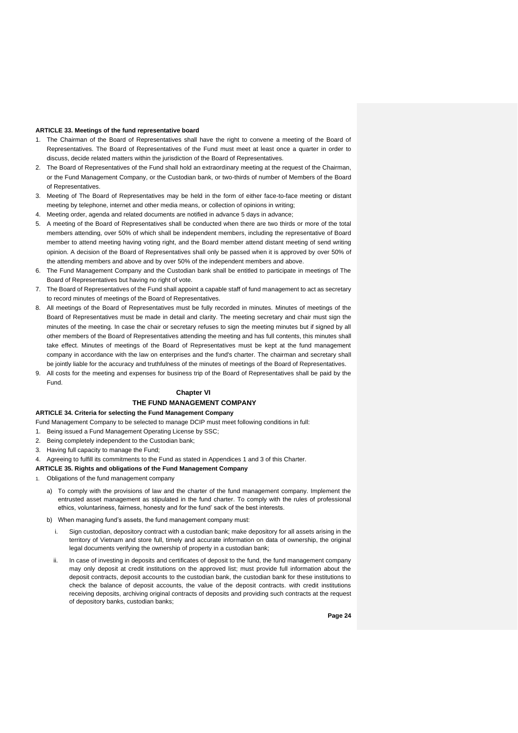**ARTICLE 33. Meetings of the fund representative board**

1. The Chairman of the Board of Representatives shall have the right to convene a meeting of the Board of Representatives. The Board of Representatives of the Fund must meet at least once a quarter in order to discuss, decide related matters within the jurisdiction of the Board of Representatives.
2. The Board of Representatives of the Fund shall hold an extraordinary meeting at the request of the Chairman, or the Fund Management Company, or the Custodian bank, or two-thirds of number of Members of the Board of Representatives.
3. Meeting of The Board of Representatives may be held in the form of either face-to-face meeting or distant meeting by telephone, internet and other media means, or collection of opinions in writing;
4. Meeting order, agenda and related documents are notified in advance 5 days in advance;
5. A meeting of the Board of Representatives shall be conducted when there are two thirds or more of the total members attending, over 50% of which shall be independent members, including the representative of Board member to attend meeting having voting right, and the Board member attend distant meeting of send writing opinion. A decision of the Board of Representatives shall only be passed when it is approved by over 50% of the attending members and above and by over 50% of the independent members and above.
6. The Fund Management Company and the Custodian bank shall be entitled to participate in meetings of The Board of Representatives but having no right of vote.
7. The Board of Representatives of the Fund shall appoint a capable staff of fund management to act as secretary to record minutes of meetings of the Board of Representatives.
8. All meetings of the Board of Representatives must be fully recorded in minutes. Minutes of meetings of the Board of Representatives must be made in detail and clarity. The meeting secretary and chair must sign the minutes of the meeting. In case the chair or secretary refuses to sign the meeting minutes but if signed by all other members of the Board of Representatives attending the meeting and has full contents, this minutes shall take effect. Minutes of meetings of the Board of Representatives must be kept at the fund management company in accordance with the law on enterprises and the fund's charter. The chairman and secretary shall be jointly liable for the accuracy and truthfulness of the minutes of meetings of the Board of Representatives.
9. All costs for the meeting and expenses for business trip of the Board of Representatives shall be paid by the Fund.

## Chapter VI

## THE FUND MANAGEMENT COMPANY

**ARTICLE 34. Criteria for selecting the Fund Management Company**

Fund Management Company to be selected to manage DCIP must meet following conditions in full:

1. Being issued a Fund Management Operating License by SSC;
2. Being completely independent to the Custodian bank;
3. Having full capacity to manage the Fund;
4. Agreeing to fulfill its commitments to the Fund as stated in Appendices 1 and 3 of this Charter.

**ARTICLE 35. Rights and obligations of the Fund Management Company**

1. Obligations of the fund management company

   a) To comply with the provisions of law and the charter of the fund management company. Implement the entrusted asset management as stipulated in the fund charter. To comply with the rules of professional ethics, voluntariness, fairness, honesty and for the fund' sack of the best interests.

   b) When managing fund's assets, the fund management company must:

      i. Sign custodian, depository contract with a custodian bank; make depository for all assets arising in the territory of Vietnam and store full, timely and accurate information on data of ownership, the original legal documents verifying the ownership of property in a custodian bank;

      ii. In case of investing in deposits and certificates of deposit to the fund, the fund management company may only deposit at credit institutions on the approved list; must provide full information about the deposit contracts, deposit accounts to the custodian bank, the custodian bank for these institutions to check the balance of deposit accounts, the value of the deposit contracts. with credit institutions receiving deposits, archiving original contracts of deposits and providing such contracts at the request of depository banks, custodian banks;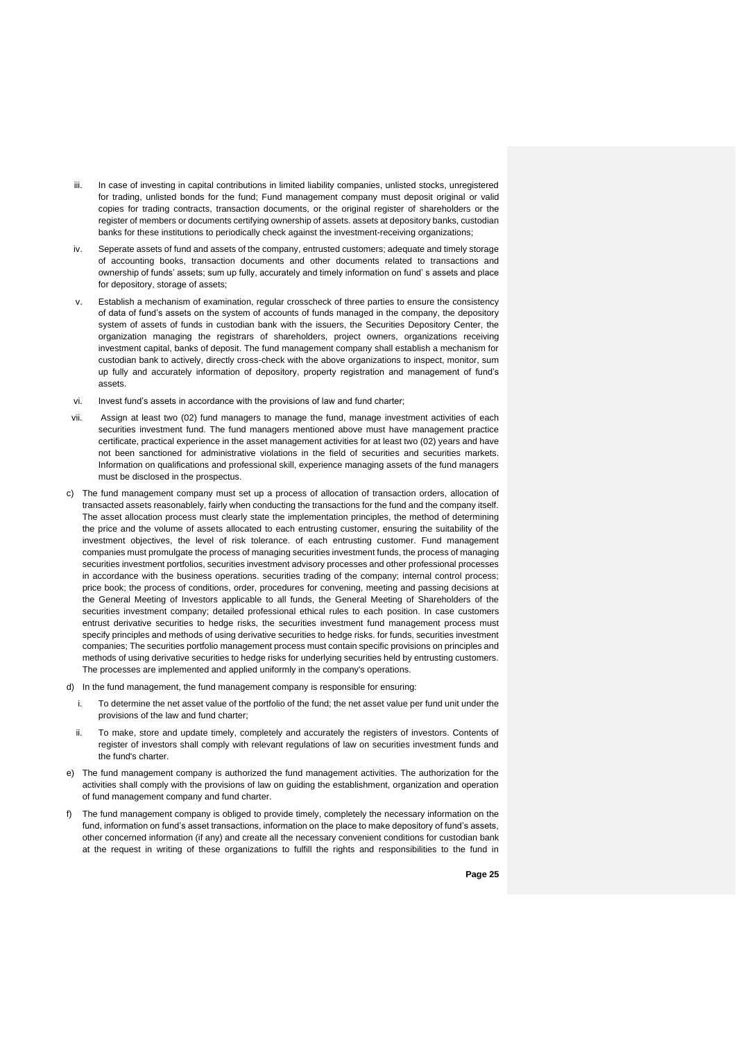iii. In case of investing in capital contributions in limited liability companies, unlisted stocks, unregistered for trading, unlisted bonds for the fund; Fund management company must deposit original or valid copies for trading contracts, transaction documents, or the original register of shareholders or the register of members or documents certifying ownership of assets. assets at depository banks, custodian banks for these institutions to periodically check against the investment-receiving organizations;

iv. Seperate assets of fund and assets of the company, entrusted customers; adequate and timely storage of accounting books, transaction documents and other documents related to transactions and ownership of funds' assets; sum up fully, accurately and timely information on fund' s assets and place for depository, storage of assets;

v. Establish a mechanism of examination, regular crosscheck of three parties to ensure the consistency of data of fund's assets on the system of accounts of funds managed in the company, the depository system of assets of funds in custodian bank with the issuers, the Securities Depository Center, the organization managing the registrars of shareholders, project owners, organizations receiving investment capital, banks of deposit. The fund management company shall establish a mechanism for custodian bank to actively, directly cross-check with the above organizations to inspect, monitor, sum up fully and accurately information of depository, property registration and management of fund's assets.

vi. Invest fund's assets in accordance with the provisions of law and fund charter;

vii. Assign at least two (02) fund managers to manage the fund, manage investment activities of each securities investment fund. The fund managers mentioned above must have management practice certificate, practical experience in the asset management activities for at least two (02) years and have not been sanctioned for administrative violations in the field of securities and securities markets. Information on qualifications and professional skill, experience managing assets of the fund managers must be disclosed in the prospectus.

c) The fund management company must set up a process of allocation of transaction orders, allocation of transacted assets reasonablely, fairly when conducting the transactions for the fund and the company itself. The asset allocation process must clearly state the implementation principles, the method of determining the price and the volume of assets allocated to each entrusting customer, ensuring the suitability of the investment objectives, the level of risk tolerance. of each entrusting customer. Fund management companies must promulgate the process of managing securities investment funds, the process of managing securities investment portfolios, securities investment advisory processes and other professional processes in accordance with the business operations. securities trading of the company; internal control process; price book; the process of conditions, order, procedures for convening, meeting and passing decisions at the General Meeting of Investors applicable to all funds, the General Meeting of Shareholders of the securities investment company; detailed professional ethical rules to each position. In case customers entrust derivative securities to hedge risks, the securities investment fund management process must specify principles and methods of using derivative securities to hedge risks. for funds, securities investment companies; The securities portfolio management process must contain specific provisions on principles and methods of using derivative securities to hedge risks for underlying securities held by entrusting customers. The processes are implemented and applied uniformly in the company's operations.

d) In the fund management, the fund management company is responsible for ensuring:

i. To determine the net asset value of the portfolio of the fund; the net asset value per fund unit under the provisions of the law and fund charter;

ii. To make, store and update timely, completely and accurately the registers of investors. Contents of register of investors shall comply with relevant regulations of law on securities investment funds and the fund's charter.

e) The fund management company is authorized the fund management activities. The authorization for the activities shall comply with the provisions of law on guiding the establishment, organization and operation of fund management company and fund charter.

f) The fund management company is obliged to provide timely, completely the necessary information on the fund, information on fund's asset transactions, information on the place to make depository of fund's assets, other concerned information (if any) and create all the necessary convenient conditions for custodian bank at the request in writing of these organizations to fulfill the rights and responsibilities to the fund in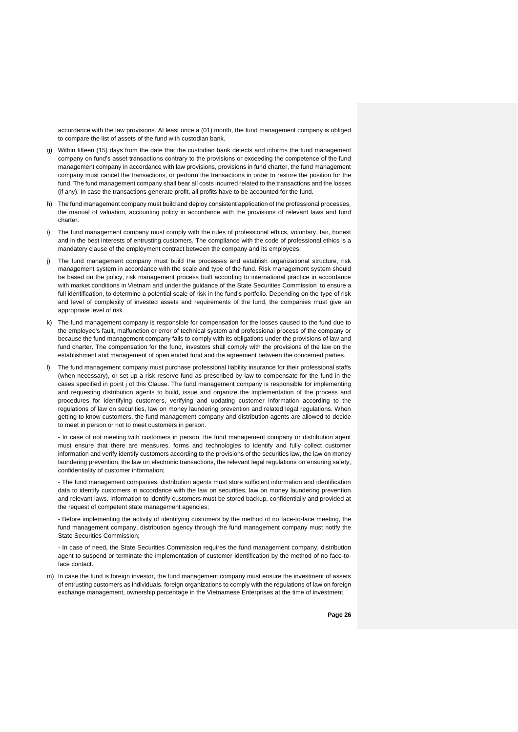accordance with the law provisions. At least once a (01) month, the fund management company is obliged to compare the list of assets of the fund with custodian bank.

g) Within fifteen (15) days from the date that the custodian bank detects and informs the fund management company on fund's asset transactions contrary to the provisions or exceeding the competence of the fund management company in accordance with law provisions, provisions in fund charter, the fund management company must cancel the transactions, or perform the transactions in order to restore the position for the fund. The fund management company shall bear all costs incurred related to the transactions and the losses (if any). In case the transactions generate profit, all profits have to be accounted for the fund.

h) The fund management company must build and deploy consistent application of the professional processes, the manual of valuation, accounting policy in accordance with the provisions of relevant laws and fund charter.

i) The fund management company must comply with the rules of professional ethics, voluntary, fair, honest and in the best interests of entrusting customers. The compliance with the code of professional ethics is a mandatory clause of the employment contract between the company and its employees.

j) The fund management company must build the processes and establish organizational structure, risk management system in accordance with the scale and type of the fund. Risk management system should be based on the policy, risk management process built according to international practice in accordance with market conditions in Vietnam and under the guidance of the State Securities Commission to ensure a full identification, to determine a potential scale of risk in the fund's portfolio. Depending on the type of risk and level of complexity of invested assets and requirements of the fund, the companies must give an appropriate level of risk.

k) The fund management company is responsible for compensation for the losses caused to the fund due to the employee's fault, malfunction or error of technical system and professional process of the company or because the fund management company fails to comply with its obligations under the provisions of law and fund charter. The compensation for the fund, investors shall comply with the provisions of the law on the establishment and management of open ended fund and the agreement between the concerned parties.

l) The fund management company must purchase professional liability insurance for their professional staffs (when necessary), or set up a risk reserve fund as prescribed by law to compensate for the fund in the cases specified in point j of this Clause. The fund management company is responsible for implementing and requesting distribution agents to build, issue and organize the implementation of the process and procedures for identifying customers, verifying and updating customer information according to the regulations of law on securities, law on money laundering prevention and related legal regulations. When getting to know customers, the fund management company and distribution agents are allowed to decide to meet in person or not to meet customers in person.

   - In case of not meeting with customers in person, the fund management company or distribution agent must ensure that there are measures, forms and technologies to identify and fully collect customer information and verify identify customers according to the provisions of the securities law, the law on money laundering prevention, the law on electronic transactions, the relevant legal regulations on ensuring safety, confidentiality of customer information;

   - The fund management companies, distribution agents must store sufficient information and identification data to identify customers in accordance with the law on securities, law on money laundering prevention and relevant laws. Information to identify customers must be stored backup, confidentially and provided at the request of competent state management agencies;

   - Before implementing the activity of identifying customers by the method of no face-to-face meeting, the fund management company, distribution agency through the fund management company must notify the State Securities Commission;

   - In case of need, the State Securities Commission requires the fund management company, distribution agent to suspend or terminate the implementation of customer identification by the method of no face-to-face contact.

m) In case the fund is foreign investor, the fund management company must ensure the investment of assets of entrusting customers as individuals, foreign organizations to comply with the regulations of law on foreign exchange management, ownership percentage in the Vietnamese Enterprises at the time of investment.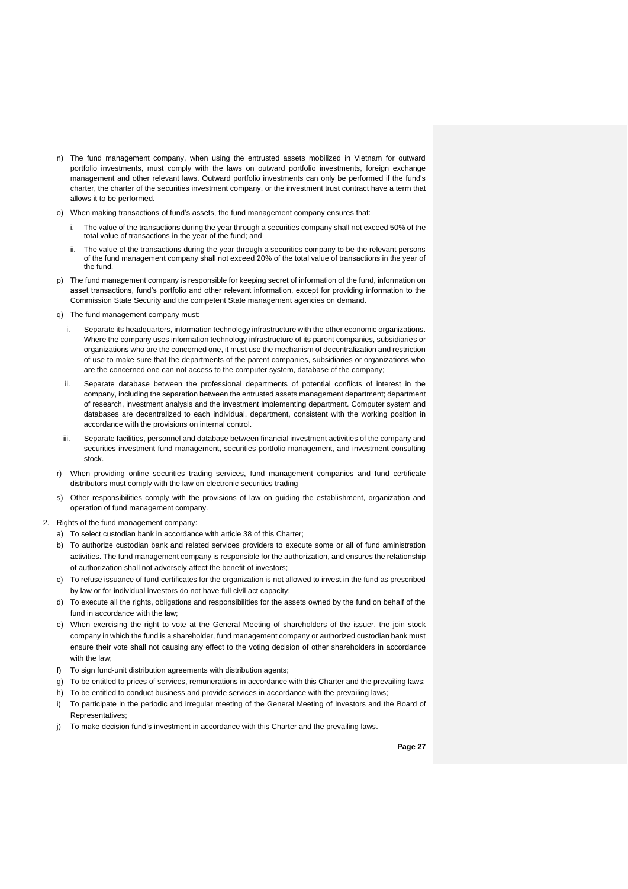n) The fund management company, when using the entrusted assets mobilized in Vietnam for outward portfolio investments, must comply with the laws on outward portfolio investments, foreign exchange management and other relevant laws. Outward portfolio investments can only be performed if the fund's charter, the charter of the securities investment company, or the investment trust contract have a term that allows it to be performed.

o) When making transactions of fund's assets, the fund management company ensures that:

   i. The value of the transactions during the year through a securities company shall not exceed 50% of the total value of transactions in the year of the fund; and

   ii. The value of the transactions during the year through a securities company to be the relevant persons of the fund management company shall not exceed 20% of the total value of transactions in the year of the fund.

p) The fund management company is responsible for keeping secret of information of the fund, information on asset transactions, fund's portfolio and other relevant information, except for providing information to the Commission State Security and the competent State management agencies on demand.

q) The fund management company must:

   i. Separate its headquarters, information technology infrastructure with the other economic organizations. Where the company uses information technology infrastructure of its parent companies, subsidiaries or organizations who are the concerned one, it must use the mechanism of decentralization and restriction of use to make sure that the departments of the parent companies, subsidiaries or organizations who are the concerned one can not access to the computer system, database of the company;

   ii. Separate database between the professional departments of potential conflicts of interest in the company, including the separation between the entrusted assets management department; department of research, investment analysis and the investment implementing department. Computer system and databases are decentralized to each individual, department, consistent with the working position in accordance with the provisions on internal control.

   iii. Separate facilities, personnel and database between financial investment activities of the company and securities investment fund management, securities portfolio management, and investment consulting stock.

r) When providing online securities trading services, fund management companies and fund certificate distributors must comply with the law on electronic securities trading

s) Other responsibilities comply with the provisions of law on guiding the establishment, organization and operation of fund management company.

2. Rights of the fund management company:

   a) To select custodian bank in accordance with article 38 of this Charter;

   b) To authorize custodian bank and related services providers to execute some or all of fund aministration activities. The fund management company is responsible for the authorization, and ensures the relationship of authorization shall not adversely affect the benefit of investors;

   c) To refuse issuance of fund certificates for the organization is not allowed to invest in the fund as prescribed by law or for individual investors do not have full civil act capacity;

   d) To execute all the rights, obligations and responsibilities for the assets owned by the fund on behalf of the fund in accordance with the law;

   e) When exercising the right to vote at the General Meeting of shareholders of the issuer, the join stock company in which the fund is a shareholder, fund management company or authorized custodian bank must ensure their vote shall not causing any effect to the voting decision of other shareholders in accordance with the law;

   f) To sign fund-unit distribution agreements with distribution agents;

   g) To be entitled to prices of services, remunerations in accordance with this Charter and the prevailing laws;

   h) To be entitled to conduct business and provide services in accordance with the prevailing laws;

   i) To participate in the periodic and irregular meeting of the General Meeting of Investors and the Board of Representatives;

   j) To make decision fund's investment in accordance with this Charter and the prevailing laws.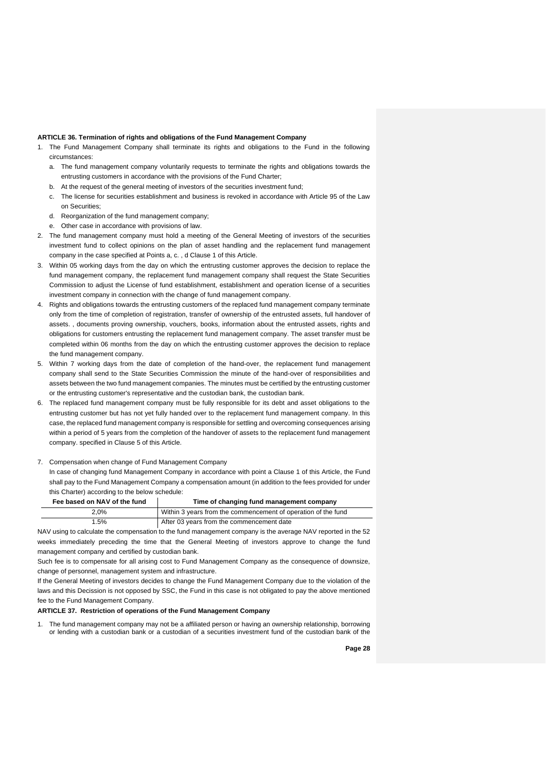**ARTICLE 36. Termination of rights and obligations of the Fund Management Company**

1. The Fund Management Company shall terminate its rights and obligations to the Fund in the following circumstances:
   a. The fund management company voluntarily requests to terminate the rights and obligations towards the entrusting customers in accordance with the provisions of the Fund Charter;
   b. At the request of the general meeting of investors of the securities investment fund;
   c. The license for securities establishment and business is revoked in accordance with Article 95 of the Law on Securities;
   d. Reorganization of the fund management company;
   e. Other case in accordance with provisions of law.
2. The fund management company must hold a meeting of the General Meeting of investors of the securities investment fund to collect opinions on the plan of asset handling and the replacement fund management company in the case specified at Points a, c. , d Clause 1 of this Article.
3. Within 05 working days from the day on which the entrusting customer approves the decision to replace the fund management company, the replacement fund management company shall request the State Securities Commission to adjust the License of fund establishment, establishment and operation license of a securities investment company in connection with the change of fund management company.
4. Rights and obligations towards the entrusting customers of the replaced fund management company terminate only from the time of completion of registration, transfer of ownership of the entrusted assets, full handover of assets. , documents proving ownership, vouchers, books, information about the entrusted assets, rights and obligations for customers entrusting the replacement fund management company. The asset transfer must be completed within 06 months from the day on which the entrusting customer approves the decision to replace the fund management company.
5. Within 7 working days from the date of completion of the hand-over, the replacement fund management company shall send to the State Securities Commission the minute of the hand-over of responsibilities and assets between the two fund management companies. The minutes must be certified by the entrusting customer or the entrusting customer's representative and the custodian bank, the custodian bank.
6. The replaced fund management company must be fully responsible for its debt and asset obligations to the entrusting customer but has not yet fully handed over to the replacement fund management company. In this case, the replaced fund management company is responsible for settling and overcoming consequences arising within a period of 5 years from the completion of the handover of assets to the replacement fund management company. specified in Clause 5 of this Article.
7. Compensation when change of Fund Management Company

   In case of changing fund Management Company in accordance with point a Clause 1 of this Article, the Fund shall pay to the Fund Management Company a compensation amount (in addition to the fees provided for under this Charter) according to the below schedule:

| Fee based on NAV of the fund | Time of changing fund management company |
|---|---|
| 2,0% | Within 3 years from the commencement of operation of the fund |
| 1.5% | After 03 years from the commencement date |

NAV using to calculate the compensation to the fund management company is the average NAV reported in the 52 weeks immediately preceding the time that the General Meeting of investors approve to change the fund management company and certified by custodian bank.

Such fee is to compensate for all arising cost to Fund Management Company as the consequence of downsize, change of personnel, management system and infrastructure.

If the General Meeting of investors decides to change the Fund Management Company due to the violation of the laws and this Decission is not opposed by SSC, the Fund in this case is not obligated to pay the above mentioned fee to the Fund Management Company.

**ARTICLE 37. Restriction of operations of the Fund Management Company**

1. The fund management company may not be a affiliated person or having an ownership relationship, borrowing or lending with a custodian bank or a custodian of a securities investment fund of the custodian bank of the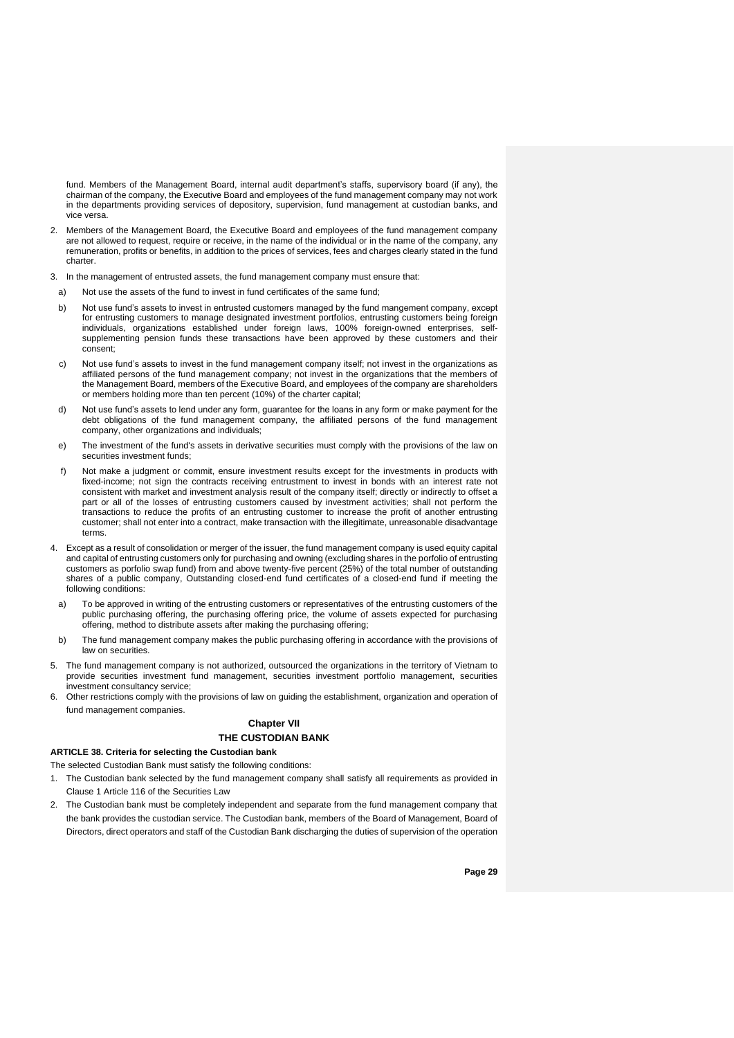fund. Members of the Management Board, internal audit department's staffs, supervisory board (if any), the chairman of the company, the Executive Board and employees of the fund management company may not work in the departments providing services of depository, supervision, fund management at custodian banks, and vice versa.

2. Members of the Management Board, the Executive Board and employees of the fund management company are not allowed to request, require or receive, in the name of the individual or in the name of the company, any remuneration, profits or benefits, in addition to the prices of services, fees and charges clearly stated in the fund charter.

3. In the management of entrusted assets, the fund management company must ensure that:

   a) Not use the assets of the fund to invest in fund certificates of the same fund;

   b) Not use fund's assets to invest in entrusted customers managed by the fund mangement company, except for entrusting customers to manage designated investment portfolios, entrusting customers being foreign individuals, organizations established under foreign laws, 100% foreign-owned enterprises, self-supplementing pension funds these transactions have been approved by these customers and their consent;

   c) Not use fund's assets to invest in the fund management company itself; not invest in the organizations as affiliated persons of the fund management company; not invest in the organizations that the members of the Management Board, members of the Executive Board, and employees of the company are shareholders or members holding more than ten percent (10%) of the charter capital;

   d) Not use fund's assets to lend under any form, guarantee for the loans in any form or make payment for the debt obligations of the fund management company, the affiliated persons of the fund management company, other organizations and individuals;

   e) The investment of the fund's assets in derivative securities must comply with the provisions of the law on securities investment funds;

   f) Not make a judgment or commit, ensure investment results except for the investments in products with fixed-income; not sign the contracts receiving entrustment to invest in bonds with an interest rate not consistent with market and investment analysis result of the company itself; directly or indirectly to offset a part or all of the losses of entrusting customers caused by investment activities; shall not perform the transactions to reduce the profits of an entrusting customer to increase the profit of another entrusting customer; shall not enter into a contract, make transaction with the illegitimate, unreasonable disadvantage terms.

4. Except as a result of consolidation or merger of the issuer, the fund management company is used equity capital and capital of entrusting customers only for purchasing and owning (excluding shares in the porfolio of entrusting customers as porfolio swap fund) from and above twenty-five percent (25%) of the total number of outstanding shares of a public company, Outstanding closed-end fund certificates of a closed-end fund if meeting the following conditions:

   a) To be approved in writing of the entrusting customers or representatives of the entrusting customers of the public purchasing offering, the purchasing offering price, the volume of assets expected for purchasing offering, method to distribute assets after making the purchasing offering;

   b) The fund management company makes the public purchasing offering in accordance with the provisions of law on securities.

5. The fund management company is not authorized, outsourced the organizations in the territory of Vietnam to provide securities investment fund management, securities investment portfolio management, securities investment consultancy service;

6. Other restrictions comply with the provisions of law on guiding the establishment, organization and operation of fund management companies.

## Chapter VII

## THE CUSTODIAN BANK

### ARTICLE 38. Criteria for selecting the Custodian bank

The selected Custodian Bank must satisfy the following conditions:

1. The Custodian bank selected by the fund management company shall satisfy all requirements as provided in Clause 1 Article 116 of the Securities Law

2. The Custodian bank must be completely independent and separate from the fund management company that the bank provides the custodian service. The Custodian bank, members of the Board of Management, Board of Directors, direct operators and staff of the Custodian Bank discharging the duties of supervision of the operation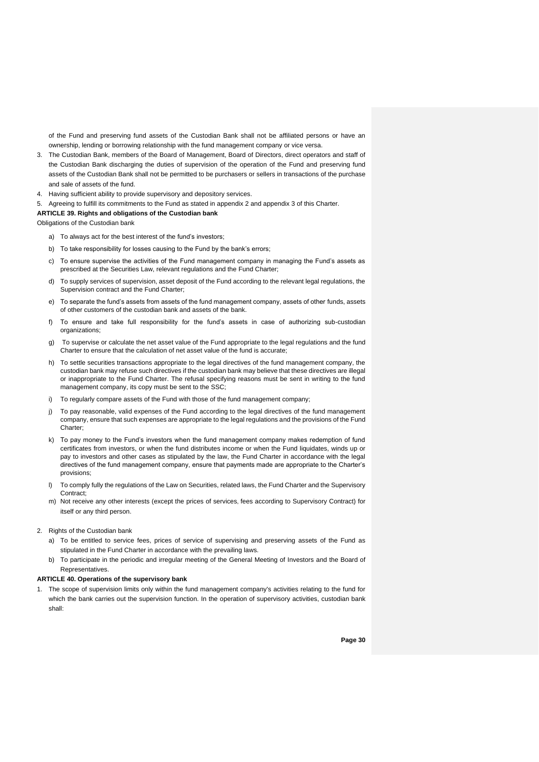of the Fund and preserving fund assets of the Custodian Bank shall not be affiliated persons or have an ownership, lending or borrowing relationship with the fund management company or vice versa.

3. The Custodian Bank, members of the Board of Management, Board of Directors, direct operators and staff of the Custodian Bank discharging the duties of supervision of the operation of the Fund and preserving fund assets of the Custodian Bank shall not be permitted to be purchasers or sellers in transactions of the purchase and sale of assets of the fund.
4. Having sufficient ability to provide supervisory and depository services.
5. Agreeing to fulfill its commitments to the Fund as stated in appendix 2 and appendix 3 of this Charter.

**ARTICLE 39. Rights and obligations of the Custodian bank**

Obligations of the Custodian bank

a) To always act for the best interest of the fund's investors;
b) To take responsibility for losses causing to the Fund by the bank's errors;
c) To ensure supervise the activities of the Fund management company in managing the Fund's assets as prescribed at the Securities Law, relevant regulations and the Fund Charter;
d) To supply services of supervision, asset deposit of the Fund according to the relevant legal regulations, the Supervision contract and the Fund Charter;
e) To separate the fund's assets from assets of the fund management company, assets of other funds, assets of other customers of the custodian bank and assets of the bank.
f) To ensure and take full responsibility for the fund's assets in case of authorizing sub-custodian organizations;
g) To supervise or calculate the net asset value of the Fund appropriate to the legal regulations and the fund Charter to ensure that the calculation of net asset value of the fund is accurate;
h) To settle securities transactions appropriate to the legal directives of the fund management company, the custodian bank may refuse such directives if the custodian bank may believe that these directives are illegal or inappropriate to the Fund Charter. The refusal specifying reasons must be sent in writing to the fund management company, its copy must be sent to the SSC;
i) To regularly compare assets of the Fund with those of the fund management company;
j) To pay reasonable, valid expenses of the Fund according to the legal directives of the fund management company, ensure that such expenses are appropriate to the legal regulations and the provisions of the Fund Charter;
k) To pay money to the Fund's investors when the fund management company makes redemption of fund certificates from investors, or when the fund distributes income or when the Fund liquidates, winds up or pay to investors and other cases as stipulated by the law, the Fund Charter in accordance with the legal directives of the fund management company, ensure that payments made are appropriate to the Charter's provisions;
l) To comply fully the regulations of the Law on Securities, related laws, the Fund Charter and the Supervisory Contract;
m) Not receive any other interests (except the prices of services, fees according to Supervisory Contract) for itself or any third person.

2. Rights of the Custodian bank
   a) To be entitled to service fees, prices of service of supervising and preserving assets of the Fund as stipulated in the Fund Charter in accordance with the prevailing laws.
   b) To participate in the periodic and irregular meeting of the General Meeting of Investors and the Board of Representatives.

**ARTICLE 40. Operations of the supervisory bank**

1. The scope of supervision limits only within the fund management company's activities relating to the fund for which the bank carries out the supervision function. In the operation of supervisory activities, custodian bank shall: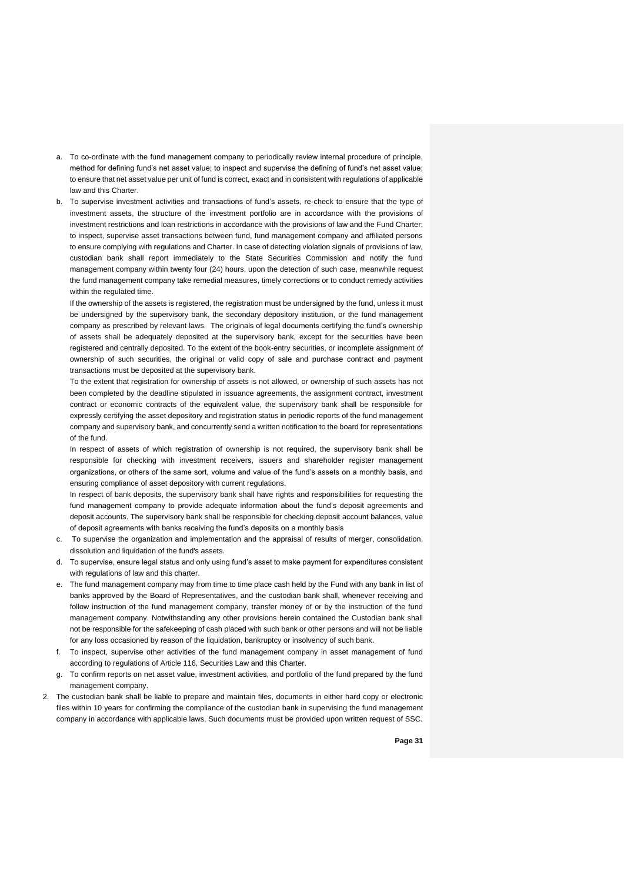a. To co-ordinate with the fund management company to periodically review internal procedure of principle, method for defining fund's net asset value; to inspect and supervise the defining of fund's net asset value; to ensure that net asset value per unit of fund is correct, exact and in consistent with regulations of applicable law and this Charter.

b. To supervise investment activities and transactions of fund's assets, re-check to ensure that the type of investment assets, the structure of the investment portfolio are in accordance with the provisions of investment restrictions and loan restrictions in accordance with the provisions of law and the Fund Charter; to inspect, supervise asset transactions between fund, fund management company and affiliated persons to ensure complying with regulations and Charter. In case of detecting violation signals of provisions of law, custodian bank shall report immediately to the State Securities Commission and notify the fund management company within twenty four (24) hours, upon the detection of such case, meanwhile request the fund management company take remedial measures, timely corrections or to conduct remedy activities within the regulated time.

   If the ownership of the assets is registered, the registration must be undersigned by the fund, unless it must be undersigned by the supervisory bank, the secondary depository institution, or the fund management company as prescribed by relevant laws. The originals of legal documents certifying the fund's ownership of assets shall be adequately deposited at the supervisory bank, except for the securities have been registered and centrally deposited. To the extent of the book-entry securities, or incomplete assignment of ownership of such securities, the original or valid copy of sale and purchase contract and payment transactions must be deposited at the supervisory bank.

   To the extent that registration for ownership of assets is not allowed, or ownership of such assets has not been completed by the deadline stipulated in issuance agreements, the assignment contract, investment contract or economic contracts of the equivalent value, the supervisory bank shall be responsible for expressly certifying the asset depository and registration status in periodic reports of the fund management company and supervisory bank, and concurrently send a written notification to the board for representations of the fund.

   In respect of assets of which registration of ownership is not required, the supervisory bank shall be responsible for checking with investment receivers, issuers and shareholder register management organizations, or others of the same sort, volume and value of the fund's assets on a monthly basis, and ensuring compliance of asset depository with current regulations.

   In respect of bank deposits, the supervisory bank shall have rights and responsibilities for requesting the fund management company to provide adequate information about the fund's deposit agreements and deposit accounts. The supervisory bank shall be responsible for checking deposit account balances, value of deposit agreements with banks receiving the fund's deposits on a monthly basis

c. To supervise the organization and implementation and the appraisal of results of merger, consolidation, dissolution and liquidation of the fund's assets.

d. To supervise, ensure legal status and only using fund's asset to make payment for expenditures consistent with regulations of law and this charter.

e. The fund management company may from time to time place cash held by the Fund with any bank in list of banks approved by the Board of Representatives, and the custodian bank shall, whenever receiving and follow instruction of the fund management company, transfer money of or by the instruction of the fund management company. Notwithstanding any other provisions herein contained the Custodian bank shall not be responsible for the safekeeping of cash placed with such bank or other persons and will not be liable for any loss occasioned by reason of the liquidation, bankruptcy or insolvency of such bank.

f. To inspect, supervise other activities of the fund management company in asset management of fund according to regulations of Article 116, Securities Law and this Charter.

g. To confirm reports on net asset value, investment activities, and portfolio of the fund prepared by the fund management company.

2. The custodian bank shall be liable to prepare and maintain files, documents in either hard copy or electronic files within 10 years for confirming the compliance of the custodian bank in supervising the fund management company in accordance with applicable laws. Such documents must be provided upon written request of SSC.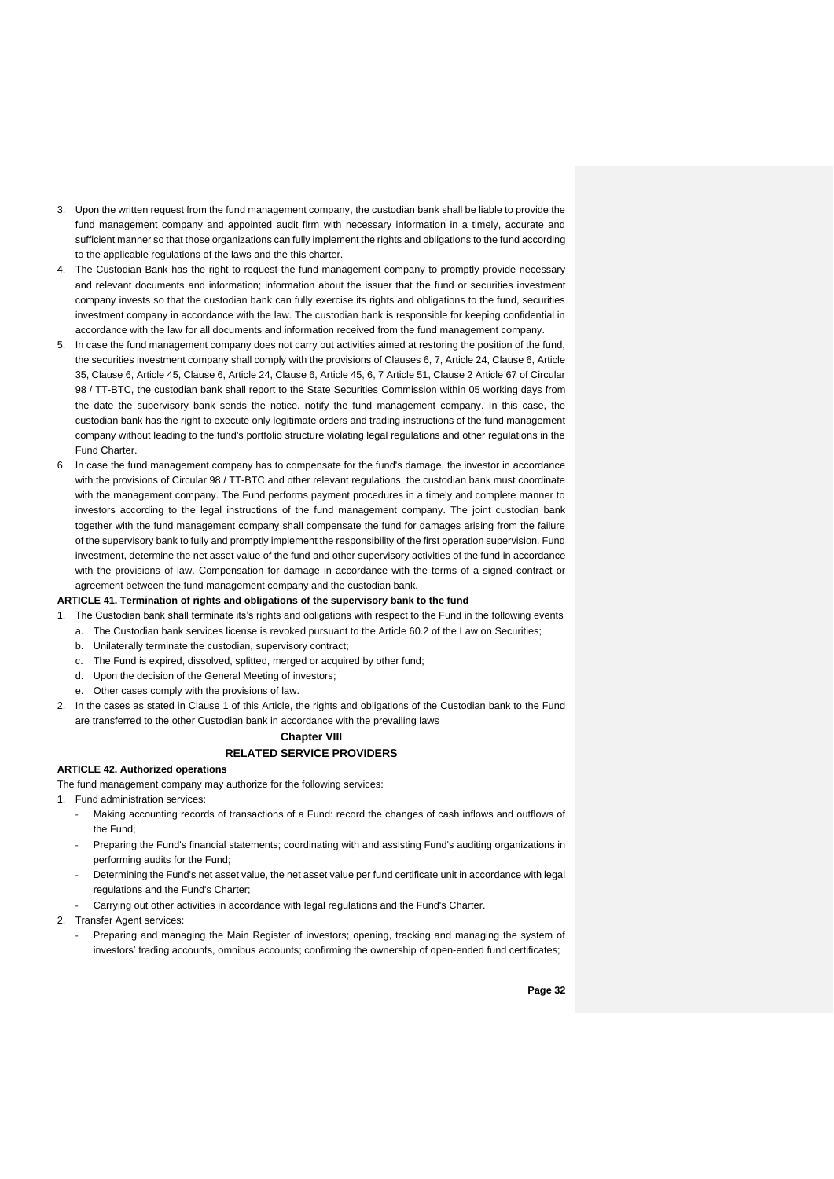3. Upon the written request from the fund management company, the custodian bank shall be liable to provide the fund management company and appointed audit firm with necessary information in a timely, accurate and sufficient manner so that those organizations can fully implement the rights and obligations to the fund according to the applicable regulations of the laws and the this charter.
4. The Custodian Bank has the right to request the fund management company to promptly provide necessary and relevant documents and information; information about the issuer that the fund or securities investment company invests so that the custodian bank can fully exercise its rights and obligations to the fund, securities investment company in accordance with the law. The custodian bank is responsible for keeping confidential in accordance with the law for all documents and information received from the fund management company.
5. In case the fund management company does not carry out activities aimed at restoring the position of the fund, the securities investment company shall comply with the provisions of Clauses 6, 7, Article 24, Clause 6, Article 35, Clause 6, Article 45, Clause 6, Article 24, Clause 6, Article 45, 6, 7 Article 51, Clause 2 Article 67 of Circular 98 / TT-BTC, the custodian bank shall report to the State Securities Commission within 05 working days from the date the supervisory bank sends the notice. notify the fund management company. In this case, the custodian bank has the right to execute only legitimate orders and trading instructions of the fund management company without leading to the fund's portfolio structure violating legal regulations and other regulations in the Fund Charter.
6. In case the fund management company has to compensate for the fund's damage, the investor in accordance with the provisions of Circular 98 / TT-BTC and other relevant regulations, the custodian bank must coordinate with the management company. The Fund performs payment procedures in a timely and complete manner to investors according to the legal instructions of the fund management company. The joint custodian bank together with the fund management company shall compensate the fund for damages arising from the failure of the supervisory bank to fully and promptly implement the responsibility of the first operation supervision. Fund investment, determine the net asset value of the fund and other supervisory activities of the fund in accordance with the provisions of law. Compensation for damage in accordance with the terms of a signed contract or agreement between the fund management company and the custodian bank.

**ARTICLE 41. Termination of rights and obligations of the supervisory bank to the fund**

1. The Custodian bank shall terminate its's rights and obligations with respect to the Fund in the following events
   a. The Custodian bank services license is revoked pursuant to the Article 60.2 of the Law on Securities;
   b. Unilaterally terminate the custodian, supervisory contract;
   c. The Fund is expired, dissolved, splitted, merged or acquired by other fund;
   d. Upon the decision of the General Meeting of investors;
   e. Other cases comply with the provisions of law.
2. In the cases as stated in Clause 1 of this Article, the rights and obligations of the Custodian bank to the Fund are transferred to the other Custodian bank in accordance with the prevailing laws

## Chapter VIII

## RELATED SERVICE PROVIDERS

**ARTICLE 42. Authorized operations**

The fund management company may authorize for the following services:

1. Fund administration services:
   - Making accounting records of transactions of a Fund: record the changes of cash inflows and outflows of the Fund;
   - Preparing the Fund's financial statements; coordinating with and assisting Fund's auditing organizations in performing audits for the Fund;
   - Determining the Fund's net asset value, the net asset value per fund certificate unit in accordance with legal regulations and the Fund's Charter;
   - Carrying out other activities in accordance with legal regulations and the Fund's Charter.
2. Transfer Agent services:
   - Preparing and managing the Main Register of investors; opening, tracking and managing the system of investors' trading accounts, omnibus accounts; confirming the ownership of open-ended fund certificates;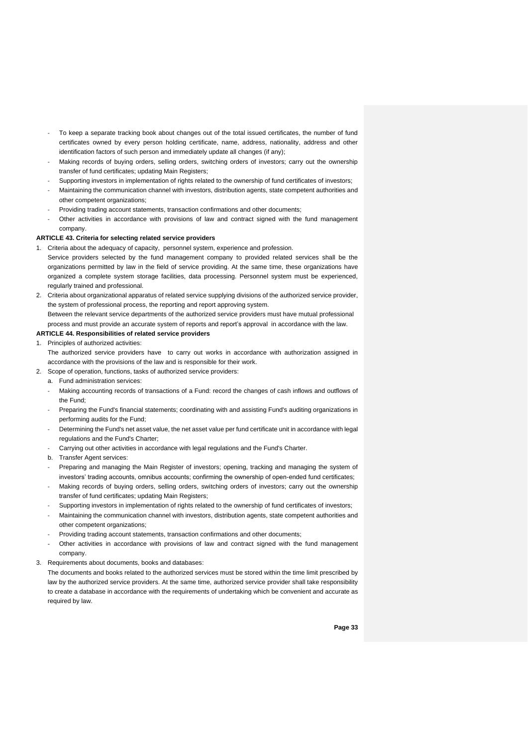- To keep a separate tracking book about changes out of the total issued certificates, the number of fund certificates owned by every person holding certificate, name, address, nationality, address and other identification factors of such person and immediately update all changes (if any);
- Making records of buying orders, selling orders, switching orders of investors; carry out the ownership transfer of fund certificates; updating Main Registers;
- Supporting investors in implementation of rights related to the ownership of fund certificates of investors;
- Maintaining the communication channel with investors, distribution agents, state competent authorities and other competent organizations;
- Providing trading account statements, transaction confirmations and other documents;
- Other activities in accordance with provisions of law and contract signed with the fund management company.

**ARTICLE 43. Criteria for selecting related service providers**

1. Criteria about the adequacy of capacity, personnel system, experience and profession.
   Service providers selected by the fund management company to provided related services shall be the organizations permitted by law in the field of service providing. At the same time, these organizations have organized a complete system storage facilities, data processing. Personnel system must be experienced, regularly trained and professional.
2. Criteria about organizational apparatus of related service supplying divisions of the authorized service provider, the system of professional process, the reporting and report approving system.
   Between the relevant service departments of the authorized service providers must have mutual professional process and must provide an accurate system of reports and report's approval in accordance with the law.

**ARTICLE 44. Responsibilities of related service providers**

1. Principles of authorized activities:
   The authorized service providers have to carry out works in accordance with authorization assigned in accordance with the provisions of the law and is responsible for their work.
2. Scope of operation, functions, tasks of authorized service providers:
   a. Fund administration services:
   - Making accounting records of transactions of a Fund: record the changes of cash inflows and outflows of the Fund;
   - Preparing the Fund's financial statements; coordinating with and assisting Fund's auditing organizations in performing audits for the Fund;
   - Determining the Fund's net asset value, the net asset value per fund certificate unit in accordance with legal regulations and the Fund's Charter;
   - Carrying out other activities in accordance with legal regulations and the Fund's Charter.

   b. Transfer Agent services:
   - Preparing and managing the Main Register of investors; opening, tracking and managing the system of investors' trading accounts, omnibus accounts; confirming the ownership of open-ended fund certificates;
   - Making records of buying orders, selling orders, switching orders of investors; carry out the ownership transfer of fund certificates; updating Main Registers;
   - Supporting investors in implementation of rights related to the ownership of fund certificates of investors;
   - Maintaining the communication channel with investors, distribution agents, state competent authorities and other competent organizations;
   - Providing trading account statements, transaction confirmations and other documents;
   - Other activities in accordance with provisions of law and contract signed with the fund management company.
3. Requirements about documents, books and databases:
   The documents and books related to the authorized services must be stored within the time limit prescribed by law by the authorized service providers. At the same time, authorized service provider shall take responsibility to create a database in accordance with the requirements of undertaking which be convenient and accurate as required by law.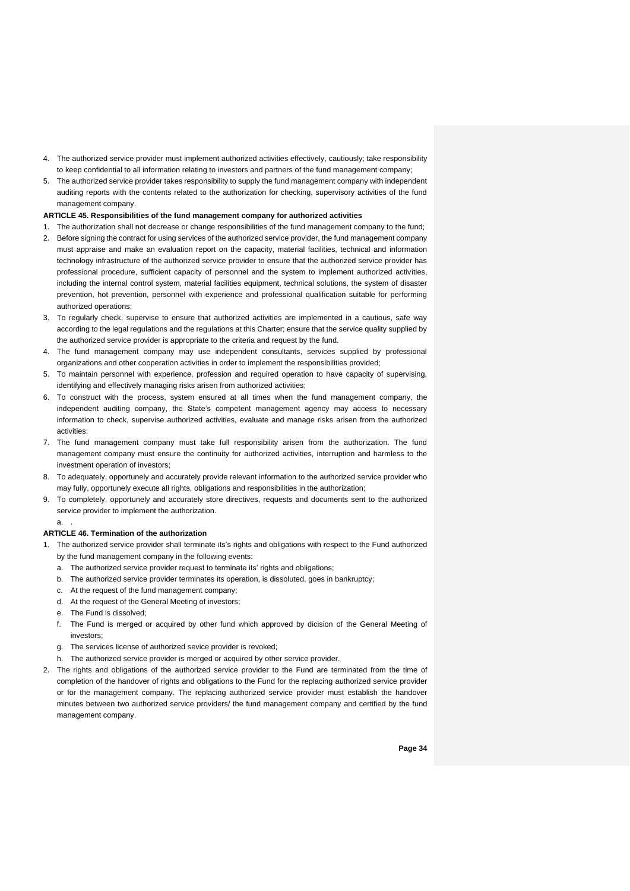4. The authorized service provider must implement authorized activities effectively, cautiously; take responsibility to keep confidential to all information relating to investors and partners of the fund management company;
5. The authorized service provider takes responsibility to supply the fund management company with independent auditing reports with the contents related to the authorization for checking, supervisory activities of the fund management company.

**ARTICLE 45. Responsibilities of the fund management company for authorized activities**

1. The authorization shall not decrease or change responsibilities of the fund management company to the fund;
2. Before signing the contract for using services of the authorized service provider, the fund management company must appraise and make an evaluation report on the capacity, material facilities, technical and information technology infrastructure of the authorized service provider to ensure that the authorized service provider has professional procedure, sufficient capacity of personnel and the system to implement authorized activities, including the internal control system, material facilities equipment, technical solutions, the system of disaster prevention, hot prevention, personnel with experience and professional qualification suitable for performing authorized operations;
3. To regularly check, supervise to ensure that authorized activities are implemented in a cautious, safe way according to the legal regulations and the regulations at this Charter; ensure that the service quality supplied by the authorized service provider is appropriate to the criteria and request by the fund.
4. The fund management company may use independent consultants, services supplied by professional organizations and other cooperation activities in order to implement the responsibilities provided;
5. To maintain personnel with experience, profession and required operation to have capacity of supervising, identifying and effectively managing risks arisen from authorized activities;
6. To construct with the process, system ensured at all times when the fund management company, the independent auditing company, the State's competent management agency may access to necessary information to check, supervise authorized activities, evaluate and manage risks arisen from the authorized activities;
7. The fund management company must take full responsibility arisen from the authorization. The fund management company must ensure the continuity for authorized activities, interruption and harmless to the investment operation of investors;
8. To adequately, opportunely and accurately provide relevant information to the authorized service provider who may fully, opportunely execute all rights, obligations and responsibilities in the authorization;
9. To completely, opportunely and accurately store directives, requests and documents sent to the authorized service provider to implement the authorization.
   a. .

**ARTICLE 46. Termination of the authorization**

1. The authorized service provider shall terminate its's rights and obligations with respect to the Fund authorized by the fund management company in the following events:
   a. The authorized service provider request to terminate its' rights and obligations;
   b. The authorized service provider terminates its operation, is dissoluted, goes in bankruptcy;
   c. At the request of the fund management company;
   d. At the request of the General Meeting of investors;
   e. The Fund is dissolved;
   f. The Fund is merged or acquired by other fund which approved by dicision of the General Meeting of investors;
   g. The services license of authorized sevice provider is revoked;
   h. The authorized service provider is merged or acquired by other service provider.
2. The rights and obligations of the authorized service provider to the Fund are terminated from the time of completion of the handover of rights and obligations to the Fund for the replacing authorized service provider or for the management company. The replacing authorized service provider must establish the handover minutes between two authorized service providers/ the fund management company and certified by the fund management company.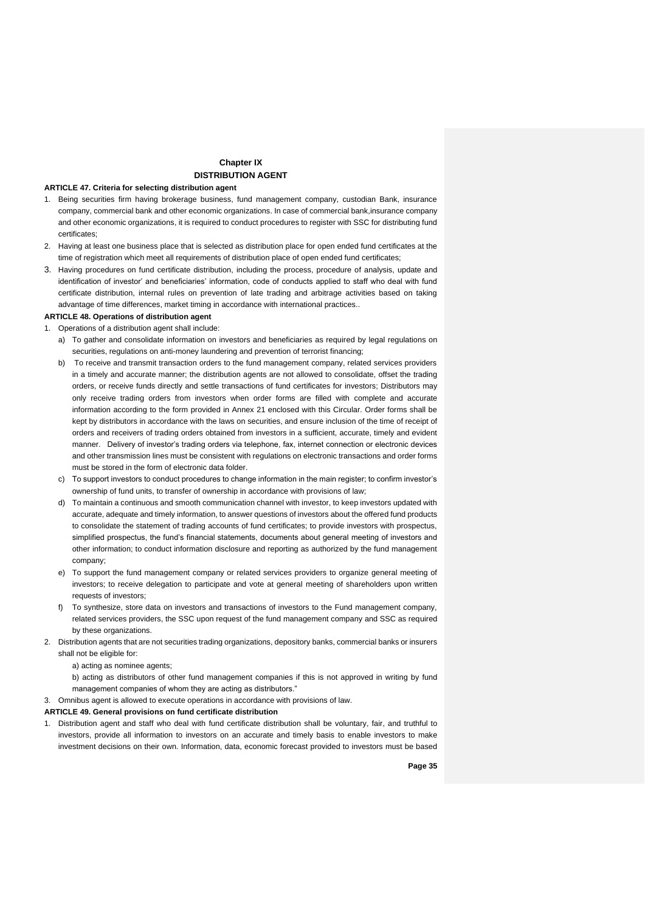## Chapter IX
## DISTRIBUTION AGENT

**ARTICLE 47. Criteria for selecting distribution agent**

1. Being securities firm having brokerage business, fund management company, custodian Bank, insurance company, commercial bank and other economic organizations. In case of commercial bank,insurance company and other economic organizations, it is required to conduct procedures to register with SSC for distributing fund certificates;
2. Having at least one business place that is selected as distribution place for open ended fund certificates at the time of registration which meet all requirements of distribution place of open ended fund certificates;
3. Having procedures on fund certificate distribution, including the process, procedure of analysis, update and identification of investor' and beneficiaries' information, code of conducts applied to staff who deal with fund certificate distribution, internal rules on prevention of late trading and arbitrage activities based on taking advantage of time differences, market timing in accordance with international practices..

**ARTICLE 48. Operations of distribution agent**

1. Operations of a distribution agent shall include:
   a) To gather and consolidate information on investors and beneficiaries as required by legal regulations on securities, regulations on anti-money laundering and prevention of terrorist financing;
   b) To receive and transmit transaction orders to the fund management company, related services providers in a timely and accurate manner; the distribution agents are not allowed to consolidate, offset the trading orders, or receive funds directly and settle transactions of fund certificates for investors; Distributors may only receive trading orders from investors when order forms are filled with complete and accurate information according to the form provided in Annex 21 enclosed with this Circular. Order forms shall be kept by distributors in accordance with the laws on securities, and ensure inclusion of the time of receipt of orders and receivers of trading orders obtained from investors in a sufficient, accurate, timely and evident manner. Delivery of investor's trading orders via telephone, fax, internet connection or electronic devices and other transmission lines must be consistent with regulations on electronic transactions and order forms must be stored in the form of electronic data folder.
   c) To support investors to conduct procedures to change information in the main register; to confirm investor's ownership of fund units, to transfer of ownership in accordance with provisions of law;
   d) To maintain a continuous and smooth communication channel with investor, to keep investors updated with accurate, adequate and timely information, to answer questions of investors about the offered fund products to consolidate the statement of trading accounts of fund certificates; to provide investors with prospectus, simplified prospectus, the fund's financial statements, documents about general meeting of investors and other information; to conduct information disclosure and reporting as authorized by the fund management company;
   e) To support the fund management company or related services providers to organize general meeting of investors; to receive delegation to participate and vote at general meeting of shareholders upon written requests of investors;
   f) To synthesize, store data on investors and transactions of investors to the Fund management company, related services providers, the SSC upon request of the fund management company and SSC as required by these organizations.
2. Distribution agents that are not securities trading organizations, depository banks, commercial banks or insurers shall not be eligible for:

   a) acting as nominee agents;

   b) acting as distributors of other fund management companies if this is not approved in writing by fund management companies of whom they are acting as distributors."
3. Omnibus agent is allowed to execute operations in accordance with provisions of law.

**ARTICLE 49. General provisions on fund certificate distribution**

1. Distribution agent and staff who deal with fund certificate distribution shall be voluntary, fair, and truthful to investors, provide all information to investors on an accurate and timely basis to enable investors to make investment decisions on their own. Information, data, economic forecast provided to investors must be based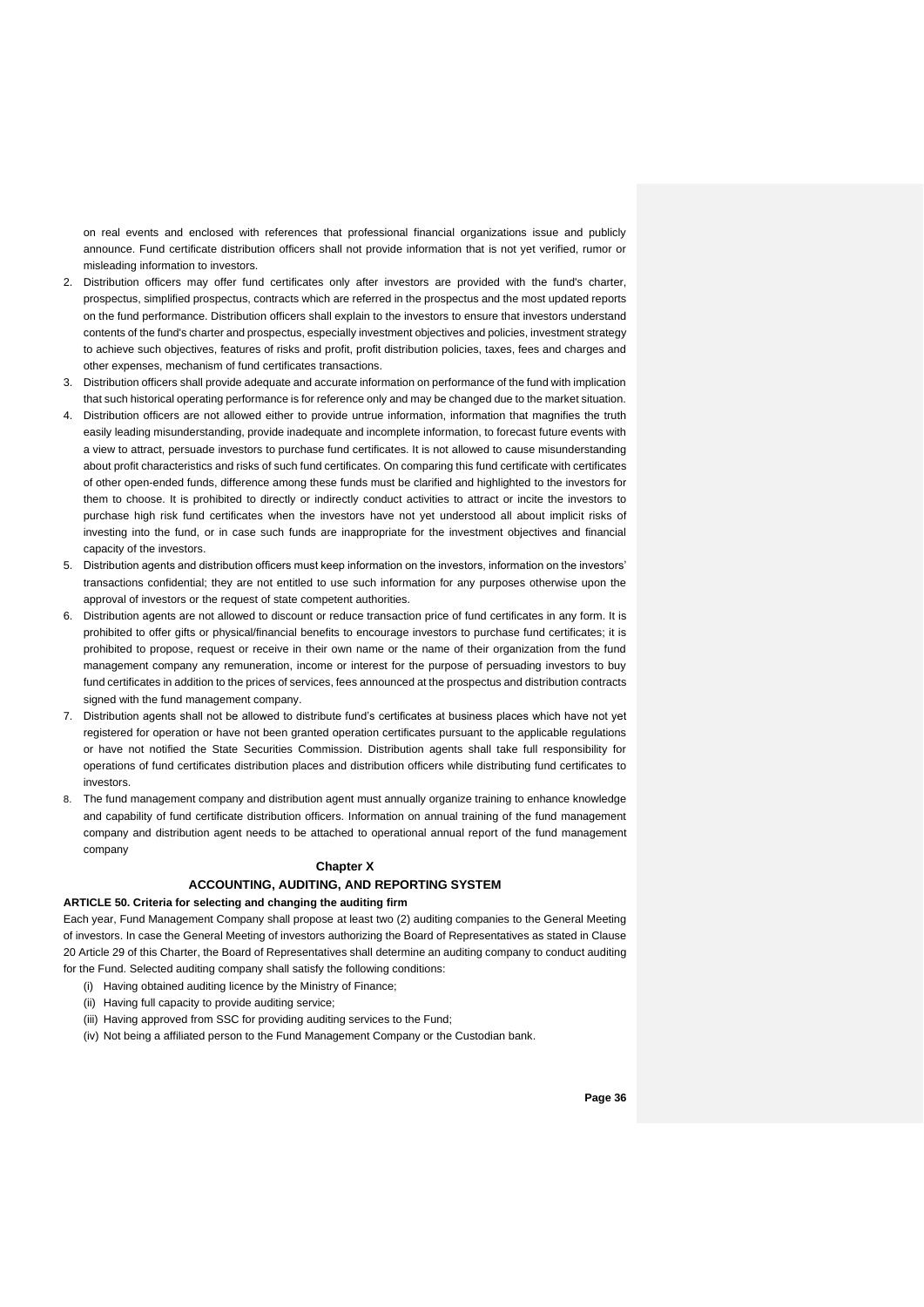on real events and enclosed with references that professional financial organizations issue and publicly announce. Fund certificate distribution officers shall not provide information that is not yet verified, rumor or misleading information to investors.

2. Distribution officers may offer fund certificates only after investors are provided with the fund's charter, prospectus, simplified prospectus, contracts which are referred in the prospectus and the most updated reports on the fund performance. Distribution officers shall explain to the investors to ensure that investors understand contents of the fund's charter and prospectus, especially investment objectives and policies, investment strategy to achieve such objectives, features of risks and profit, profit distribution policies, taxes, fees and charges and other expenses, mechanism of fund certificates transactions.
3. Distribution officers shall provide adequate and accurate information on performance of the fund with implication that such historical operating performance is for reference only and may be changed due to the market situation.
4. Distribution officers are not allowed either to provide untrue information, information that magnifies the truth easily leading misunderstanding, provide inadequate and incomplete information, to forecast future events with a view to attract, persuade investors to purchase fund certificates. It is not allowed to cause misunderstanding about profit characteristics and risks of such fund certificates. On comparing this fund certificate with certificates of other open-ended funds, difference among these funds must be clarified and highlighted to the investors for them to choose. It is prohibited to directly or indirectly conduct activities to attract or incite the investors to purchase high risk fund certificates when the investors have not yet understood all about implicit risks of investing into the fund, or in case such funds are inappropriate for the investment objectives and financial capacity of the investors.
5. Distribution agents and distribution officers must keep information on the investors, information on the investors' transactions confidential; they are not entitled to use such information for any purposes otherwise upon the approval of investors or the request of state competent authorities.
6. Distribution agents are not allowed to discount or reduce transaction price of fund certificates in any form. It is prohibited to offer gifts or physical/financial benefits to encourage investors to purchase fund certificates; it is prohibited to propose, request or receive in their own name or the name of their organization from the fund management company any remuneration, income or interest for the purpose of persuading investors to buy fund certificates in addition to the prices of services, fees announced at the prospectus and distribution contracts signed with the fund management company.
7. Distribution agents shall not be allowed to distribute fund's certificates at business places which have not yet registered for operation or have not been granted operation certificates pursuant to the applicable regulations or have not notified the State Securities Commission. Distribution agents shall take full responsibility for operations of fund certificates distribution places and distribution officers while distributing fund certificates to investors.
8. The fund management company and distribution agent must annually organize training to enhance knowledge and capability of fund certificate distribution officers. Information on annual training of the fund management company and distribution agent needs to be attached to operational annual report of the fund management company

## Chapter X

## ACCOUNTING, AUDITING, AND REPORTING SYSTEM

### ARTICLE 50. Criteria for selecting and changing the auditing firm

Each year, Fund Management Company shall propose at least two (2) auditing companies to the General Meeting of investors. In case the General Meeting of investors authorizing the Board of Representatives as stated in Clause 20 Article 29 of this Charter, the Board of Representatives shall determine an auditing company to conduct auditing for the Fund. Selected auditing company shall satisfy the following conditions:

(i) Having obtained auditing licence by the Ministry of Finance;
(ii) Having full capacity to provide auditing service;
(iii) Having approved from SSC for providing auditing services to the Fund;
(iv) Not being a affiliated person to the Fund Management Company or the Custodian bank.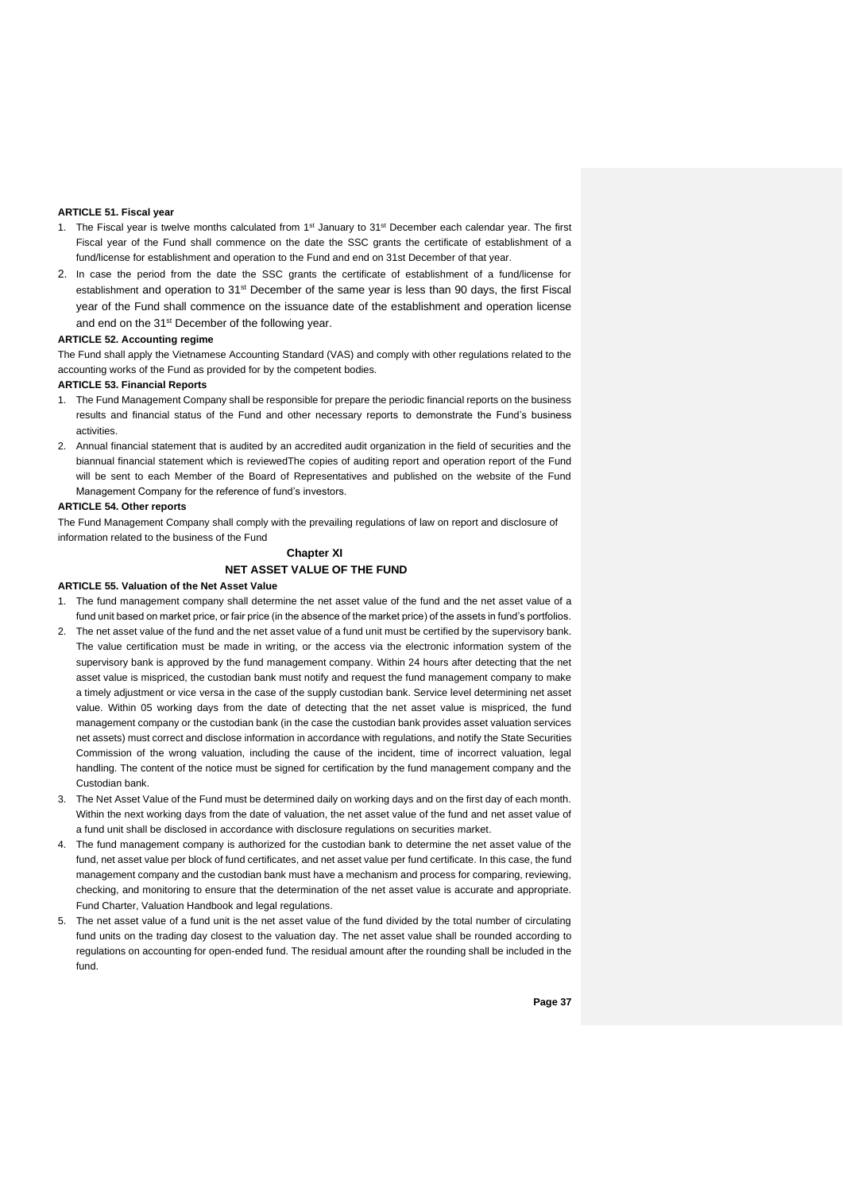**ARTICLE 51. Fiscal year**

1. The Fiscal year is twelve months calculated from 1st January to 31st December each calendar year. The first Fiscal year of the Fund shall commence on the date the SSC grants the certificate of establishment of a fund/license for establishment and operation to the Fund and end on 31st December of that year.
2. In case the period from the date the SSC grants the certificate of establishment of a fund/license for establishment and operation to 31st December of the same year is less than 90 days, the first Fiscal year of the Fund shall commence on the issuance date of the establishment and operation license and end on the 31st December of the following year.

**ARTICLE 52. Accounting regime**

The Fund shall apply the Vietnamese Accounting Standard (VAS) and comply with other regulations related to the accounting works of the Fund as provided for by the competent bodies.

**ARTICLE 53. Financial Reports**

1. The Fund Management Company shall be responsible for prepare the periodic financial reports on the business results and financial status of the Fund and other necessary reports to demonstrate the Fund's business activities.
2. Annual financial statement that is audited by an accredited audit organization in the field of securities and the biannual financial statement which is reviewedThe copies of auditing report and operation report of the Fund will be sent to each Member of the Board of Representatives and published on the website of the Fund Management Company for the reference of fund's investors.

**ARTICLE 54. Other reports**

The Fund Management Company shall comply with the prevailing regulations of law on report and disclosure of information related to the business of the Fund

## Chapter XI
## NET ASSET VALUE OF THE FUND

**ARTICLE 55. Valuation of the Net Asset Value**

1. The fund management company shall determine the net asset value of the fund and the net asset value of a fund unit based on market price, or fair price (in the absence of the market price) of the assets in fund's portfolios.
2. The net asset value of the fund and the net asset value of a fund unit must be certified by the supervisory bank. The value certification must be made in writing, or the access via the electronic information system of the supervisory bank is approved by the fund management company. Within 24 hours after detecting that the net asset value is mispriced, the custodian bank must notify and request the fund management company to make a timely adjustment or vice versa in the case of the supply custodian bank. Service level determining net asset value. Within 05 working days from the date of detecting that the net asset value is mispriced, the fund management company or the custodian bank (in the case the custodian bank provides asset valuation services net assets) must correct and disclose information in accordance with regulations, and notify the State Securities Commission of the wrong valuation, including the cause of the incident, time of incorrect valuation, legal handling. The content of the notice must be signed for certification by the fund management company and the Custodian bank.
3. The Net Asset Value of the Fund must be determined daily on working days and on the first day of each month. Within the next working days from the date of valuation, the net asset value of the fund and net asset value of a fund unit shall be disclosed in accordance with disclosure regulations on securities market.
4. The fund management company is authorized for the custodian bank to determine the net asset value of the fund, net asset value per block of fund certificates, and net asset value per fund certificate. In this case, the fund management company and the custodian bank must have a mechanism and process for comparing, reviewing, checking, and monitoring to ensure that the determination of the net asset value is accurate and appropriate. Fund Charter, Valuation Handbook and legal regulations.
5. The net asset value of a fund unit is the net asset value of the fund divided by the total number of circulating fund units on the trading day closest to the valuation day. The net asset value shall be rounded according to regulations on accounting for open-ended fund. The residual amount after the rounding shall be included in the fund.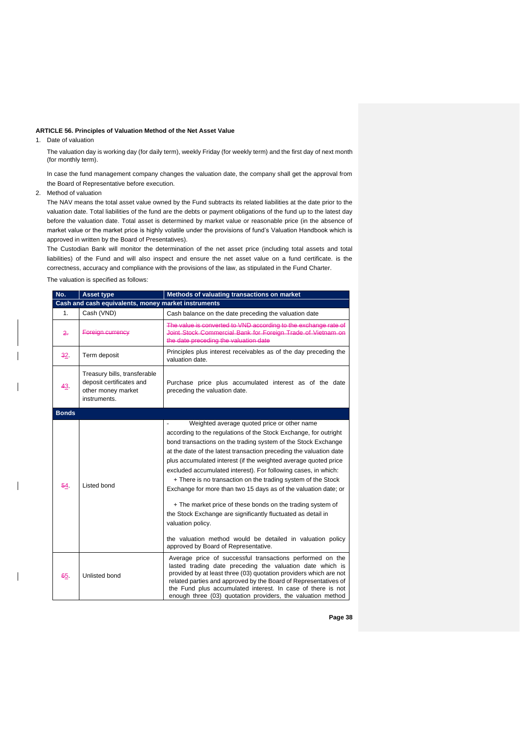**ARTICLE 56. Principles of Valuation Method of the Net Asset Value**

1. Date of valuation

   The valuation day is working day (for daily term), weekly Friday (for weekly term) and the first day of next month (for monthly term).

   In case the fund management company changes the valuation date, the company shall get the approval from the Board of Representative before execution.

2. Method of valuation

   The NAV means the total asset value owned by the Fund subtracts its related liabilities at the date prior to the valuation date. Total liabilities of the fund are the debts or payment obligations of the fund up to the latest day before the valuation date. Total asset is determined by market value or reasonable price (in the absence of market value or the market price is highly volatile under the provisions of fund's Valuation Handbook which is approved in written by the Board of Presentatives).

   The Custodian Bank will monitor the determination of the net asset price (including total assets and total liabilities) of the Fund and will also inspect and ensure the net asset value on a fund certificate. is the correctness, accuracy and compliance with the provisions of the law, as stipulated in the Fund Charter.

   The valuation is specified as follows:

| No. | Asset type | Methods of valuating transactions on market |
|---|---|---|
| **Cash and cash equivalents, money market instruments** | | |
| 1. | Cash (VND) | Cash balance on the date preceding the valuation date |
| ~~2.~~ | ~~Foreign currency~~ | ~~The value is converted to VND according to the exchange rate of Joint Stock Commercial Bank for Foreign Trade of Vietnam on the date preceding the valuation date~~ |
| ~~3~~2. | Term deposit | Principles plus interest receivables as of the day preceding the valuation date. |
| ~~4~~3. | Treasury bills, transferable deposit certificates and other money market instruments. | Purchase price plus accumulated interest as of the date preceding the valuation date. |
| **Bonds** | | |
| ~~5~~4. | Listed bond | - Weighted average quoted price or other name according to the regulations of the Stock Exchange, for outright bond transactions on the trading system of the Stock Exchange at the date of the latest transaction preceding the valuation date plus accumulated interest (if the weighted average quoted price excluded accumulated interest). For following cases, in which:<br>+ There is no transaction on the trading system of the Stock Exchange for more than two 15 days as of the valuation date; or<br>+ The market price of these bonds on the trading system of the Stock Exchange are significantly fluctuated as detail in valuation policy.<br>the valuation method would be detailed in valuation policy approved by Board of Representative. |
| ~~6~~5. | Unlisted bond | Average price of successful transactions performed on the lasted trading date preceding the valuation date which is provided by at least three (03) quotation providers which are not related parties and approved by the Board of Representatives of the Fund plus accumulated interest. In case of there is not enough three (03) quotation providers, the valuation method |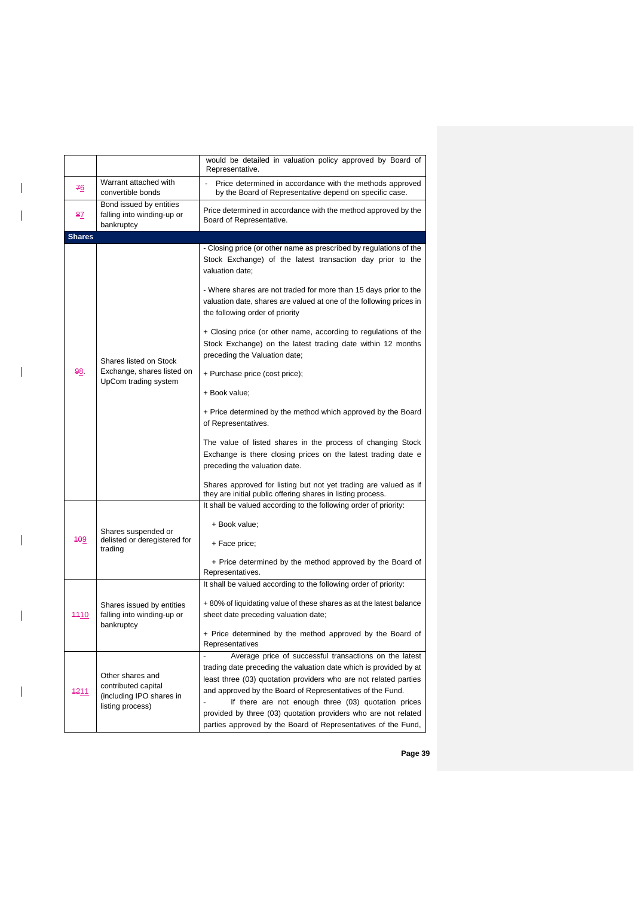| | | |
|---|---|---|
| | | would be detailed in valuation policy approved by Board of Representative. |
| 76 | Warrant attached with convertible bonds | - Price determined in accordance with the methods approved by the Board of Representative depend on specific case. |
| 87 | Bond issued by entities falling into winding-up or bankruptcy | Price determined in accordance with the method approved by the Board of Representative. |
| **Shares** | | |
| 98. | Shares listed on Stock Exchange, shares listed on UpCom trading system | - Closing price (or other name as prescribed by regulations of the Stock Exchange) of the latest transaction day prior to the valuation date;<br><br>- Where shares are not traded for more than 15 days prior to the valuation date, shares are valued at one of the following prices in the following order of priority<br><br>+ Closing price (or other name, according to regulations of the Stock Exchange) on the latest trading date within 12 months preceding the Valuation date;<br><br>+ Purchase price (cost price);<br><br>+ Book value;<br><br>+ Price determined by the method which approved by the Board of Representatives.<br><br>The value of listed shares in the process of changing Stock Exchange is there closing prices on the latest trading date e preceding the valuation date.<br><br>Shares approved for listing but not yet trading are valued as if they are initial public offering shares in listing process. |
| 109 | Shares suspended or delisted or deregistered for trading | It shall be valued according to the following order of priority:<br><br>+ Book value;<br><br>+ Face price;<br><br>+ Price determined by the method approved by the Board of Representatives. |
| 1110 | Shares issued by entities falling into winding-up or bankruptcy | It shall be valued according to the following order of priority:<br><br>+ 80% of liquidating value of these shares as at the latest balance sheet date preceding valuation date;<br><br>+ Price determined by the method approved by the Board of Representatives |
| 1211 | Other shares and contributed capital (including IPO shares in listing process) | - Average price of successful transactions on the latest trading date preceding the valuation date which is provided by at least three (03) quotation providers who are not related parties and approved by the Board of Representatives of the Fund.<br>- If there are not enough three (03) quotation prices provided by three (03) quotation providers who are not related parties approved by the Board of Representatives of the Fund, |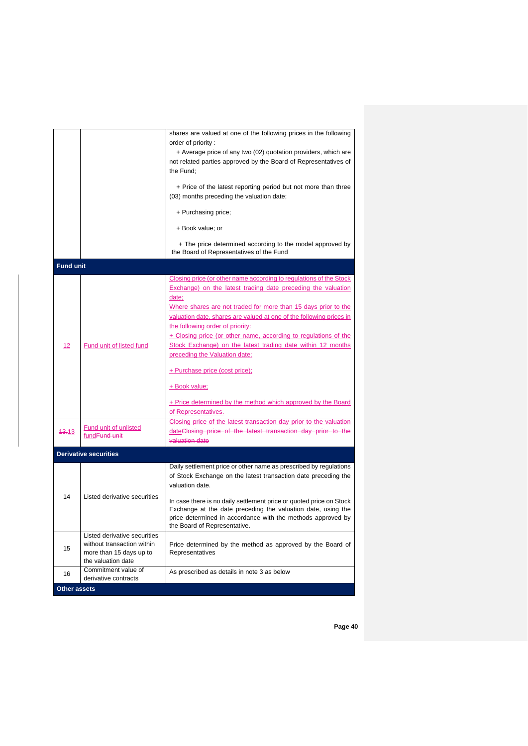| | | |
|---|---|---|
| | | shares are valued at one of the following prices in the following order of priority :<br>+ Average price of any two (02) quotation providers, which are not related parties approved by the Board of Representatives of the Fund;<br>+ Price of the latest reporting period but not more than three (03) months preceding the valuation date;<br>+ Purchasing price;<br>+ Book value; or<br>+ The price determined according to the model approved by the Board of Representatives of the Fund |
| **Fund unit** | | |
| 12 | Fund unit of listed fund | Closing price (or other name according to regulations of the Stock Exchange) on the latest trading date preceding the valuation date;<br>Where shares are not traded for more than 15 days prior to the valuation date, shares are valued at one of the following prices in the following order of priority:<br>+ Closing price (or other name, according to regulations of the Stock Exchange) on the latest trading date within 12 months preceding the Valuation date;<br>+ Purchase price (cost price);<br>+ Book value;<br>+ Price determined by the method which approved by the Board of Representatives. |
| ~~13.~~13 | Fund unit of unlisted fund~~Fund unit~~ | Closing price of the latest transaction day prior to the valuation date~~Closing price of the latest transaction day prior to the valuation date~~ |
| **Derivative securities** | | |
| 14 | Listed derivative securities | Daily settlement price or other name as prescribed by regulations of Stock Exchange on the latest transaction date preceding the valuation date.<br>In case there is no daily settlement price or quoted price on Stock Exchange at the date preceding the valuation date, using the price determined in accordance with the methods approved by the Board of Representative. |
| 15 | Listed derivative securities without transaction within more than 15 days up to the valuation date | Price determined by the method as approved by the Board of Representatives |
| 16 | Commitment value of derivative contracts | As prescribed as details in note 3 as below |
| **Other assets** | | |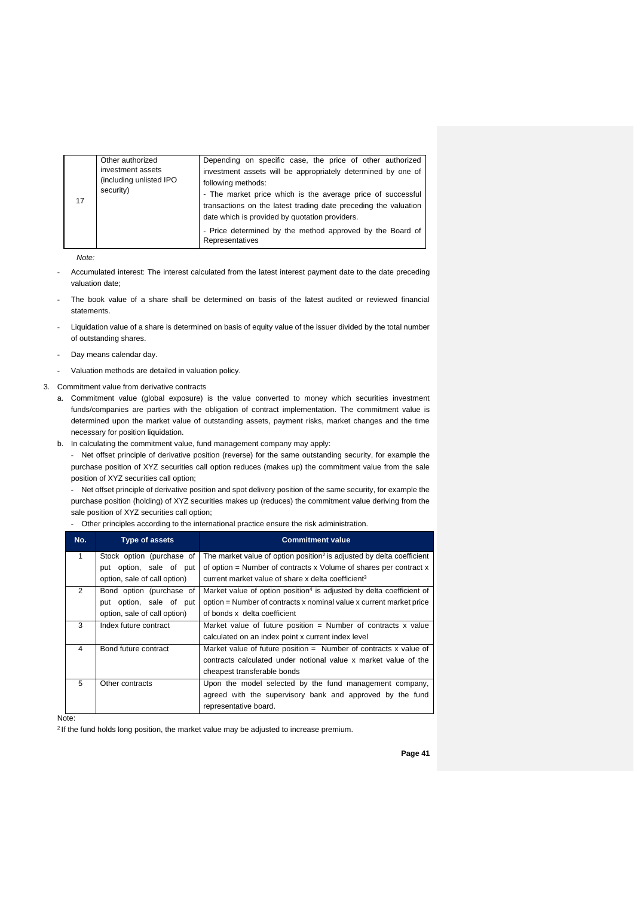| 17 | Other authorized investment assets (including unlisted IPO security) | Depending on specific case, the price of other authorized investment assets will be appropriately determined by one of following methods:<br>- The market price which is the average price of successful transactions on the latest trading date preceding the valuation date which is provided by quotation providers.<br>- Price determined by the method approved by the Board of Representatives |
|---|---|---|

*Note:*

- Accumulated interest: The interest calculated from the latest interest payment date to the date preceding valuation date;
- The book value of a share shall be determined on basis of the latest audited or reviewed financial statements.
- Liquidation value of a share is determined on basis of equity value of the issuer divided by the total number of outstanding shares.
- Day means calendar day.
- Valuation methods are detailed in valuation policy.

3. Commitment value from derivative contracts
   a. Commitment value (global exposure) is the value converted to money which securities investment funds/companies are parties with the obligation of contract implementation. The commitment value is determined upon the market value of outstanding assets, payment risks, market changes and the time necessary for position liquidation.
   b. In calculating the commitment value, fund management company may apply:
      - Net offset principle of derivative position (reverse) for the same outstanding security, for example the purchase position of XYZ securities call option reduces (makes up) the commitment value from the sale position of XYZ securities call option;
      - Net offset principle of derivative position and spot delivery position of the same security, for example the purchase position (holding) of XYZ securities makes up (reduces) the commitment value deriving from the sale position of XYZ securities call option;
      - Other principles according to the international practice ensure the risk administration.

| No. | Type of assets | Commitment value |
|---|---|---|
| 1 | Stock option (purchase of put option, sale of put option, sale of call option) | The market value of option position[2] is adjusted by delta coefficient of option = Number of contracts x Volume of shares per contract x current market value of share x delta coefficient[3] |
| 2 | Bond option (purchase of put option, sale of put option, sale of call option) | Market value of option position[4] is adjusted by delta coefficient of option = Number of contracts x nominal value x current market price of bonds x delta coefficient |
| 3 | Index future contract | Market value of future position = Number of contracts x value calculated on an index point x current index level |
| 4 | Bond future contract | Market value of future position = Number of contracts x value of contracts calculated under notional value x market value of the cheapest transferable bonds |
| 5 | Other contracts | Upon the model selected by the fund management company, agreed with the supervisory bank and approved by the fund representative board. |

Note:

[2] If the fund holds long position, the market value may be adjusted to increase premium.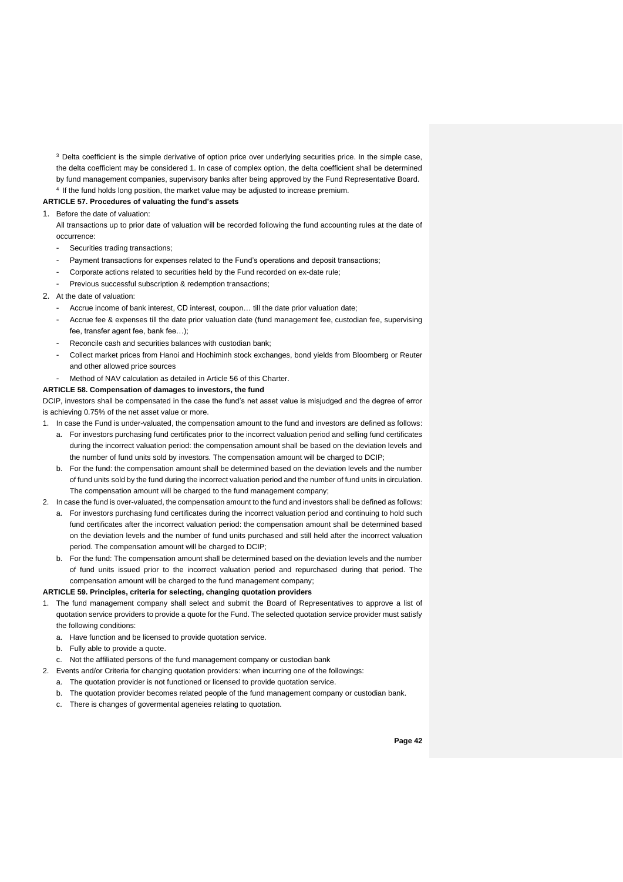[3] Delta coefficient is the simple derivative of option price over underlying securities price. In the simple case, the delta coefficient may be considered 1. In case of complex option, the delta coefficient shall be determined by fund management companies, supervisory banks after being approved by the Fund Representative Board.

[4] If the fund holds long position, the market value may be adjusted to increase premium.

**ARTICLE 57. Procedures of valuating the fund's assets**

1. Before the date of valuation:
   All transactions up to prior date of valuation will be recorded following the fund accounting rules at the date of occurrence:
   - Securities trading transactions;
   - Payment transactions for expenses related to the Fund's operations and deposit transactions;
   - Corporate actions related to securities held by the Fund recorded on ex-date rule;
   - Previous successful subscription & redemption transactions;
2. At the date of valuation:
   - Accrue income of bank interest, CD interest, coupon… till the date prior valuation date;
   - Accrue fee & expenses till the date prior valuation date (fund management fee, custodian fee, supervising fee, transfer agent fee, bank fee…);
   - Reconcile cash and securities balances with custodian bank;
   - Collect market prices from Hanoi and Hochiminh stock exchanges, bond yields from Bloomberg or Reuter and other allowed price sources
   - Method of NAV calculation as detailed in Article 56 of this Charter.

**ARTICLE 58. Compensation of damages to investors, the fund**

DCIP, investors shall be compensated in the case the fund's net asset value is misjudged and the degree of error is achieving 0.75% of the net asset value or more.

1. In case the Fund is under-valuated, the compensation amount to the fund and investors are defined as follows:
   a. For investors purchasing fund certificates prior to the incorrect valuation period and selling fund certificates during the incorrect valuation period: the compensation amount shall be based on the deviation levels and the number of fund units sold by investors. The compensation amount will be charged to DCIP;
   b. For the fund: the compensation amount shall be determined based on the deviation levels and the number of fund units sold by the fund during the incorrect valuation period and the number of fund units in circulation. The compensation amount will be charged to the fund management company;
2. In case the fund is over-valuated, the compensation amount to the fund and investors shall be defined as follows:
   a. For investors purchasing fund certificates during the incorrect valuation period and continuing to hold such fund certificates after the incorrect valuation period: the compensation amount shall be determined based on the deviation levels and the number of fund units purchased and still held after the incorrect valuation period. The compensation amount will be charged to DCIP;
   b. For the fund: The compensation amount shall be determined based on the deviation levels and the number of fund units issued prior to the incorrect valuation period and repurchased during that period. The compensation amount will be charged to the fund management company;

**ARTICLE 59. Principles, criteria for selecting, changing quotation providers**

1. The fund management company shall select and submit the Board of Representatives to approve a list of quotation service providers to provide a quote for the Fund. The selected quotation service provider must satisfy the following conditions:
   a. Have function and be licensed to provide quotation service.
   b. Fully able to provide a quote.
   c. Not the affiliated persons of the fund management company or custodian bank
2. Events and/or Criteria for changing quotation providers: when incurring one of the followings:
   a. The quotation provider is not functioned or licensed to provide quotation service.
   b. The quotation provider becomes related people of the fund management company or custodian bank.
   c. There is changes of govermental ageneies relating to quotation.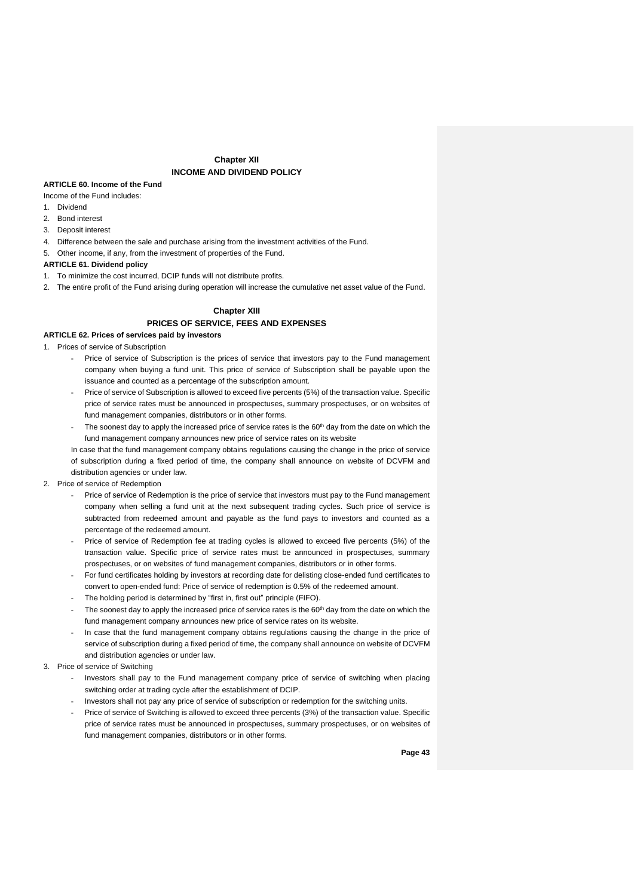## Chapter XII
## INCOME AND DIVIDEND POLICY

**ARTICLE 60. Income of the Fund**

Income of the Fund includes:

1. Dividend
2. Bond interest
3. Deposit interest
4. Difference between the sale and purchase arising from the investment activities of the Fund.
5. Other income, if any, from the investment of properties of the Fund.

**ARTICLE 61. Dividend policy**

1. To minimize the cost incurred, DCIP funds will not distribute profits.
2. The entire profit of the Fund arising during operation will increase the cumulative net asset value of the Fund.

## Chapter XIII
## PRICES OF SERVICE, FEES AND EXPENSES

**ARTICLE 62. Prices of services paid by investors**

1. Prices of service of Subscription
   - Price of service of Subscription is the prices of service that investors pay to the Fund management company when buying a fund unit. This price of service of Subscription shall be payable upon the issuance and counted as a percentage of the subscription amount.
   - Price of service of Subscription is allowed to exceed five percents (5%) of the transaction value. Specific price of service rates must be announced in prospectuses, summary prospectuses, or on websites of fund management companies, distributors or in other forms.
   - The soonest day to apply the increased price of service rates is the 60th day from the date on which the fund management company announces new price of service rates on its website

   In case that the fund management company obtains regulations causing the change in the price of service of subscription during a fixed period of time, the company shall announce on website of DCVFM and distribution agencies or under law.
2. Price of service of Redemption
   - Price of service of Redemption is the price of service that investors must pay to the Fund management company when selling a fund unit at the next subsequent trading cycles. Such price of service is subtracted from redeemed amount and payable as the fund pays to investors and counted as a percentage of the redeemed amount.
   - Price of service of Redemption fee at trading cycles is allowed to exceed five percents (5%) of the transaction value. Specific price of service rates must be announced in prospectuses, summary prospectuses, or on websites of fund management companies, distributors or in other forms.
   - For fund certificates holding by investors at recording date for delisting close-ended fund certificates to convert to open-ended fund: Price of service of redemption is 0.5% of the redeemed amount.
   - The holding period is determined by "first in, first out" principle (FIFO).
   - The soonest day to apply the increased price of service rates is the 60th day from the date on which the fund management company announces new price of service rates on its website.
   - In case that the fund management company obtains regulations causing the change in the price of service of subscription during a fixed period of time, the company shall announce on website of DCVFM and distribution agencies or under law.
3. Price of service of Switching
   - Investors shall pay to the Fund management company price of service of switching when placing switching order at trading cycle after the establishment of DCIP.
   - Investors shall not pay any price of service of subscription or redemption for the switching units.
   - Price of service of Switching is allowed to exceed three percents (3%) of the transaction value. Specific price of service rates must be announced in prospectuses, summary prospectuses, or on websites of fund management companies, distributors or in other forms.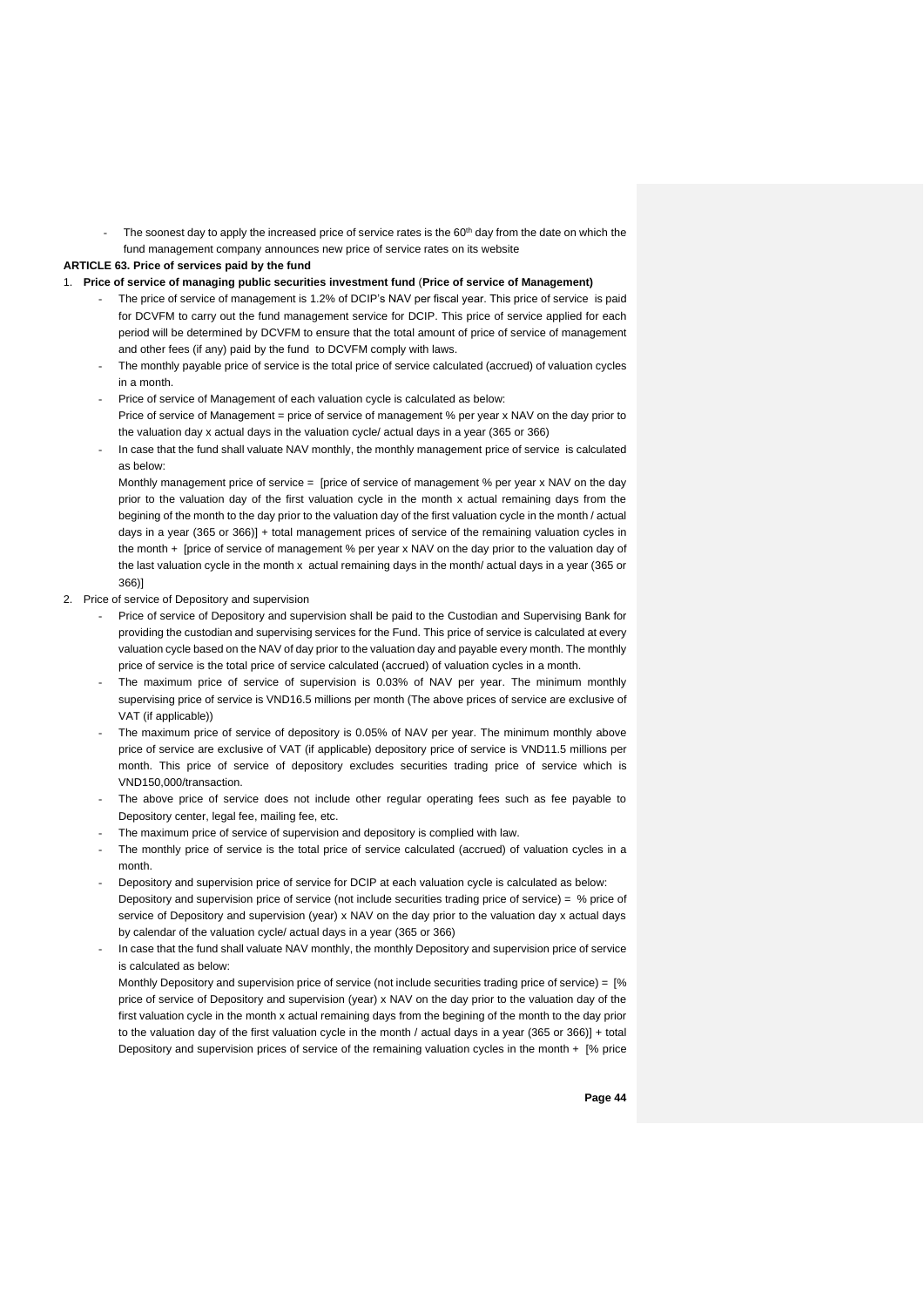- The soonest day to apply the increased price of service rates is the 60th day from the date on which the fund management company announces new price of service rates on its website

**ARTICLE 63. Price of services paid by the fund**

1. **Price of service of managing public securities investment fund** (**Price of service of Management)**
   - The price of service of management is 1.2% of DCIP's NAV per fiscal year. This price of service is paid for DCVFM to carry out the fund management service for DCIP. This price of service applied for each period will be determined by DCVFM to ensure that the total amount of price of service of management and other fees (if any) paid by the fund to DCVFM comply with laws.
   - The monthly payable price of service is the total price of service calculated (accrued) of valuation cycles in a month.
   - Price of service of Management of each valuation cycle is calculated as below:
     Price of service of Management = price of service of management % per year x NAV on the day prior to the valuation day x actual days in the valuation cycle/ actual days in a year (365 or 366)
   - In case that the fund shall valuate NAV monthly, the monthly management price of service is calculated as below:
     Monthly management price of service = [price of service of management % per year x NAV on the day prior to the valuation day of the first valuation cycle in the month x actual remaining days from the begining of the month to the day prior to the valuation day of the first valuation cycle in the month / actual days in a year (365 or 366)] + total management prices of service of the remaining valuation cycles in the month + [price of service of management % per year x NAV on the day prior to the valuation day of the last valuation cycle in the month x actual remaining days in the month/ actual days in a year (365 or 366)]

2. Price of service of Depository and supervision
   - Price of service of Depository and supervision shall be paid to the Custodian and Supervising Bank for providing the custodian and supervising services for the Fund. This price of service is calculated at every valuation cycle based on the NAV of day prior to the valuation day and payable every month. The monthly price of service is the total price of service calculated (accrued) of valuation cycles in a month.
   - The maximum price of service of supervision is 0.03% of NAV per year. The minimum monthly supervising price of service is VND16.5 millions per month (The above prices of service are exclusive of VAT (if applicable))
   - The maximum price of service of depository is 0.05% of NAV per year. The minimum monthly above price of service are exclusive of VAT (if applicable) depository price of service is VND11.5 millions per month. This price of service of depository excludes securities trading price of service which is VND150,000/transaction.
   - The above price of service does not include other regular operating fees such as fee payable to Depository center, legal fee, mailing fee, etc.
   - The maximum price of service of supervision and depository is complied with law.
   - The monthly price of service is the total price of service calculated (accrued) of valuation cycles in a month.
   - Depository and supervision price of service for DCIP at each valuation cycle is calculated as below:
     Depository and supervision price of service (not include securities trading price of service) = % price of service of Depository and supervision (year) x NAV on the day prior to the valuation day x actual days by calendar of the valuation cycle/ actual days in a year (365 or 366)
   - In case that the fund shall valuate NAV monthly, the monthly Depository and supervision price of service is calculated as below:
     Monthly Depository and supervision price of service (not include securities trading price of service) = [% price of service of Depository and supervision (year) x NAV on the day prior to the valuation day of the first valuation cycle in the month x actual remaining days from the begining of the month to the day prior to the valuation day of the first valuation cycle in the month / actual days in a year (365 or 366)] + total Depository and supervision prices of service of the remaining valuation cycles in the month + [% price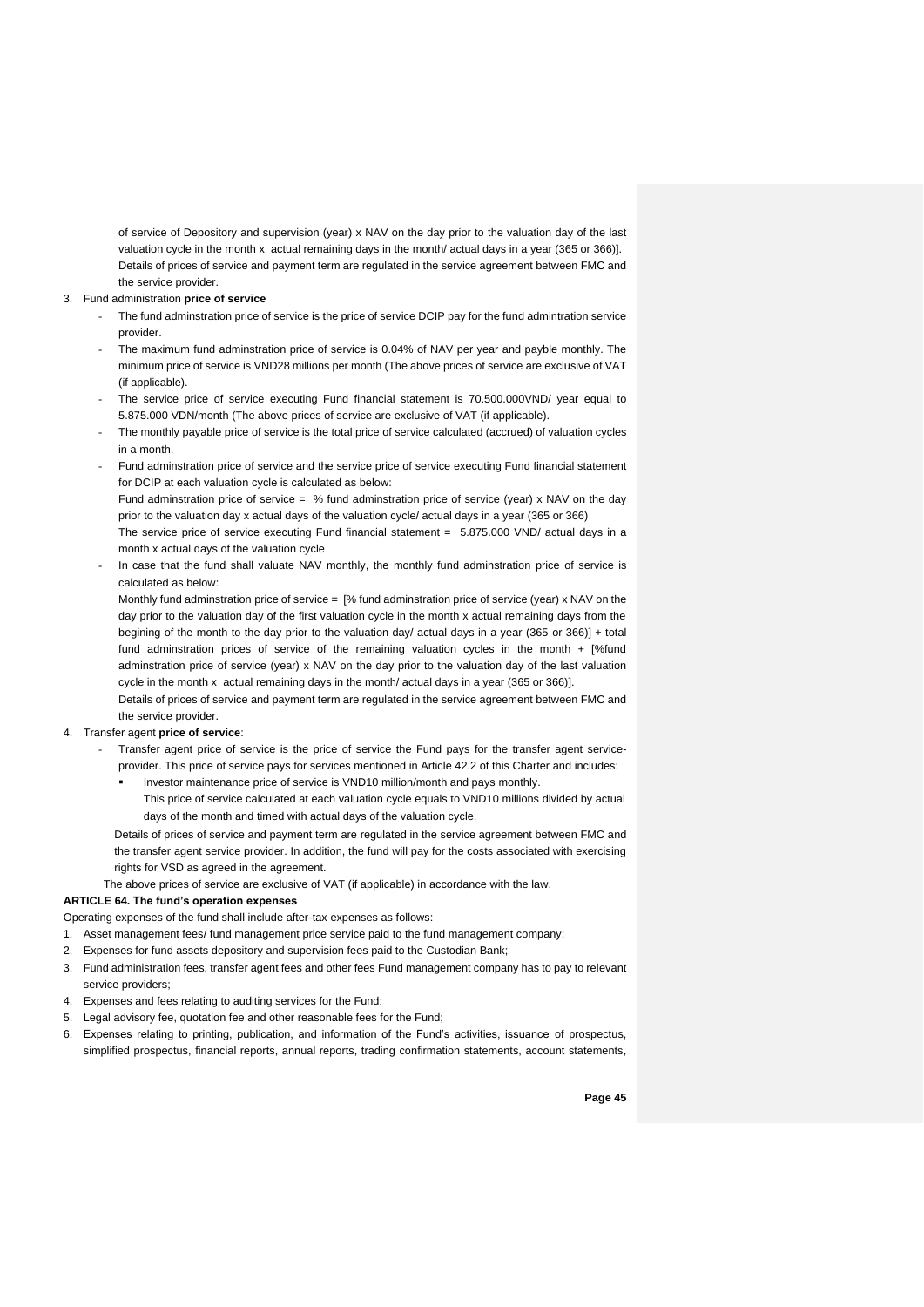of service of Depository and supervision (year) x NAV on the day prior to the valuation day of the last valuation cycle in the month x actual remaining days in the month/ actual days in a year (365 or 366)]. Details of prices of service and payment term are regulated in the service agreement between FMC and the service provider.

3. Fund administration **price of service**
   - The fund adminstration price of service is the price of service DCIP pay for the fund admintration service provider.
   - The maximum fund adminstration price of service is 0.04% of NAV per year and payble monthly. The minimum price of service is VND28 millions per month (The above prices of service are exclusive of VAT (if applicable).
   - The service price of service executing Fund financial statement is 70.500.000VND/ year equal to 5.875.000 VDN/month (The above prices of service are exclusive of VAT (if applicable).
   - The monthly payable price of service is the total price of service calculated (accrued) of valuation cycles in a month.
   - Fund adminstration price of service and the service price of service executing Fund financial statement for DCIP at each valuation cycle is calculated as below:

     Fund adminstration price of service = % fund adminstration price of service (year) x NAV on the day prior to the valuation day x actual days of the valuation cycle/ actual days in a year (365 or 366)

     The service price of service executing Fund financial statement = 5.875.000 VND/ actual days in a month x actual days of the valuation cycle
   - In case that the fund shall valuate NAV monthly, the monthly fund adminstration price of service is calculated as below:

     Monthly fund adminstration price of service = [% fund adminstration price of service (year) x NAV on the day prior to the valuation day of the first valuation cycle in the month x actual remaining days from the begining of the month to the day prior to the valuation day/ actual days in a year (365 or 366)] + total fund adminstration prices of service of the remaining valuation cycles in the month + [%fund adminstration price of service (year) x NAV on the day prior to the valuation day of the last valuation cycle in the month x actual remaining days in the month/ actual days in a year (365 or 366)].

     Details of prices of service and payment term are regulated in the service agreement between FMC and the service provider.

4. Transfer agent **price of service**:
   - Transfer agent price of service is the price of service the Fund pays for the transfer agent service-provider. This price of service pays for services mentioned in Article 42.2 of this Charter and includes:
     - Investor maintenance price of service is VND10 million/month and pays monthly.

       This price of service calculated at each valuation cycle equals to VND10 millions divided by actual days of the month and timed with actual days of the valuation cycle.

   Details of prices of service and payment term are regulated in the service agreement between FMC and the transfer agent service provider. In addition, the fund will pay for the costs associated with exercising rights for VSD as agreed in the agreement.

   The above prices of service are exclusive of VAT (if applicable) in accordance with the law.

**ARTICLE 64. The fund's operation expenses**

Operating expenses of the fund shall include after-tax expenses as follows:

1. Asset management fees/ fund management price service paid to the fund management company;
2. Expenses for fund assets depository and supervision fees paid to the Custodian Bank;
3. Fund administration fees, transfer agent fees and other fees Fund management company has to pay to relevant service providers;
4. Expenses and fees relating to auditing services for the Fund;
5. Legal advisory fee, quotation fee and other reasonable fees for the Fund;
6. Expenses relating to printing, publication, and information of the Fund's activities, issuance of prospectus, simplified prospectus, financial reports, annual reports, trading confirmation statements, account statements,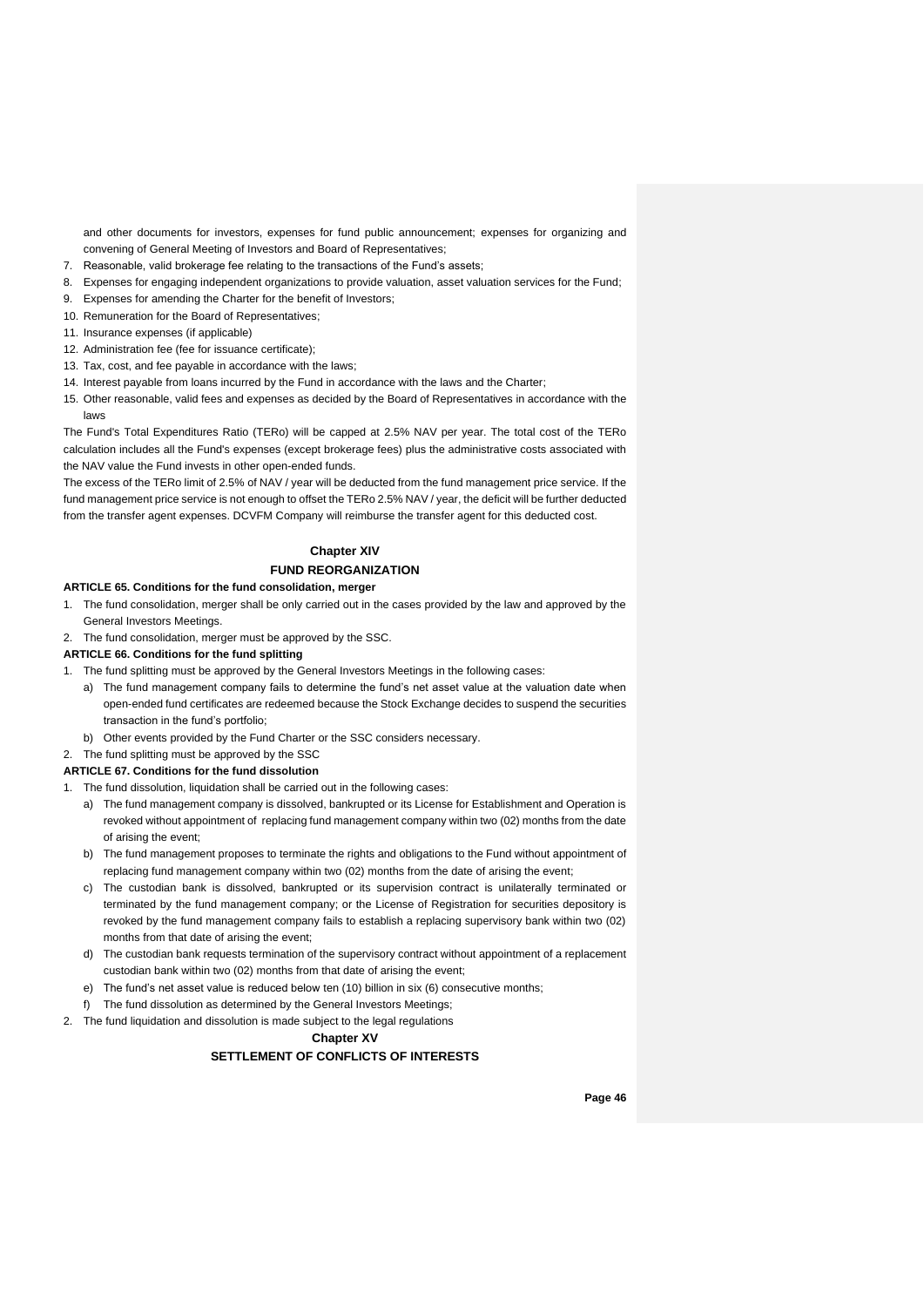and other documents for investors, expenses for fund public announcement; expenses for organizing and convening of General Meeting of Investors and Board of Representatives;

7. Reasonable, valid brokerage fee relating to the transactions of the Fund's assets;
8. Expenses for engaging independent organizations to provide valuation, asset valuation services for the Fund;
9. Expenses for amending the Charter for the benefit of Investors;
10. Remuneration for the Board of Representatives;
11. Insurance expenses (if applicable)
12. Administration fee (fee for issuance certificate);
13. Tax, cost, and fee payable in accordance with the laws;
14. Interest payable from loans incurred by the Fund in accordance with the laws and the Charter;
15. Other reasonable, valid fees and expenses as decided by the Board of Representatives in accordance with the laws

The Fund's Total Expenditures Ratio (TERo) will be capped at 2.5% NAV per year. The total cost of the TERo calculation includes all the Fund's expenses (except brokerage fees) plus the administrative costs associated with the NAV value the Fund invests in other open-ended funds.

The excess of the TERo limit of 2.5% of NAV / year will be deducted from the fund management price service. If the fund management price service is not enough to offset the TERo 2.5% NAV / year, the deficit will be further deducted from the transfer agent expenses. DCVFM Company will reimburse the transfer agent for this deducted cost.

## Chapter XIV

## FUND REORGANIZATION

### ARTICLE 65. Conditions for the fund consolidation, merger

1. The fund consolidation, merger shall be only carried out in the cases provided by the law and approved by the General Investors Meetings.
2. The fund consolidation, merger must be approved by the SSC.

### ARTICLE 66. Conditions for the fund splitting

1. The fund splitting must be approved by the General Investors Meetings in the following cases:
   a) The fund management company fails to determine the fund's net asset value at the valuation date when open-ended fund certificates are redeemed because the Stock Exchange decides to suspend the securities transaction in the fund's portfolio;
   b) Other events provided by the Fund Charter or the SSC considers necessary.
2. The fund splitting must be approved by the SSC

### ARTICLE 67. Conditions for the fund dissolution

1. The fund dissolution, liquidation shall be carried out in the following cases:
   a) The fund management company is dissolved, bankrupted or its License for Establishment and Operation is revoked without appointment of replacing fund management company within two (02) months from the date of arising the event;
   b) The fund management proposes to terminate the rights and obligations to the Fund without appointment of replacing fund management company within two (02) months from the date of arising the event;
   c) The custodian bank is dissolved, bankrupted or its supervision contract is unilaterally terminated or terminated by the fund management company; or the License of Registration for securities depository is revoked by the fund management company fails to establish a replacing supervisory bank within two (02) months from that date of arising the event;
   d) The custodian bank requests termination of the supervisory contract without appointment of a replacement custodian bank within two (02) months from that date of arising the event;
   e) The fund's net asset value is reduced below ten (10) billion in six (6) consecutive months;
   f) The fund dissolution as determined by the General Investors Meetings;
2. The fund liquidation and dissolution is made subject to the legal regulations

## Chapter XV

## SETTLEMENT OF CONFLICTS OF INTERESTS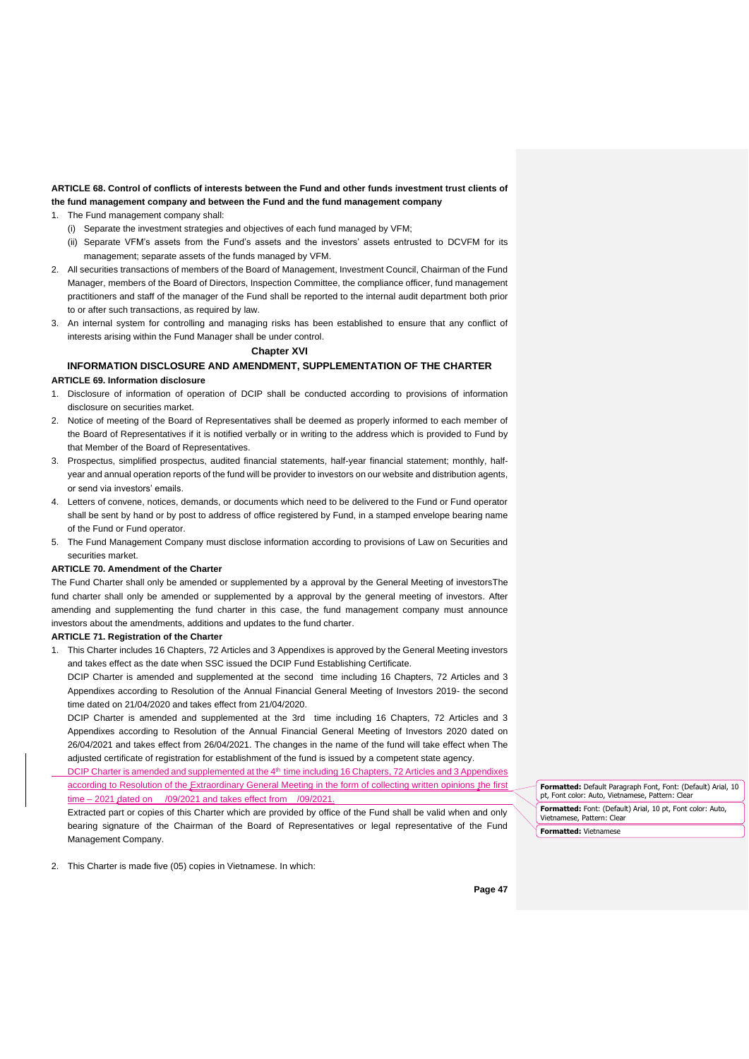**ARTICLE 68. Control of conflicts of interests between the Fund and other funds investment trust clients of the fund management company and between the Fund and the fund management company**

1. The Fund management company shall:
   (i) Separate the investment strategies and objectives of each fund managed by VFM;
   (ii) Separate VFM's assets from the Fund's assets and the investors' assets entrusted to DCVFM for its management; separate assets of the funds managed by VFM.
2. All securities transactions of members of the Board of Management, Investment Council, Chairman of the Fund Manager, members of the Board of Directors, Inspection Committee, the compliance officer, fund management practitioners and staff of the manager of the Fund shall be reported to the internal audit department both prior to or after such transactions, as required by law.
3. An internal system for controlling and managing risks has been established to ensure that any conflict of interests arising within the Fund Manager shall be under control.

## Chapter XVI

## INFORMATION DISCLOSURE AND AMENDMENT, SUPPLEMENTATION OF THE CHARTER

**ARTICLE 69. Information disclosure**

1. Disclosure of information of operation of DCIP shall be conducted according to provisions of information disclosure on securities market.
2. Notice of meeting of the Board of Representatives shall be deemed as properly informed to each member of the Board of Representatives if it is notified verbally or in writing to the address which is provided to Fund by that Member of the Board of Representatives.
3. Prospectus, simplified prospectus, audited financial statements, half-year financial statement; monthly, half-year and annual operation reports of the fund will be provider to investors on our website and distribution agents, or send via investors' emails.
4. Letters of convene, notices, demands, or documents which need to be delivered to the Fund or Fund operator shall be sent by hand or by post to address of office registered by Fund, in a stamped envelope bearing name of the Fund or Fund operator.
5. The Fund Management Company must disclose information according to provisions of Law on Securities and securities market.

**ARTICLE 70. Amendment of the Charter**

The Fund Charter shall only be amended or supplemented by a approval by the General Meeting of investorsThe fund charter shall only be amended or supplemented by a approval by the general meeting of investors. After amending and supplementing the fund charter in this case, the fund management company must announce investors about the amendments, additions and updates to the fund charter.

**ARTICLE 71. Registration of the Charter**

1. This Charter includes 16 Chapters, 72 Articles and 3 Appendixes is approved by the General Meeting investors and takes effect as the date when SSC issued the DCIP Fund Establishing Certificate.

   DCIP Charter is amended and supplemented at the second time including 16 Chapters, 72 Articles and 3 Appendixes according to Resolution of the Annual Financial General Meeting of Investors 2019- the second time dated on 21/04/2020 and takes effect from 21/04/2020.

   DCIP Charter is amended and supplemented at the 3rd time including 16 Chapters, 72 Articles and 3 Appendixes according to Resolution of the Annual Financial General Meeting of Investors 2020 dated on 26/04/2021 and takes effect from 26/04/2021. The changes in the name of the fund will take effect when The adjusted certificate of registration for establishment of the fund is issued by a competent state agency.

   DCIP Charter is amended and supplemented at the 4th time including 16 Chapters, 72 Articles and 3 Appendixes according to Resolution of the Extraordinary General Meeting in the form of collecting written opinions the first time – 2021 dated on /09/2021 and takes effect from /09/2021.

   Extracted part or copies of this Charter which are provided by office of the Fund shall be valid when and only bearing signature of the Chairman of the Board of Representatives or legal representative of the Fund Management Company.

2. This Charter is made five (05) copies in Vietnamese. In which: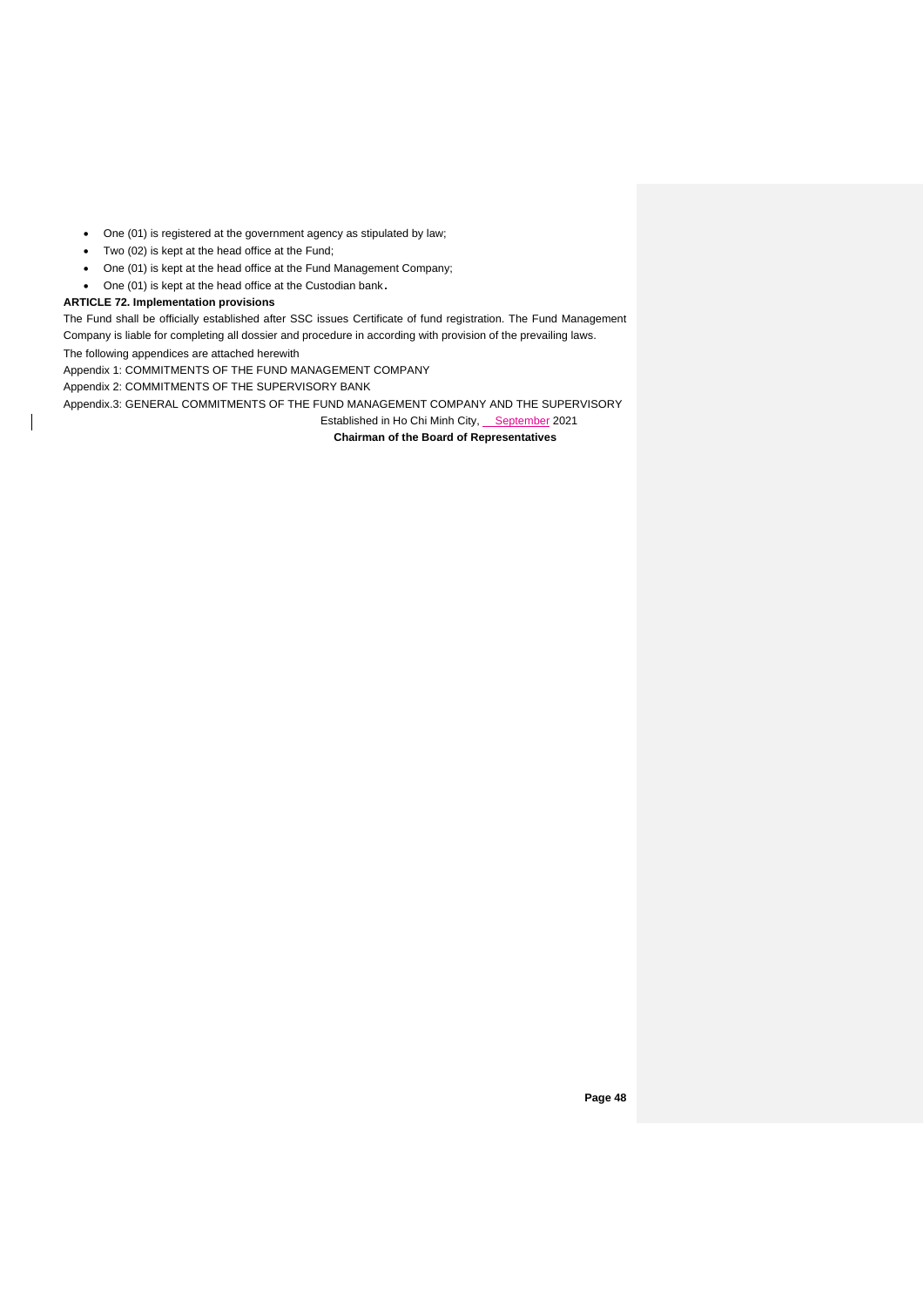- One (01) is registered at the government agency as stipulated by law;
- Two (02) is kept at the head office at the Fund;
- One (01) is kept at the head office at the Fund Management Company;
- One (01) is kept at the head office at the Custodian bank.

**ARTICLE 72. Implementation provisions**

The Fund shall be officially established after SSC issues Certificate of fund registration. The Fund Management Company is liable for completing all dossier and procedure in according with provision of the prevailing laws.

The following appendices are attached herewith

Appendix 1: COMMITMENTS OF THE FUND MANAGEMENT COMPANY

Appendix 2: COMMITMENTS OF THE SUPERVISORY BANK

Appendix.3: GENERAL COMMITMENTS OF THE FUND MANAGEMENT COMPANY AND THE SUPERVISORY

Established in Ho Chi Minh City, __September 2021

**Chairman of the Board of Representatives**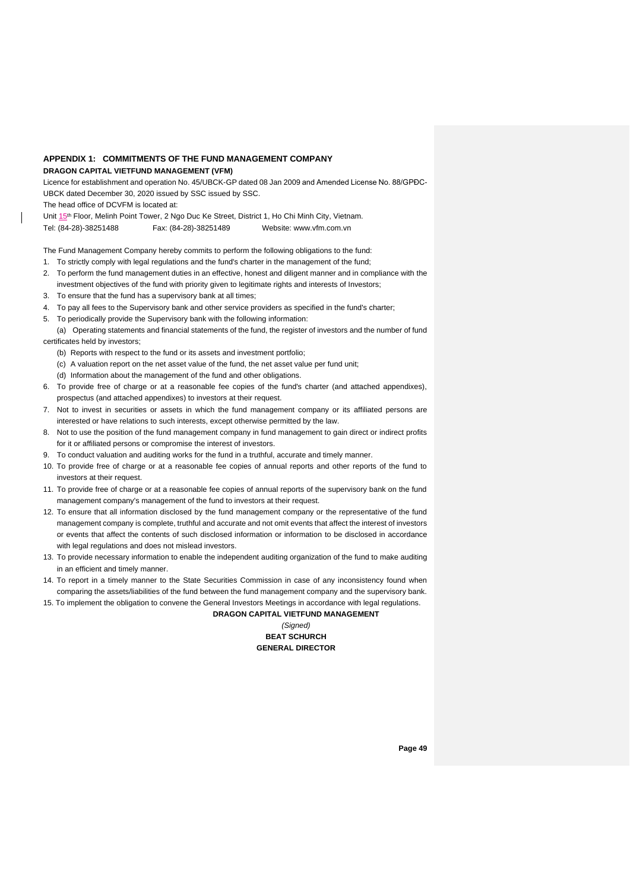## APPENDIX 1: COMMITMENTS OF THE FUND MANAGEMENT COMPANY

**DRAGON CAPITAL VIETFUND MANAGEMENT (VFM)**

Licence for establishment and operation No. 45/UBCK-GP dated 08 Jan 2009 and Amended License No. 88/GPĐC-UBCK dated December 30, 2020 issued by SSC issued by SSC.

The head office of DCVFM is located at:

Unit 15th Floor, Melinh Point Tower, 2 Ngo Duc Ke Street, District 1, Ho Chi Minh City, Vietnam.

Tel: (84-28)-38251488 Fax: (84-28)-38251489 Website: www.vfm.com.vn

The Fund Management Company hereby commits to perform the following obligations to the fund:

1. To strictly comply with legal regulations and the fund's charter in the management of the fund;
2. To perform the fund management duties in an effective, honest and diligent manner and in compliance with the investment objectives of the fund with priority given to legitimate rights and interests of Investors;
3. To ensure that the fund has a supervisory bank at all times;
4. To pay all fees to the Supervisory bank and other service providers as specified in the fund's charter;
5. To periodically provide the Supervisory bank with the following information:
   (a) Operating statements and financial statements of the fund, the register of investors and the number of fund certificates held by investors;
   (b) Reports with respect to the fund or its assets and investment portfolio;
   (c) A valuation report on the net asset value of the fund, the net asset value per fund unit;
   (d) Information about the management of the fund and other obligations.
6. To provide free of charge or at a reasonable fee copies of the fund's charter (and attached appendixes), prospectus (and attached appendixes) to investors at their request.
7. Not to invest in securities or assets in which the fund management company or its affiliated persons are interested or have relations to such interests, except otherwise permitted by the law.
8. Not to use the position of the fund management company in fund management to gain direct or indirect profits for it or affiliated persons or compromise the interest of investors.
9. To conduct valuation and auditing works for the fund in a truthful, accurate and timely manner.
10. To provide free of charge or at a reasonable fee copies of annual reports and other reports of the fund to investors at their request.
11. To provide free of charge or at a reasonable fee copies of annual reports of the supervisory bank on the fund management company's management of the fund to investors at their request.
12. To ensure that all information disclosed by the fund management company or the representative of the fund management company is complete, truthful and accurate and not omit events that affect the interest of investors or events that affect the contents of such disclosed information or information to be disclosed in accordance with legal regulations and does not mislead investors.
13. To provide necessary information to enable the independent auditing organization of the fund to make auditing in an efficient and timely manner.
14. To report in a timely manner to the State Securities Commission in case of any inconsistency found when comparing the assets/liabilities of the fund between the fund management company and the supervisory bank.
15. To implement the obligation to convene the General Investors Meetings in accordance with legal regulations.

**DRAGON CAPITAL VIETFUND MANAGEMENT**

*(Signed)*

**BEAT SCHURCH**

**GENERAL DIRECTOR**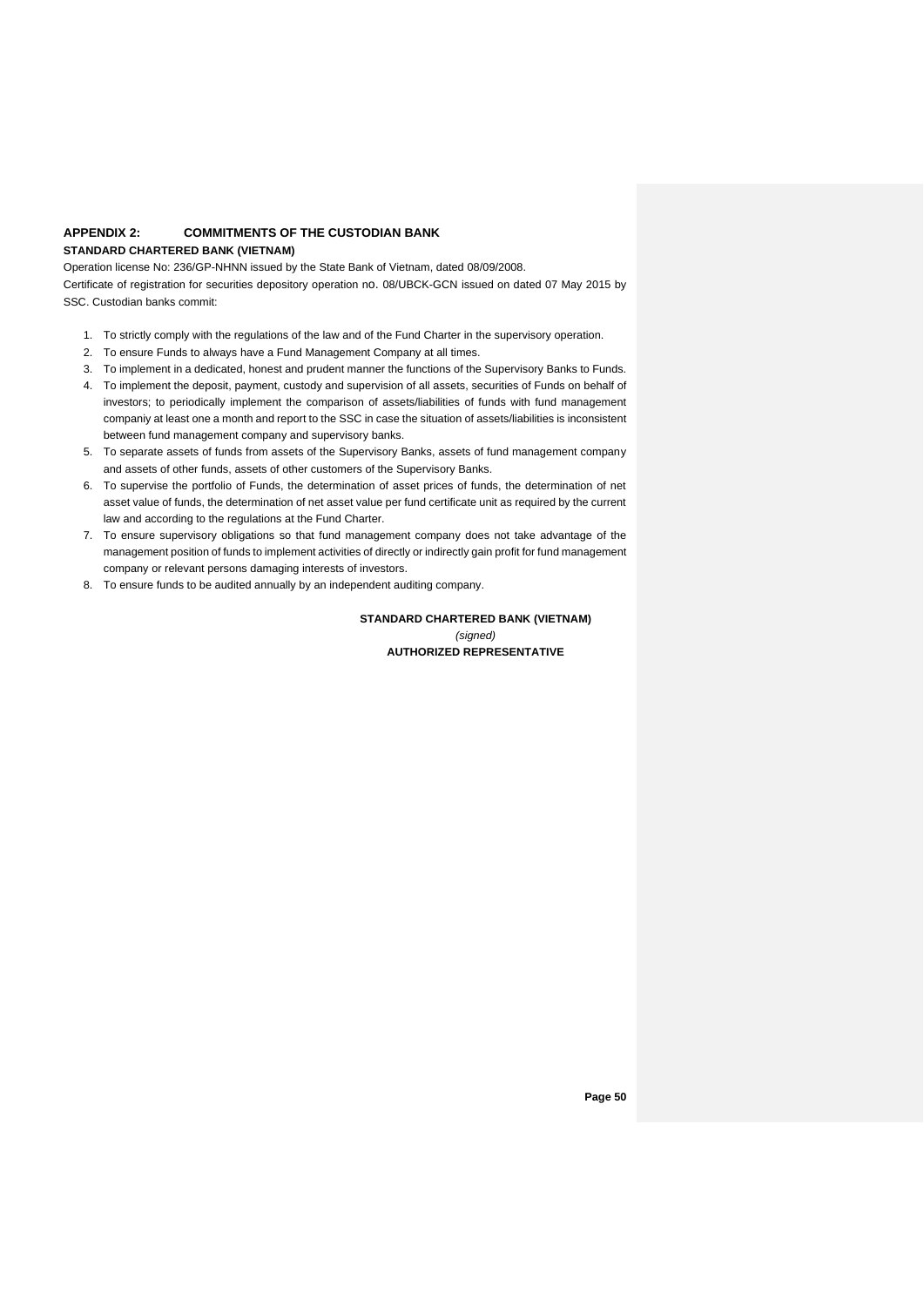## APPENDIX 2: COMMITMENTS OF THE CUSTODIAN BANK

**STANDARD CHARTERED BANK (VIETNAM)**

Operation license No: 236/GP-NHNN issued by the State Bank of Vietnam, dated 08/09/2008.

Certificate of registration for securities depository operation no. 08/UBCK-GCN issued on dated 07 May 2015 by SSC. Custodian banks commit:

1. To strictly comply with the regulations of the law and of the Fund Charter in the supervisory operation.
2. To ensure Funds to always have a Fund Management Company at all times.
3. To implement in a dedicated, honest and prudent manner the functions of the Supervisory Banks to Funds.
4. To implement the deposit, payment, custody and supervision of all assets, securities of Funds on behalf of investors; to periodically implement the comparison of assets/liabilities of funds with fund management companiy at least one a month and report to the SSC in case the situation of assets/liabilities is inconsistent between fund management company and supervisory banks.
5. To separate assets of funds from assets of the Supervisory Banks, assets of fund management company and assets of other funds, assets of other customers of the Supervisory Banks.
6. To supervise the portfolio of Funds, the determination of asset prices of funds, the determination of net asset value of funds, the determination of net asset value per fund certificate unit as required by the current law and according to the regulations at the Fund Charter.
7. To ensure supervisory obligations so that fund management company does not take advantage of the management position of funds to implement activities of directly or indirectly gain profit for fund management company or relevant persons damaging interests of investors.
8. To ensure funds to be audited annually by an independent auditing company.

**STANDARD CHARTERED BANK (VIETNAM)**

*(signed)*

**AUTHORIZED REPRESENTATIVE**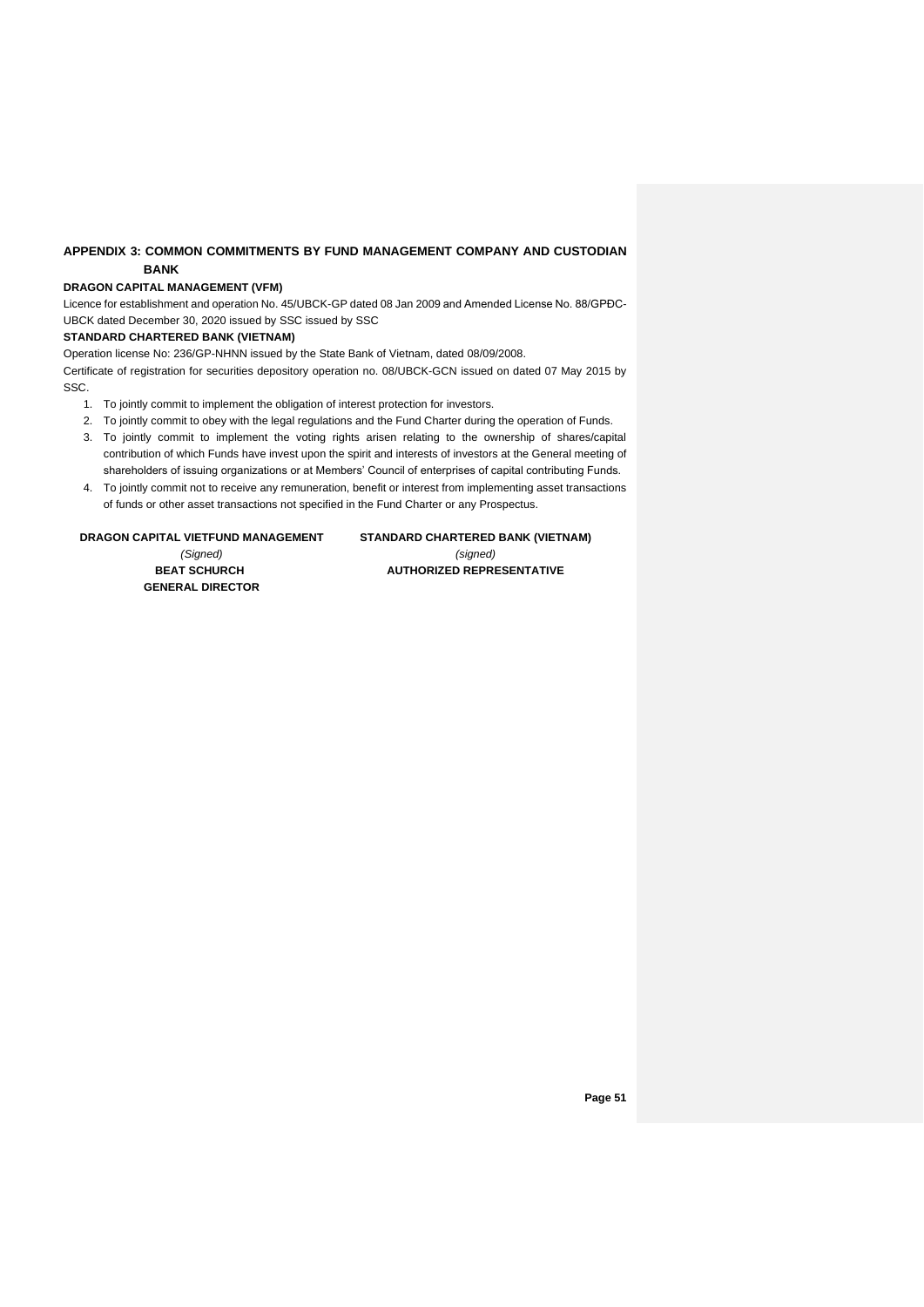## APPENDIX 3: COMMON COMMITMENTS BY FUND MANAGEMENT COMPANY AND CUSTODIAN BANK

**DRAGON CAPITAL MANAGEMENT (VFM)**

Licence for establishment and operation No. 45/UBCK-GP dated 08 Jan 2009 and Amended License No. 88/GPĐC-UBCK dated December 30, 2020 issued by SSC issued by SSC

**STANDARD CHARTERED BANK (VIETNAM)**

Operation license No: 236/GP-NHNN issued by the State Bank of Vietnam, dated 08/09/2008.

Certificate of registration for securities depository operation no. 08/UBCK-GCN issued on dated 07 May 2015 by SSC.

1. To jointly commit to implement the obligation of interest protection for investors.
2. To jointly commit to obey with the legal regulations and the Fund Charter during the operation of Funds.
3. To jointly commit to implement the voting rights arisen relating to the ownership of shares/capital contribution of which Funds have invest upon the spirit and interests of investors at the General meeting of shareholders of issuing organizations or at Members' Council of enterprises of capital contributing Funds.
4. To jointly commit not to receive any remuneration, benefit or interest from implementing asset transactions of funds or other asset transactions not specified in the Fund Charter or any Prospectus.

| DRAGON CAPITAL VIETFUND MANAGEMENT | STANDARD CHARTERED BANK (VIETNAM) |
|---|---|
| *(Signed)* | *(signed)* |
| **BEAT SCHURCH** | **AUTHORIZED REPRESENTATIVE** |
| **GENERAL DIRECTOR** | |